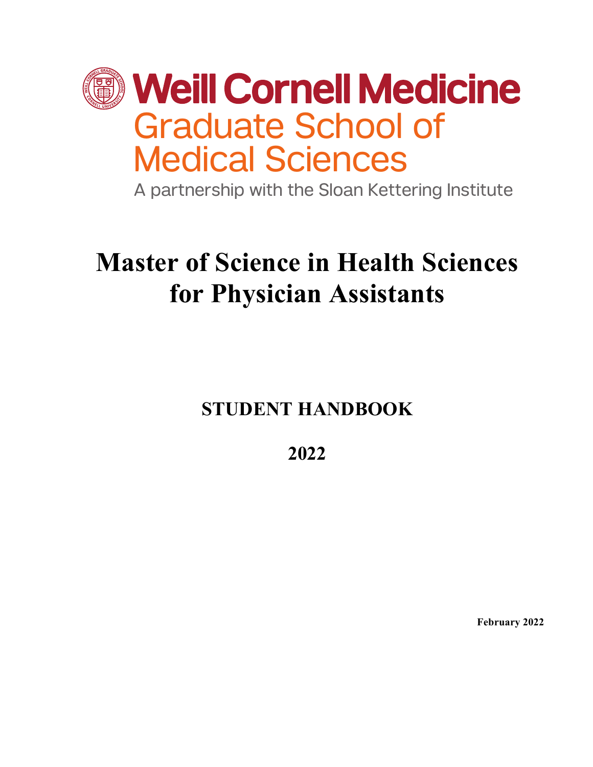Weill Cornell Medicine

Graduate School of Medical Sciences

A partnership with the Sloan Kettering Institute

# Master of Science in Health Sciences for Physician Assistants

## STUDENT HANDBOOK

## 2022

**February 2022**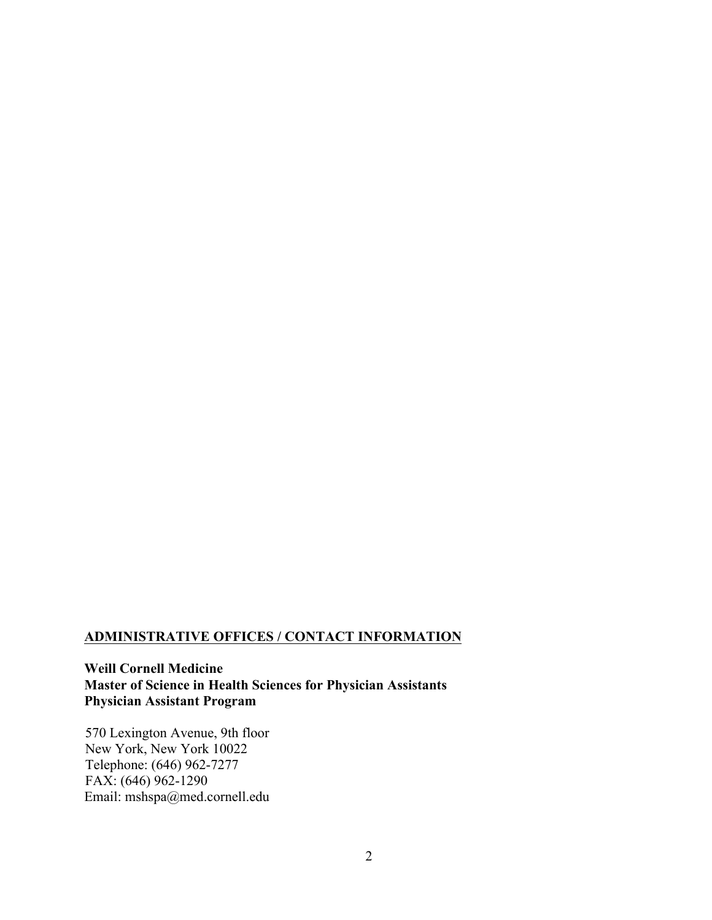## ADMINISTRATIVE OFFICES / CONTACT INFORMATION

**Weill Cornell Medicine**
**Master of Science in Health Sciences for Physician Assistants**
**Physician Assistant Program**

570 Lexington Avenue, 9th floor
New York, New York 10022
Telephone: (646) 962-7277
FAX: (646) 962-1290
Email: mshspa@med.cornell.edu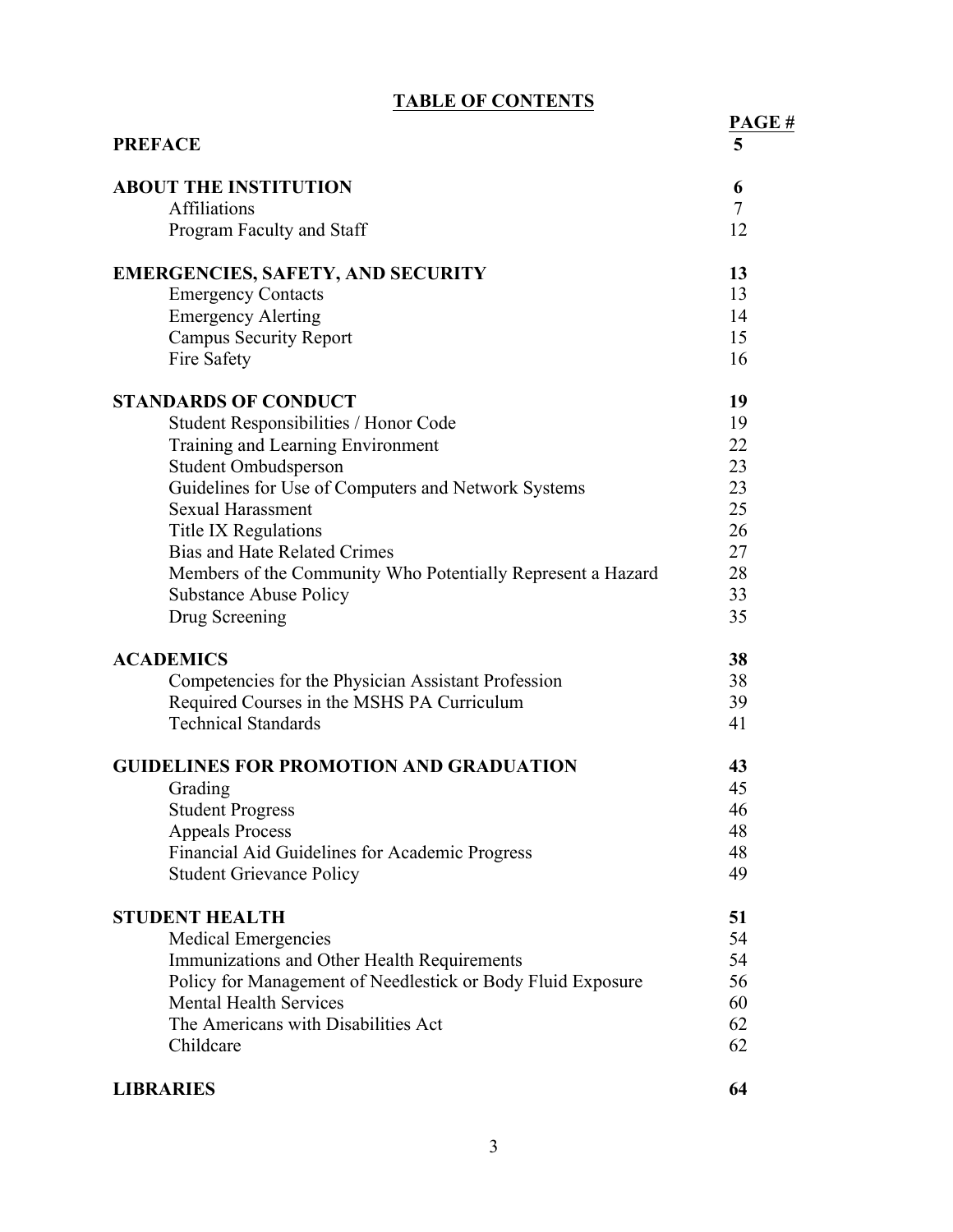# TABLE OF CONTENTS

| | PAGE # |
|---|---|
| **PREFACE** | **5** |
| | |
| **ABOUT THE INSTITUTION** | **6** |
| Affiliations | 7 |
| Program Faculty and Staff | 12 |
| | |
| **EMERGENCIES, SAFETY, AND SECURITY** | **13** |
| Emergency Contacts | 13 |
| Emergency Alerting | 14 |
| Campus Security Report | 15 |
| Fire Safety | 16 |
| | |
| **STANDARDS OF CONDUCT** | **19** |
| Student Responsibilities / Honor Code | 19 |
| Training and Learning Environment | 22 |
| Student Ombudsperson | 23 |
| Guidelines for Use of Computers and Network Systems | 23 |
| Sexual Harassment | 25 |
| Title IX Regulations | 26 |
| Bias and Hate Related Crimes | 27 |
| Members of the Community Who Potentially Represent a Hazard | 28 |
| Substance Abuse Policy | 33 |
| Drug Screening | 35 |
| | |
| **ACADEMICS** | **38** |
| Competencies for the Physician Assistant Profession | 38 |
| Required Courses in the MSHS PA Curriculum | 39 |
| Technical Standards | 41 |
| | |
| **GUIDELINES FOR PROMOTION AND GRADUATION** | **43** |
| Grading | 45 |
| Student Progress | 46 |
| Appeals Process | 48 |
| Financial Aid Guidelines for Academic Progress | 48 |
| Student Grievance Policy | 49 |
| | |
| **STUDENT HEALTH** | **51** |
| Medical Emergencies | 54 |
| Immunizations and Other Health Requirements | 54 |
| Policy for Management of Needlestick or Body Fluid Exposure | 56 |
| Mental Health Services | 60 |
| The Americans with Disabilities Act | 62 |
| Childcare | 62 |
| | |
| **LIBRARIES** | **64** |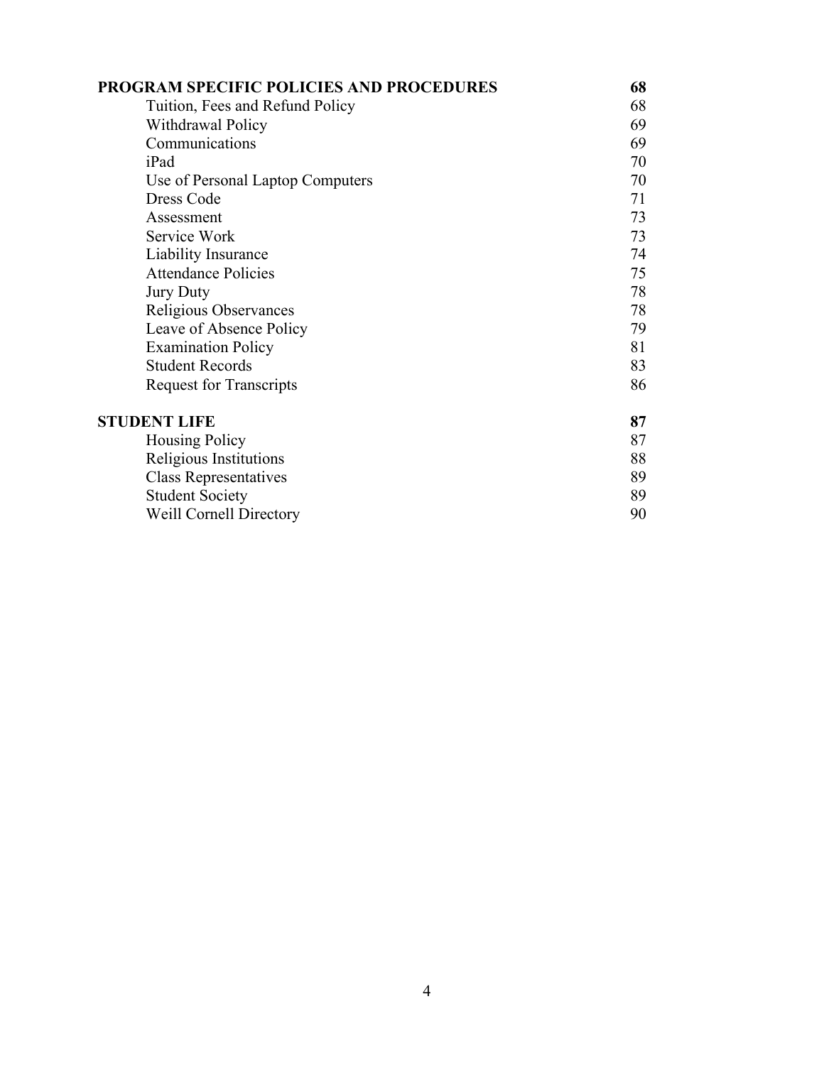| | |
|---|---|
| **PROGRAM SPECIFIC POLICIES AND PROCEDURES** | **68** |
| Tuition, Fees and Refund Policy | 68 |
| Withdrawal Policy | 69 |
| Communications | 69 |
| iPad | 70 |
| Use of Personal Laptop Computers | 70 |
| Dress Code | 71 |
| Assessment | 73 |
| Service Work | 73 |
| Liability Insurance | 74 |
| Attendance Policies | 75 |
| Jury Duty | 78 |
| Religious Observances | 78 |
| Leave of Absence Policy | 79 |
| Examination Policy | 81 |
| Student Records | 83 |
| Request for Transcripts | 86 |
| **STUDENT LIFE** | **87** |
| Housing Policy | 87 |
| Religious Institutions | 88 |
| Class Representatives | 89 |
| Student Society | 89 |
| Weill Cornell Directory | 90 |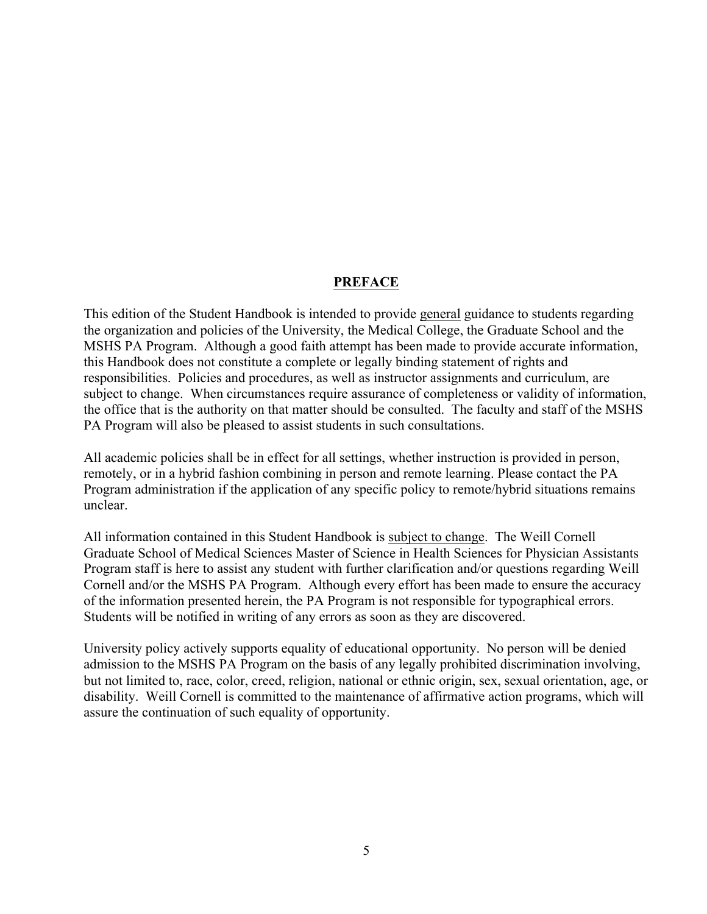## PREFACE

This edition of the Student Handbook is intended to provide general guidance to students regarding the organization and policies of the University, the Medical College, the Graduate School and the MSHS PA Program. Although a good faith attempt has been made to provide accurate information, this Handbook does not constitute a complete or legally binding statement of rights and responsibilities. Policies and procedures, as well as instructor assignments and curriculum, are subject to change. When circumstances require assurance of completeness or validity of information, the office that is the authority on that matter should be consulted. The faculty and staff of the MSHS PA Program will also be pleased to assist students in such consultations.

All academic policies shall be in effect for all settings, whether instruction is provided in person, remotely, or in a hybrid fashion combining in person and remote learning. Please contact the PA Program administration if the application of any specific policy to remote/hybrid situations remains unclear.

All information contained in this Student Handbook is subject to change. The Weill Cornell Graduate School of Medical Sciences Master of Science in Health Sciences for Physician Assistants Program staff is here to assist any student with further clarification and/or questions regarding Weill Cornell and/or the MSHS PA Program. Although every effort has been made to ensure the accuracy of the information presented herein, the PA Program is not responsible for typographical errors. Students will be notified in writing of any errors as soon as they are discovered.

University policy actively supports equality of educational opportunity. No person will be denied admission to the MSHS PA Program on the basis of any legally prohibited discrimination involving, but not limited to, race, color, creed, religion, national or ethnic origin, sex, sexual orientation, age, or disability. Weill Cornell is committed to the maintenance of affirmative action programs, which will assure the continuation of such equality of opportunity.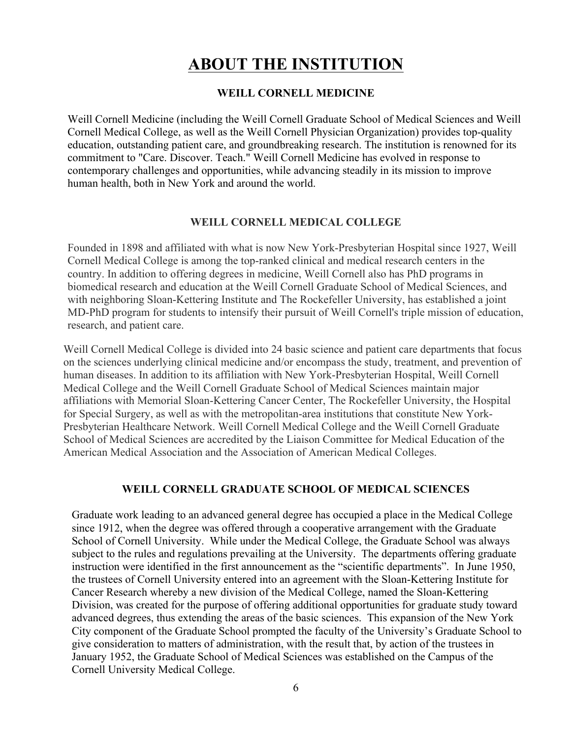# ABOUT THE INSTITUTION

## WEILL CORNELL MEDICINE

Weill Cornell Medicine (including the Weill Cornell Graduate School of Medical Sciences and Weill Cornell Medical College, as well as the Weill Cornell Physician Organization) provides top-quality education, outstanding patient care, and groundbreaking research. The institution is renowned for its commitment to "Care. Discover. Teach." Weill Cornell Medicine has evolved in response to contemporary challenges and opportunities, while advancing steadily in its mission to improve human health, both in New York and around the world.

## WEILL CORNELL MEDICAL COLLEGE

Founded in 1898 and affiliated with what is now New York-Presbyterian Hospital since 1927, Weill Cornell Medical College is among the top-ranked clinical and medical research centers in the country. In addition to offering degrees in medicine, Weill Cornell also has PhD programs in biomedical research and education at the Weill Cornell Graduate School of Medical Sciences, and with neighboring Sloan-Kettering Institute and The Rockefeller University, has established a joint MD-PhD program for students to intensify their pursuit of Weill Cornell's triple mission of education, research, and patient care.

Weill Cornell Medical College is divided into 24 basic science and patient care departments that focus on the sciences underlying clinical medicine and/or encompass the study, treatment, and prevention of human diseases. In addition to its affiliation with New York-Presbyterian Hospital, Weill Cornell Medical College and the Weill Cornell Graduate School of Medical Sciences maintain major affiliations with Memorial Sloan-Kettering Cancer Center, The Rockefeller University, the Hospital for Special Surgery, as well as with the metropolitan-area institutions that constitute New York-Presbyterian Healthcare Network. Weill Cornell Medical College and the Weill Cornell Graduate School of Medical Sciences are accredited by the Liaison Committee for Medical Education of the American Medical Association and the Association of American Medical Colleges.

## WEILL CORNELL GRADUATE SCHOOL OF MEDICAL SCIENCES

Graduate work leading to an advanced general degree has occupied a place in the Medical College since 1912, when the degree was offered through a cooperative arrangement with the Graduate School of Cornell University. While under the Medical College, the Graduate School was always subject to the rules and regulations prevailing at the University. The departments offering graduate instruction were identified in the first announcement as the "scientific departments". In June 1950, the trustees of Cornell University entered into an agreement with the Sloan-Kettering Institute for Cancer Research whereby a new division of the Medical College, named the Sloan-Kettering Division, was created for the purpose of offering additional opportunities for graduate study toward advanced degrees, thus extending the areas of the basic sciences. This expansion of the New York City component of the Graduate School prompted the faculty of the University's Graduate School to give consideration to matters of administration, with the result that, by action of the trustees in January 1952, the Graduate School of Medical Sciences was established on the Campus of the Cornell University Medical College.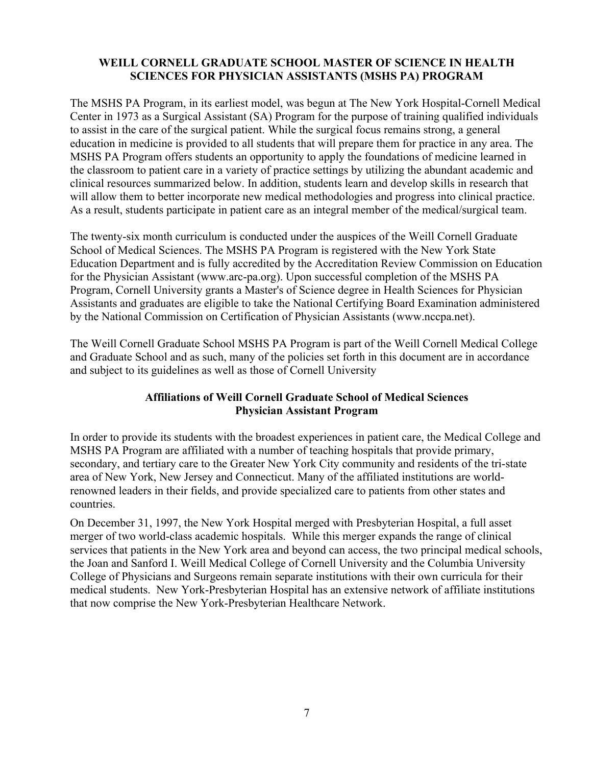## WEILL CORNELL GRADUATE SCHOOL MASTER OF SCIENCE IN HEALTH SCIENCES FOR PHYSICIAN ASSISTANTS (MSHS PA) PROGRAM

The MSHS PA Program, in its earliest model, was begun at The New York Hospital-Cornell Medical Center in 1973 as a Surgical Assistant (SA) Program for the purpose of training qualified individuals to assist in the care of the surgical patient. While the surgical focus remains strong, a general education in medicine is provided to all students that will prepare them for practice in any area. The MSHS PA Program offers students an opportunity to apply the foundations of medicine learned in the classroom to patient care in a variety of practice settings by utilizing the abundant academic and clinical resources summarized below. In addition, students learn and develop skills in research that will allow them to better incorporate new medical methodologies and progress into clinical practice. As a result, students participate in patient care as an integral member of the medical/surgical team.

The twenty-six month curriculum is conducted under the auspices of the Weill Cornell Graduate School of Medical Sciences. The MSHS PA Program is registered with the New York State Education Department and is fully accredited by the Accreditation Review Commission on Education for the Physician Assistant (www.arc-pa.org). Upon successful completion of the MSHS PA Program, Cornell University grants a Master's of Science degree in Health Sciences for Physician Assistants and graduates are eligible to take the National Certifying Board Examination administered by the National Commission on Certification of Physician Assistants (www.nccpa.net).

The Weill Cornell Graduate School MSHS PA Program is part of the Weill Cornell Medical College and Graduate School and as such, many of the policies set forth in this document are in accordance and subject to its guidelines as well as those of Cornell University

### Affiliations of Weill Cornell Graduate School of Medical Sciences Physician Assistant Program

In order to provide its students with the broadest experiences in patient care, the Medical College and MSHS PA Program are affiliated with a number of teaching hospitals that provide primary, secondary, and tertiary care to the Greater New York City community and residents of the tri-state area of New York, New Jersey and Connecticut. Many of the affiliated institutions are world-renowned leaders in their fields, and provide specialized care to patients from other states and countries.

On December 31, 1997, the New York Hospital merged with Presbyterian Hospital, a full asset merger of two world-class academic hospitals. While this merger expands the range of clinical services that patients in the New York area and beyond can access, the two principal medical schools, the Joan and Sanford I. Weill Medical College of Cornell University and the Columbia University College of Physicians and Surgeons remain separate institutions with their own curricula for their medical students. New York-Presbyterian Hospital has an extensive network of affiliate institutions that now comprise the New York-Presbyterian Healthcare Network.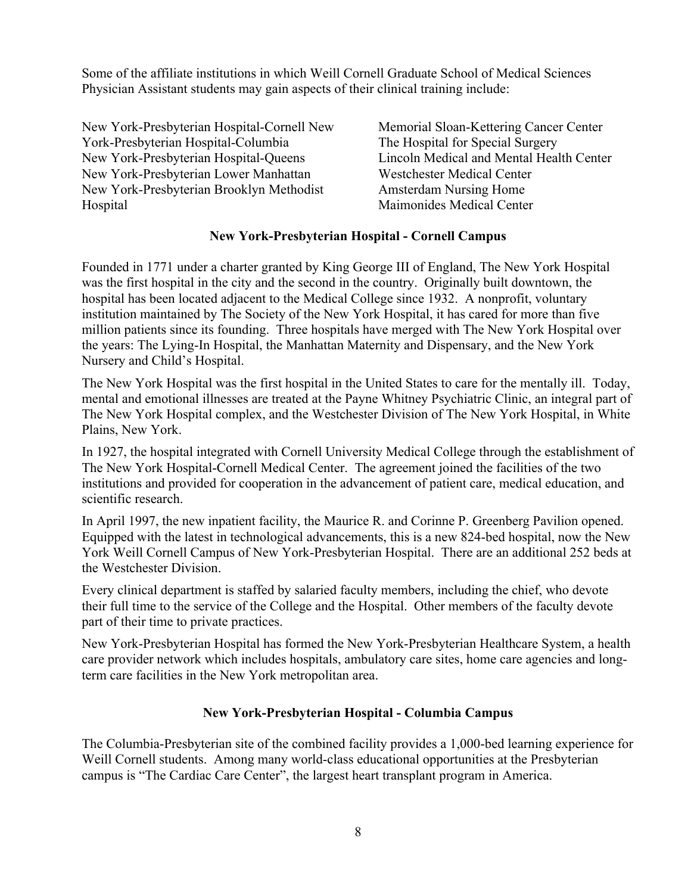Some of the affiliate institutions in which Weill Cornell Graduate School of Medical Sciences Physician Assistant students may gain aspects of their clinical training include:

- New York-Presbyterian Hospital-Cornell
- New York-Presbyterian Hospital-Columbia
- New York-Presbyterian Hospital-Queens
- New York-Presbyterian Lower Manhattan
- New York-Presbyterian Brooklyn Methodist Hospital
- Memorial Sloan-Kettering Cancer Center
- The Hospital for Special Surgery
- Lincoln Medical and Mental Health Center
- Westchester Medical Center
- Amsterdam Nursing Home
- Maimonides Medical Center

## New York-Presbyterian Hospital - Cornell Campus

Founded in 1771 under a charter granted by King George III of England, The New York Hospital was the first hospital in the city and the second in the country. Originally built downtown, the hospital has been located adjacent to the Medical College since 1932. A nonprofit, voluntary institution maintained by The Society of the New York Hospital, it has cared for more than five million patients since its founding. Three hospitals have merged with The New York Hospital over the years: The Lying-In Hospital, the Manhattan Maternity and Dispensary, and the New York Nursery and Child's Hospital.

The New York Hospital was the first hospital in the United States to care for the mentally ill. Today, mental and emotional illnesses are treated at the Payne Whitney Psychiatric Clinic, an integral part of The New York Hospital complex, and the Westchester Division of The New York Hospital, in White Plains, New York.

In 1927, the hospital integrated with Cornell University Medical College through the establishment of The New York Hospital-Cornell Medical Center. The agreement joined the facilities of the two institutions and provided for cooperation in the advancement of patient care, medical education, and scientific research.

In April 1997, the new inpatient facility, the Maurice R. and Corinne P. Greenberg Pavilion opened. Equipped with the latest in technological advancements, this is a new 824-bed hospital, now the New York Weill Cornell Campus of New York-Presbyterian Hospital. There are an additional 252 beds at the Westchester Division.

Every clinical department is staffed by salaried faculty members, including the chief, who devote their full time to the service of the College and the Hospital. Other members of the faculty devote part of their time to private practices.

New York-Presbyterian Hospital has formed the New York-Presbyterian Healthcare System, a health care provider network which includes hospitals, ambulatory care sites, home care agencies and long-term care facilities in the New York metropolitan area.

## New York-Presbyterian Hospital - Columbia Campus

The Columbia-Presbyterian site of the combined facility provides a 1,000-bed learning experience for Weill Cornell students. Among many world-class educational opportunities at the Presbyterian campus is "The Cardiac Care Center", the largest heart transplant program in America.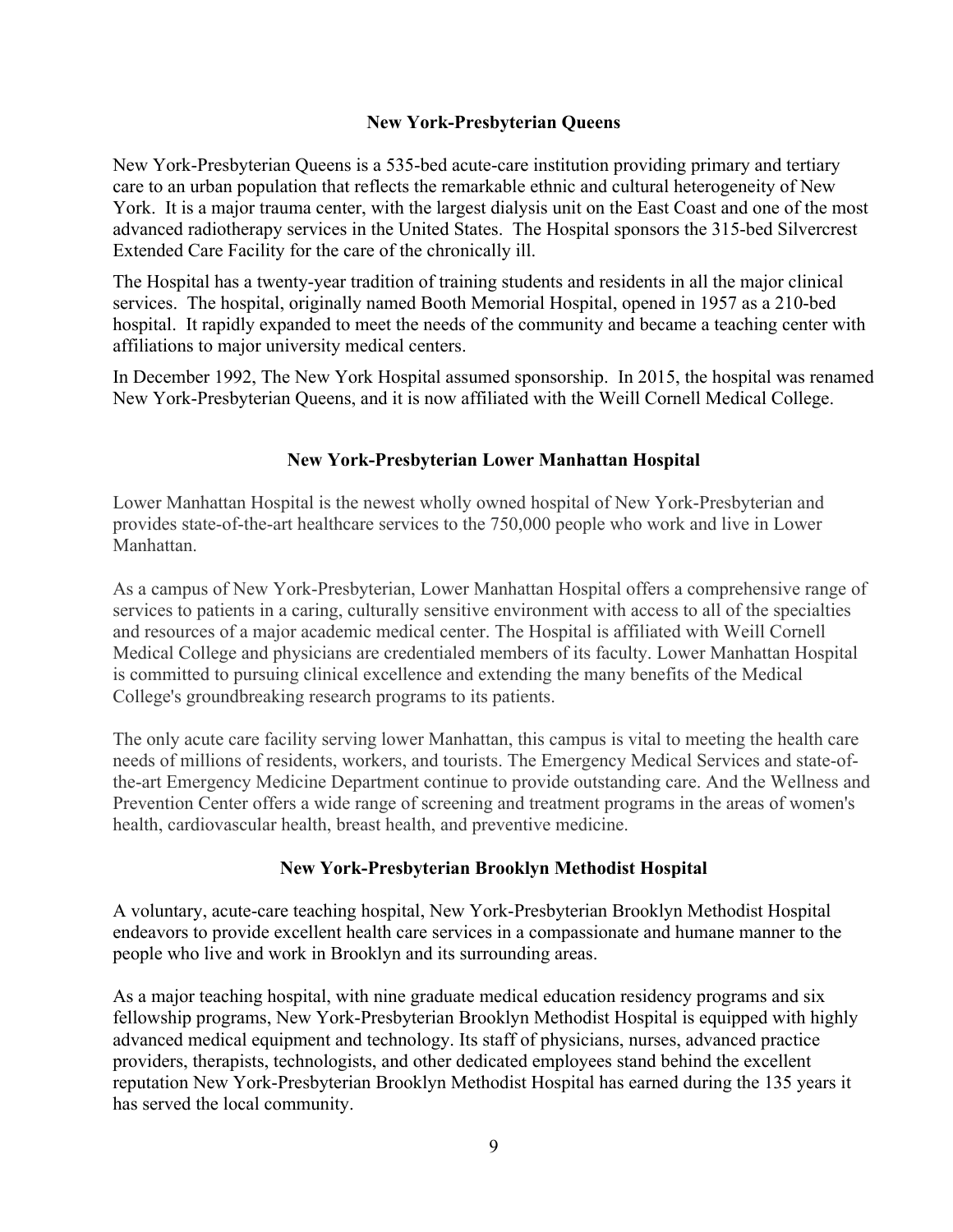### New York-Presbyterian Queens

New York-Presbyterian Queens is a 535-bed acute-care institution providing primary and tertiary care to an urban population that reflects the remarkable ethnic and cultural heterogeneity of New York. It is a major trauma center, with the largest dialysis unit on the East Coast and one of the most advanced radiotherapy services in the United States. The Hospital sponsors the 315-bed Silvercrest Extended Care Facility for the care of the chronically ill.

The Hospital has a twenty-year tradition of training students and residents in all the major clinical services. The hospital, originally named Booth Memorial Hospital, opened in 1957 as a 210-bed hospital. It rapidly expanded to meet the needs of the community and became a teaching center with affiliations to major university medical centers.

In December 1992, The New York Hospital assumed sponsorship. In 2015, the hospital was renamed New York-Presbyterian Queens, and it is now affiliated with the Weill Cornell Medical College.

### New York-Presbyterian Lower Manhattan Hospital

Lower Manhattan Hospital is the newest wholly owned hospital of New York-Presbyterian and provides state-of-the-art healthcare services to the 750,000 people who work and live in Lower Manhattan.

As a campus of New York-Presbyterian, Lower Manhattan Hospital offers a comprehensive range of services to patients in a caring, culturally sensitive environment with access to all of the specialties and resources of a major academic medical center. The Hospital is affiliated with Weill Cornell Medical College and physicians are credentialed members of its faculty. Lower Manhattan Hospital is committed to pursuing clinical excellence and extending the many benefits of the Medical College's groundbreaking research programs to its patients.

The only acute care facility serving lower Manhattan, this campus is vital to meeting the health care needs of millions of residents, workers, and tourists. The Emergency Medical Services and state-of-the-art Emergency Medicine Department continue to provide outstanding care. And the Wellness and Prevention Center offers a wide range of screening and treatment programs in the areas of women's health, cardiovascular health, breast health, and preventive medicine.

### New York-Presbyterian Brooklyn Methodist Hospital

A voluntary, acute-care teaching hospital, New York-Presbyterian Brooklyn Methodist Hospital endeavors to provide excellent health care services in a compassionate and humane manner to the people who live and work in Brooklyn and its surrounding areas.

As a major teaching hospital, with nine graduate medical education residency programs and six fellowship programs, New York-Presbyterian Brooklyn Methodist Hospital is equipped with highly advanced medical equipment and technology. Its staff of physicians, nurses, advanced practice providers, therapists, technologists, and other dedicated employees stand behind the excellent reputation New York-Presbyterian Brooklyn Methodist Hospital has earned during the 135 years it has served the local community.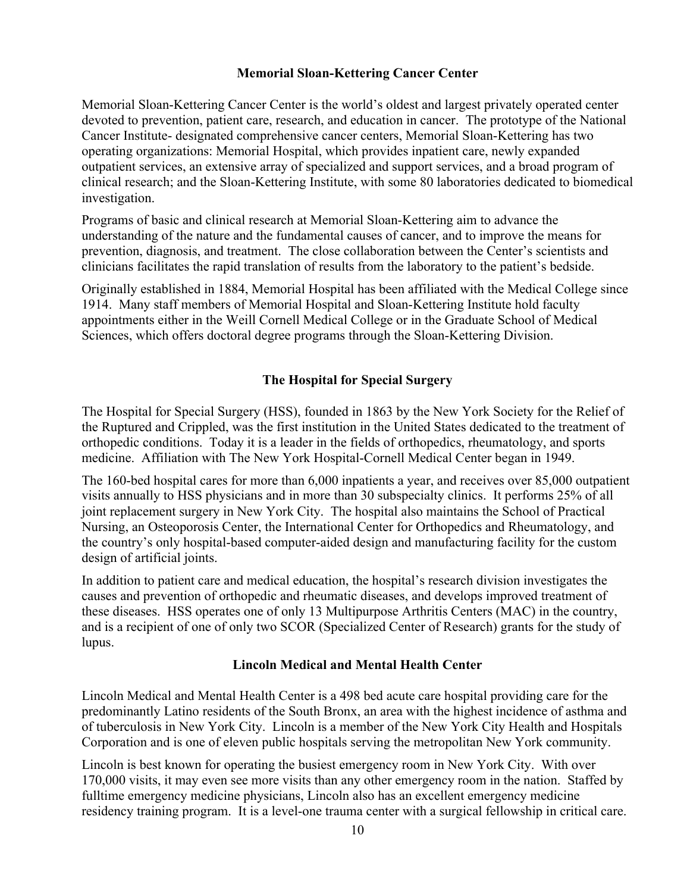## Memorial Sloan-Kettering Cancer Center

Memorial Sloan-Kettering Cancer Center is the world's oldest and largest privately operated center devoted to prevention, patient care, research, and education in cancer. The prototype of the National Cancer Institute- designated comprehensive cancer centers, Memorial Sloan-Kettering has two operating organizations: Memorial Hospital, which provides inpatient care, newly expanded outpatient services, an extensive array of specialized and support services, and a broad program of clinical research; and the Sloan-Kettering Institute, with some 80 laboratories dedicated to biomedical investigation.

Programs of basic and clinical research at Memorial Sloan-Kettering aim to advance the understanding of the nature and the fundamental causes of cancer, and to improve the means for prevention, diagnosis, and treatment. The close collaboration between the Center's scientists and clinicians facilitates the rapid translation of results from the laboratory to the patient's bedside.

Originally established in 1884, Memorial Hospital has been affiliated with the Medical College since 1914. Many staff members of Memorial Hospital and Sloan-Kettering Institute hold faculty appointments either in the Weill Cornell Medical College or in the Graduate School of Medical Sciences, which offers doctoral degree programs through the Sloan-Kettering Division.

## The Hospital for Special Surgery

The Hospital for Special Surgery (HSS), founded in 1863 by the New York Society for the Relief of the Ruptured and Crippled, was the first institution in the United States dedicated to the treatment of orthopedic conditions. Today it is a leader in the fields of orthopedics, rheumatology, and sports medicine. Affiliation with The New York Hospital-Cornell Medical Center began in 1949.

The 160-bed hospital cares for more than 6,000 inpatients a year, and receives over 85,000 outpatient visits annually to HSS physicians and in more than 30 subspecialty clinics. It performs 25% of all joint replacement surgery in New York City. The hospital also maintains the School of Practical Nursing, an Osteoporosis Center, the International Center for Orthopedics and Rheumatology, and the country's only hospital-based computer-aided design and manufacturing facility for the custom design of artificial joints.

In addition to patient care and medical education, the hospital's research division investigates the causes and prevention of orthopedic and rheumatic diseases, and develops improved treatment of these diseases. HSS operates one of only 13 Multipurpose Arthritis Centers (MAC) in the country, and is a recipient of one of only two SCOR (Specialized Center of Research) grants for the study of lupus.

## Lincoln Medical and Mental Health Center

Lincoln Medical and Mental Health Center is a 498 bed acute care hospital providing care for the predominantly Latino residents of the South Bronx, an area with the highest incidence of asthma and of tuberculosis in New York City. Lincoln is a member of the New York City Health and Hospitals Corporation and is one of eleven public hospitals serving the metropolitan New York community.

Lincoln is best known for operating the busiest emergency room in New York City. With over 170,000 visits, it may even see more visits than any other emergency room in the nation. Staffed by fulltime emergency medicine physicians, Lincoln also has an excellent emergency medicine residency training program. It is a level-one trauma center with a surgical fellowship in critical care.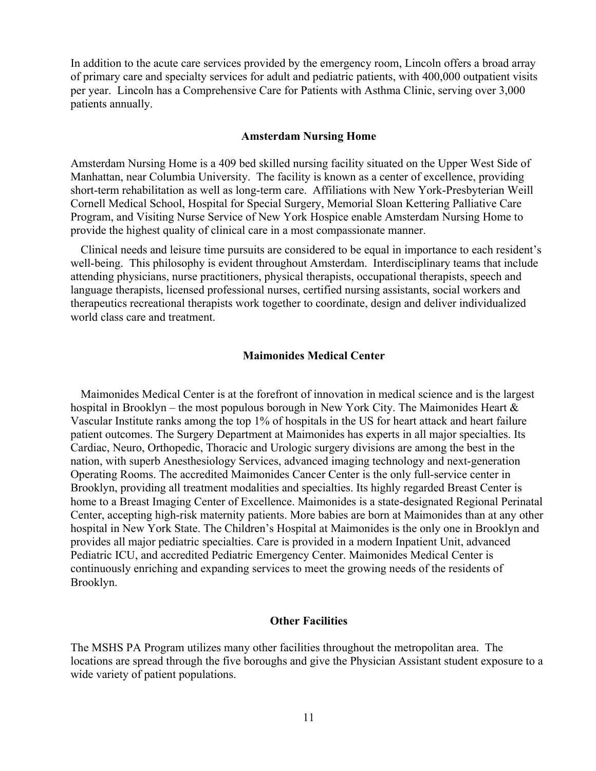In addition to the acute care services provided by the emergency room, Lincoln offers a broad array of primary care and specialty services for adult and pediatric patients, with 400,000 outpatient visits per year. Lincoln has a Comprehensive Care for Patients with Asthma Clinic, serving over 3,000 patients annually.

### Amsterdam Nursing Home

Amsterdam Nursing Home is a 409 bed skilled nursing facility situated on the Upper West Side of Manhattan, near Columbia University. The facility is known as a center of excellence, providing short-term rehabilitation as well as long-term care. Affiliations with New York-Presbyterian Weill Cornell Medical School, Hospital for Special Surgery, Memorial Sloan Kettering Palliative Care Program, and Visiting Nurse Service of New York Hospice enable Amsterdam Nursing Home to provide the highest quality of clinical care in a most compassionate manner.

Clinical needs and leisure time pursuits are considered to be equal in importance to each resident's well-being. This philosophy is evident throughout Amsterdam. Interdisciplinary teams that include attending physicians, nurse practitioners, physical therapists, occupational therapists, speech and language therapists, licensed professional nurses, certified nursing assistants, social workers and therapeutics recreational therapists work together to coordinate, design and deliver individualized world class care and treatment.

### Maimonides Medical Center

Maimonides Medical Center is at the forefront of innovation in medical science and is the largest hospital in Brooklyn – the most populous borough in New York City. The Maimonides Heart & Vascular Institute ranks among the top 1% of hospitals in the US for heart attack and heart failure patient outcomes. The Surgery Department at Maimonides has experts in all major specialties. Its Cardiac, Neuro, Orthopedic, Thoracic and Urologic surgery divisions are among the best in the nation, with superb Anesthesiology Services, advanced imaging technology and next-generation Operating Rooms. The accredited Maimonides Cancer Center is the only full-service center in Brooklyn, providing all treatment modalities and specialties. Its highly regarded Breast Center is home to a Breast Imaging Center of Excellence. Maimonides is a state-designated Regional Perinatal Center, accepting high-risk maternity patients. More babies are born at Maimonides than at any other hospital in New York State. The Children's Hospital at Maimonides is the only one in Brooklyn and provides all major pediatric specialties. Care is provided in a modern Inpatient Unit, advanced Pediatric ICU, and accredited Pediatric Emergency Center. Maimonides Medical Center is continuously enriching and expanding services to meet the growing needs of the residents of Brooklyn.

### Other Facilities

The MSHS PA Program utilizes many other facilities throughout the metropolitan area. The locations are spread through the five boroughs and give the Physician Assistant student exposure to a wide variety of patient populations.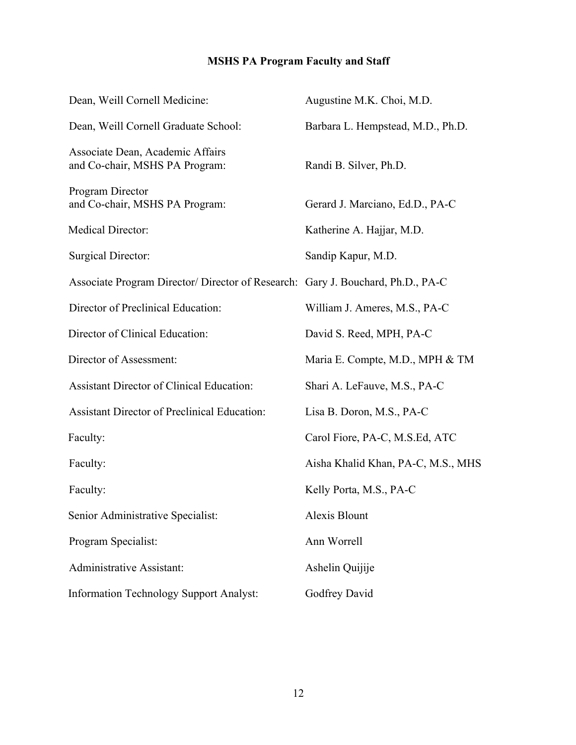## MSHS PA Program Faculty and Staff

| | |
|---|---|
| Dean, Weill Cornell Medicine: | Augustine M.K. Choi, M.D. |
| Dean, Weill Cornell Graduate School: | Barbara L. Hempstead, M.D., Ph.D. |
| Associate Dean, Academic Affairs and Co-chair, MSHS PA Program: | Randi B. Silver, Ph.D. |
| Program Director and Co-chair, MSHS PA Program: | Gerard J. Marciano, Ed.D., PA-C |
| Medical Director: | Katherine A. Hajjar, M.D. |
| Surgical Director: | Sandip Kapur, M.D. |
| Associate Program Director/ Director of Research: | Gary J. Bouchard, Ph.D., PA-C |
| Director of Preclinical Education: | William J. Ameres, M.S., PA-C |
| Director of Clinical Education: | David S. Reed, MPH, PA-C |
| Director of Assessment: | Maria E. Compte, M.D., MPH & TM |
| Assistant Director of Clinical Education: | Shari A. LeFauve, M.S., PA-C |
| Assistant Director of Preclinical Education: | Lisa B. Doron, M.S., PA-C |
| Faculty: | Carol Fiore, PA-C, M.S.Ed, ATC |
| Faculty: | Aisha Khalid Khan, PA-C, M.S., MHS |
| Faculty: | Kelly Porta, M.S., PA-C |
| Senior Administrative Specialist: | Alexis Blount |
| Program Specialist: | Ann Worrell |
| Administrative Assistant: | Ashelin Quijije |
| Information Technology Support Analyst: | Godfrey David |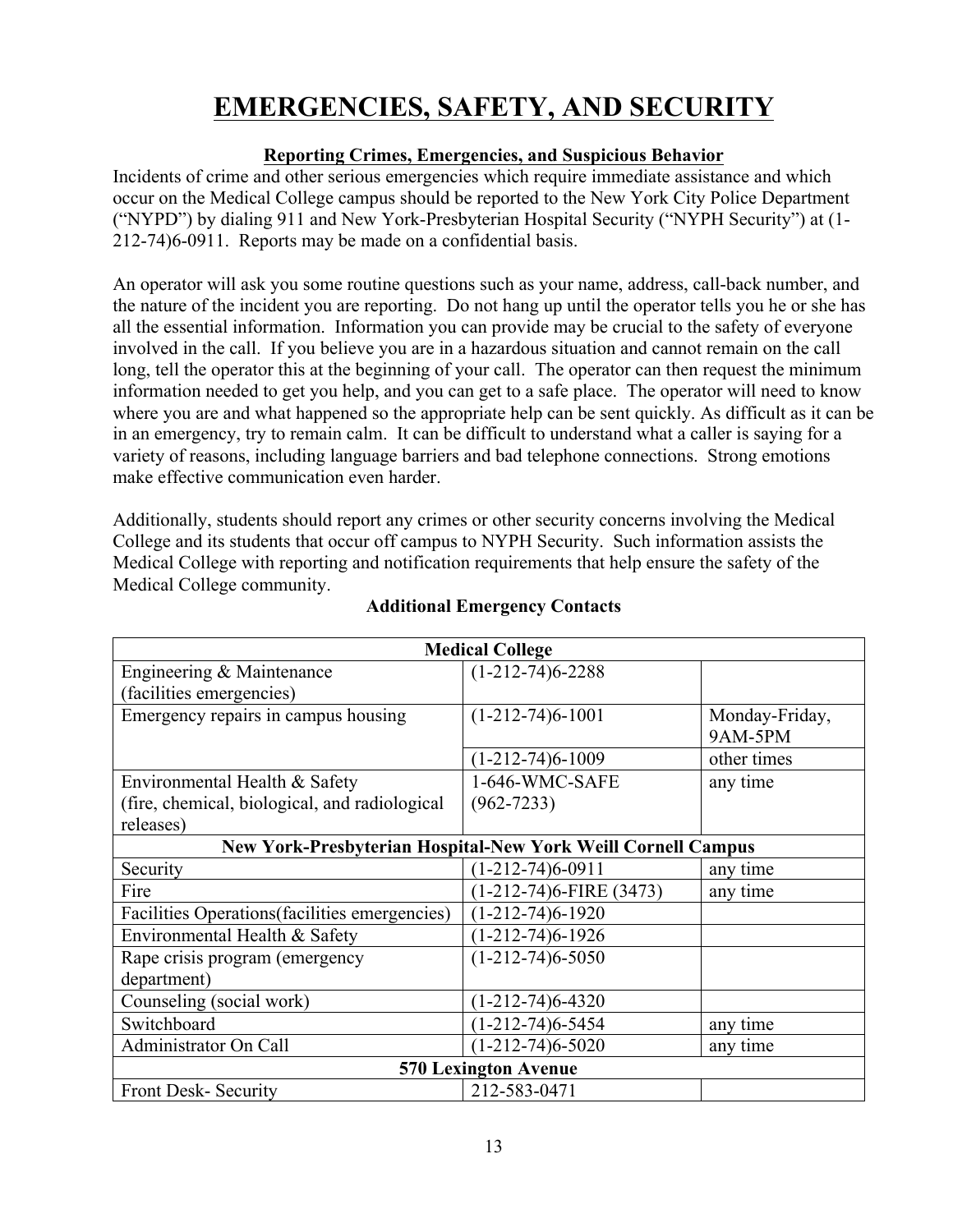# EMERGENCIES, SAFETY, AND SECURITY

### Reporting Crimes, Emergencies, and Suspicious Behavior

Incidents of crime and other serious emergencies which require immediate assistance and which occur on the Medical College campus should be reported to the New York City Police Department ("NYPD") by dialing 911 and New York-Presbyterian Hospital Security ("NYPH Security") at (1-212-74)6-0911. Reports may be made on a confidential basis.

An operator will ask you some routine questions such as your name, address, call-back number, and the nature of the incident you are reporting. Do not hang up until the operator tells you he or she has all the essential information. Information you can provide may be crucial to the safety of everyone involved in the call. If you believe you are in a hazardous situation and cannot remain on the call long, tell the operator this at the beginning of your call. The operator can then request the minimum information needed to get you help, and you can get to a safe place. The operator will need to know where you are and what happened so the appropriate help can be sent quickly. As difficult as it can be in an emergency, try to remain calm. It can be difficult to understand what a caller is saying for a variety of reasons, including language barriers and bad telephone connections. Strong emotions make effective communication even harder.

Additionally, students should report any crimes or other security concerns involving the Medical College and its students that occur off campus to NYPH Security. Such information assists the Medical College with reporting and notification requirements that help ensure the safety of the Medical College community.

**Additional Emergency Contacts**

| **Medical College** | | |
|---|---|---|
| Engineering & Maintenance (facilities emergencies) | (1-212-74)6-2288 | |
| Emergency repairs in campus housing | (1-212-74)6-1001 | Monday-Friday, 9AM-5PM |
| | (1-212-74)6-1009 | other times |
| Environmental Health & Safety (fire, chemical, biological, and radiological releases) | 1-646-WMC-SAFE (962-7233) | any time |
| **New York-Presbyterian Hospital-New York Weill Cornell Campus** | | |
| Security | (1-212-74)6-0911 | any time |
| Fire | (1-212-74)6-FIRE (3473) | any time |
| Facilities Operations(facilities emergencies) | (1-212-74)6-1920 | |
| Environmental Health & Safety | (1-212-74)6-1926 | |
| Rape crisis program (emergency department) | (1-212-74)6-5050 | |
| Counseling (social work) | (1-212-74)6-4320 | |
| Switchboard | (1-212-74)6-5454 | any time |
| Administrator On Call | (1-212-74)6-5020 | any time |
| **570 Lexington Avenue** | | |
| Front Desk- Security | 212-583-0471 | |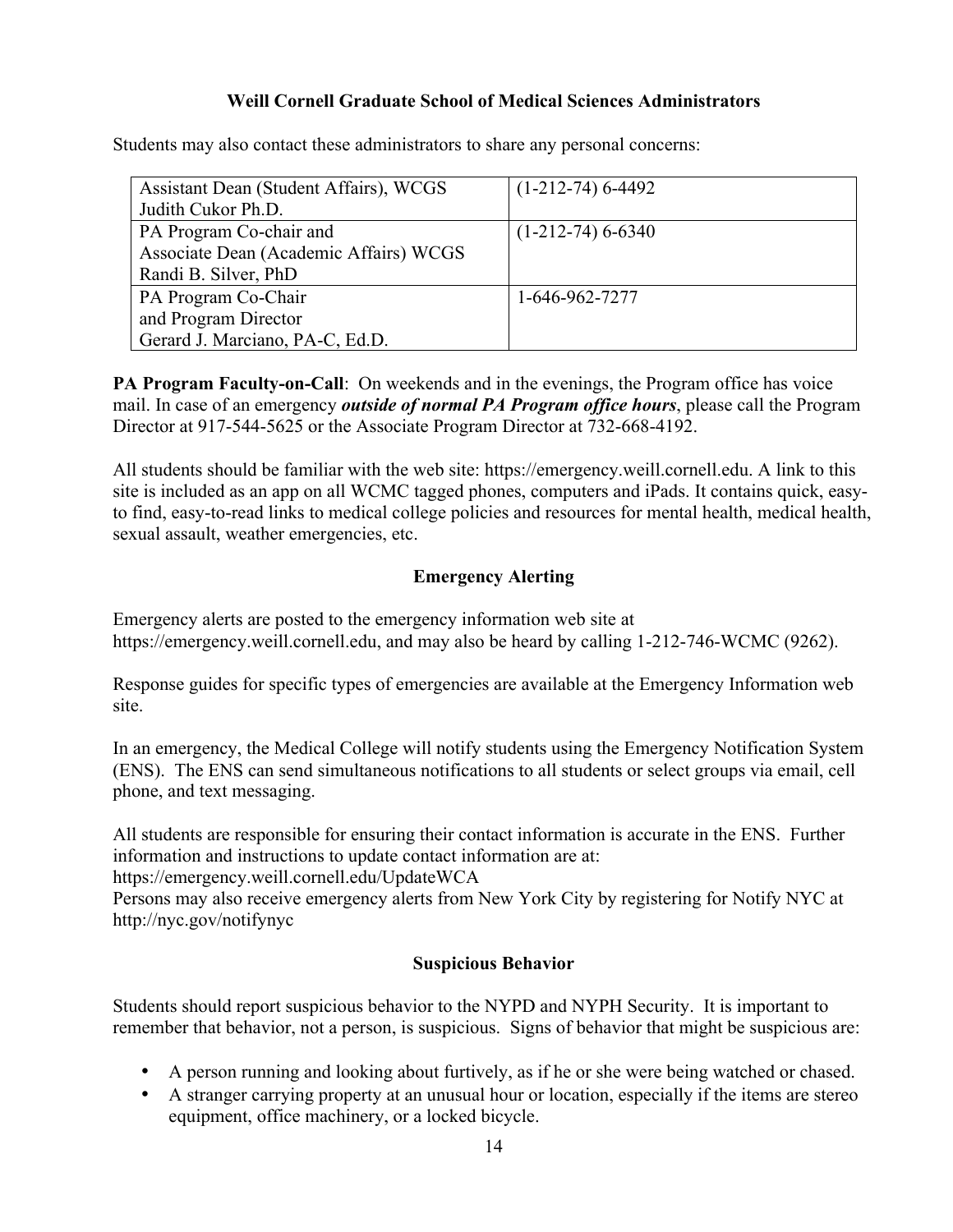### Weill Cornell Graduate School of Medical Sciences Administrators

Students may also contact these administrators to share any personal concerns:

| | |
|---|---|
| Assistant Dean (Student Affairs), WCGS<br>Judith Cukor Ph.D. | (1-212-74) 6-4492 |
| PA Program Co-chair and<br>Associate Dean (Academic Affairs) WCGS<br>Randi B. Silver, PhD | (1-212-74) 6-6340 |
| PA Program Co-Chair<br>and Program Director<br>Gerard J. Marciano, PA-C, Ed.D. | 1-646-962-7277 |

**PA Program Faculty-on-Call**: On weekends and in the evenings, the Program office has voice mail. In case of an emergency ***outside of normal PA Program office hours***, please call the Program Director at 917-544-5625 or the Associate Program Director at 732-668-4192.

All students should be familiar with the web site: https://emergency.weill.cornell.edu. A link to this site is included as an app on all WCMC tagged phones, computers and iPads. It contains quick, easy-to find, easy-to-read links to medical college policies and resources for mental health, medical health, sexual assault, weather emergencies, etc.

### Emergency Alerting

Emergency alerts are posted to the emergency information web site at https://emergency.weill.cornell.edu, and may also be heard by calling 1-212-746-WCMC (9262).

Response guides for specific types of emergencies are available at the Emergency Information web site.

In an emergency, the Medical College will notify students using the Emergency Notification System (ENS). The ENS can send simultaneous notifications to all students or select groups via email, cell phone, and text messaging.

All students are responsible for ensuring their contact information is accurate in the ENS. Further information and instructions to update contact information are at:
https://emergency.weill.cornell.edu/UpdateWCA
Persons may also receive emergency alerts from New York City by registering for Notify NYC at http://nyc.gov/notifynyc

### Suspicious Behavior

Students should report suspicious behavior to the NYPD and NYPH Security. It is important to remember that behavior, not a person, is suspicious. Signs of behavior that might be suspicious are:

- A person running and looking about furtively, as if he or she were being watched or chased.
- A stranger carrying property at an unusual hour or location, especially if the items are stereo equipment, office machinery, or a locked bicycle.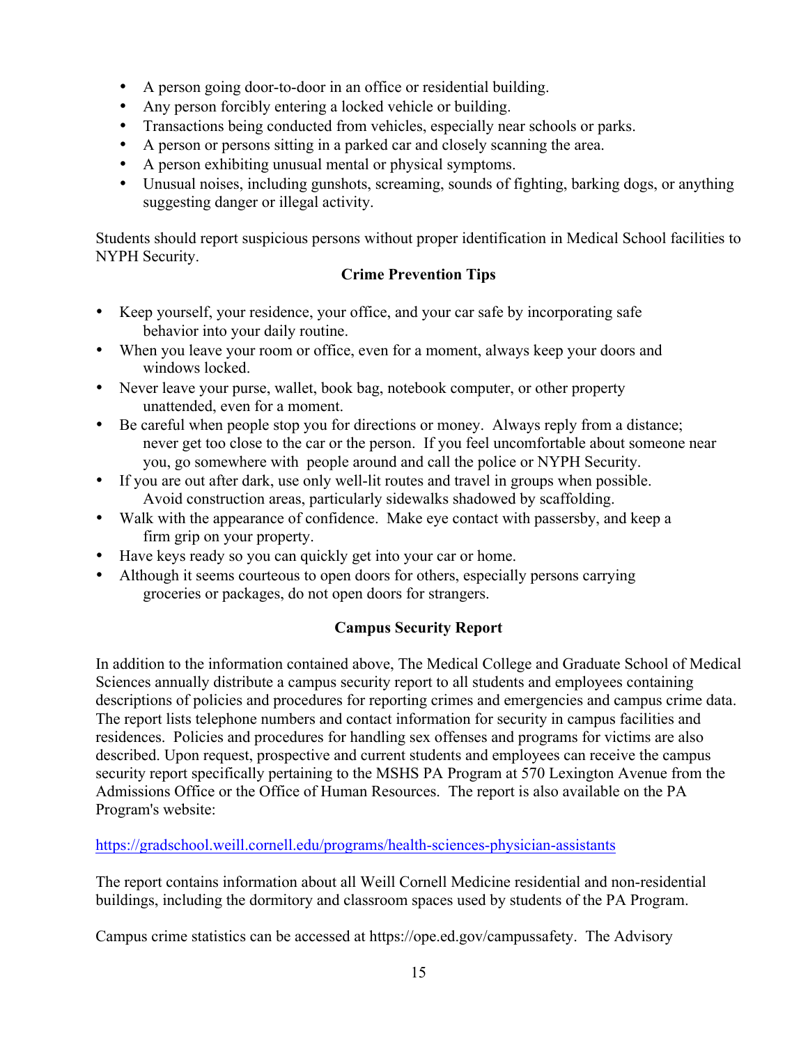- A person going door-to-door in an office or residential building.
- Any person forcibly entering a locked vehicle or building.
- Transactions being conducted from vehicles, especially near schools or parks.
- A person or persons sitting in a parked car and closely scanning the area.
- A person exhibiting unusual mental or physical symptoms.
- Unusual noises, including gunshots, screaming, sounds of fighting, barking dogs, or anything suggesting danger or illegal activity.

Students should report suspicious persons without proper identification in Medical School facilities to NYPH Security.

## Crime Prevention Tips

- Keep yourself, your residence, your office, and your car safe by incorporating safe behavior into your daily routine.
- When you leave your room or office, even for a moment, always keep your doors and windows locked.
- Never leave your purse, wallet, book bag, notebook computer, or other property unattended, even for a moment.
- Be careful when people stop you for directions or money. Always reply from a distance; never get too close to the car or the person. If you feel uncomfortable about someone near you, go somewhere with people around and call the police or NYPH Security.
- If you are out after dark, use only well-lit routes and travel in groups when possible. Avoid construction areas, particularly sidewalks shadowed by scaffolding.
- Walk with the appearance of confidence. Make eye contact with passersby, and keep a firm grip on your property.
- Have keys ready so you can quickly get into your car or home.
- Although it seems courteous to open doors for others, especially persons carrying groceries or packages, do not open doors for strangers.

## Campus Security Report

In addition to the information contained above, The Medical College and Graduate School of Medical Sciences annually distribute a campus security report to all students and employees containing descriptions of policies and procedures for reporting crimes and emergencies and campus crime data. The report lists telephone numbers and contact information for security in campus facilities and residences. Policies and procedures for handling sex offenses and programs for victims are also described. Upon request, prospective and current students and employees can receive the campus security report specifically pertaining to the MSHS PA Program at 570 Lexington Avenue from the Admissions Office or the Office of Human Resources. The report is also available on the PA Program's website:

https://gradschool.weill.cornell.edu/programs/health-sciences-physician-assistants

The report contains information about all Weill Cornell Medicine residential and non-residential buildings, including the dormitory and classroom spaces used by students of the PA Program.

Campus crime statistics can be accessed at https://ope.ed.gov/campussafety. The Advisory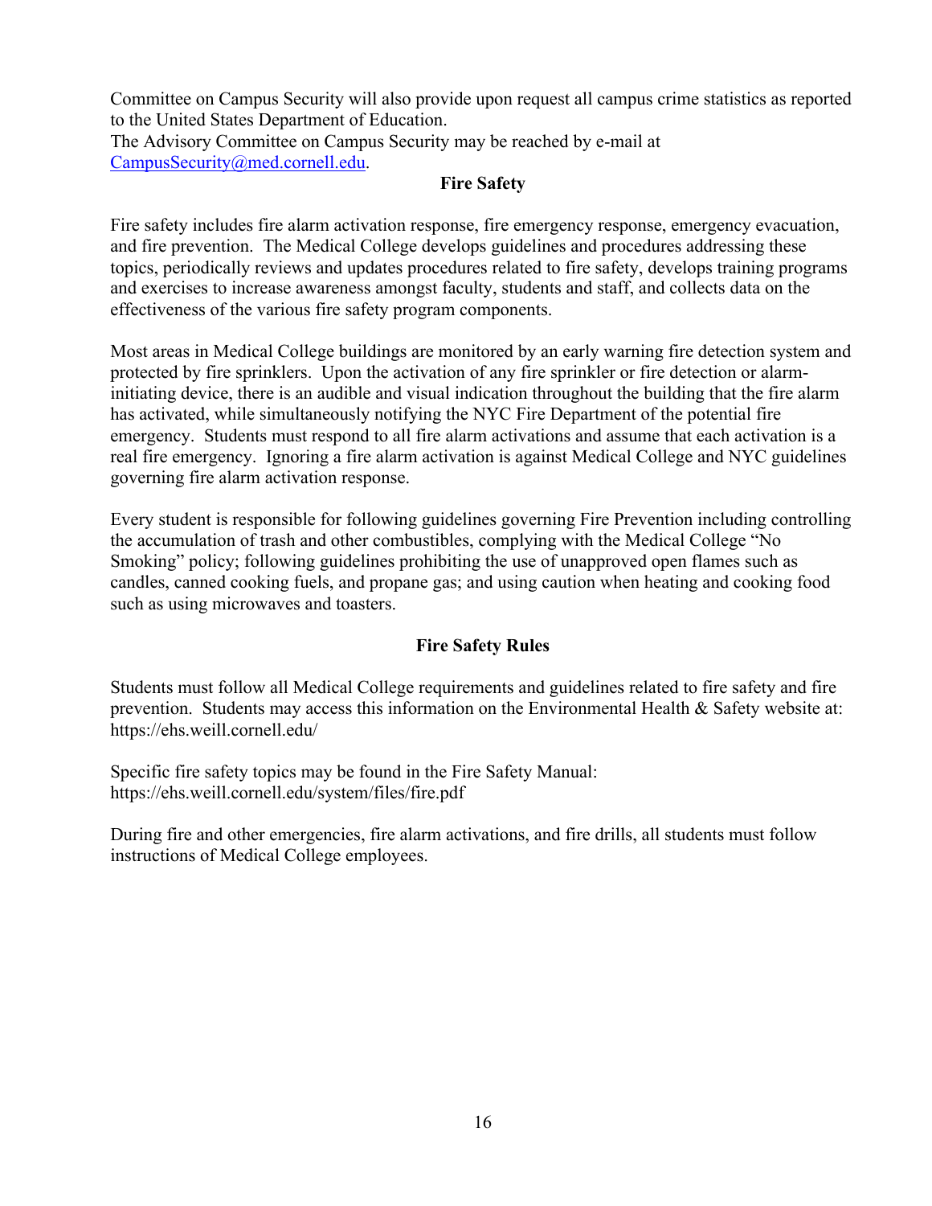Committee on Campus Security will also provide upon request all campus crime statistics as reported to the United States Department of Education.
The Advisory Committee on Campus Security may be reached by e-mail at CampusSecurity@med.cornell.edu.

## Fire Safety

Fire safety includes fire alarm activation response, fire emergency response, emergency evacuation, and fire prevention. The Medical College develops guidelines and procedures addressing these topics, periodically reviews and updates procedures related to fire safety, develops training programs and exercises to increase awareness amongst faculty, students and staff, and collects data on the effectiveness of the various fire safety program components.

Most areas in Medical College buildings are monitored by an early warning fire detection system and protected by fire sprinklers. Upon the activation of any fire sprinkler or fire detection or alarm-initiating device, there is an audible and visual indication throughout the building that the fire alarm has activated, while simultaneously notifying the NYC Fire Department of the potential fire emergency. Students must respond to all fire alarm activations and assume that each activation is a real fire emergency. Ignoring a fire alarm activation is against Medical College and NYC guidelines governing fire alarm activation response.

Every student is responsible for following guidelines governing Fire Prevention including controlling the accumulation of trash and other combustibles, complying with the Medical College "No Smoking" policy; following guidelines prohibiting the use of unapproved open flames such as candles, canned cooking fuels, and propane gas; and using caution when heating and cooking food such as using microwaves and toasters.

## Fire Safety Rules

Students must follow all Medical College requirements and guidelines related to fire safety and fire prevention. Students may access this information on the Environmental Health & Safety website at: https://ehs.weill.cornell.edu/

Specific fire safety topics may be found in the Fire Safety Manual: https://ehs.weill.cornell.edu/system/files/fire.pdf

During fire and other emergencies, fire alarm activations, and fire drills, all students must follow instructions of Medical College employees.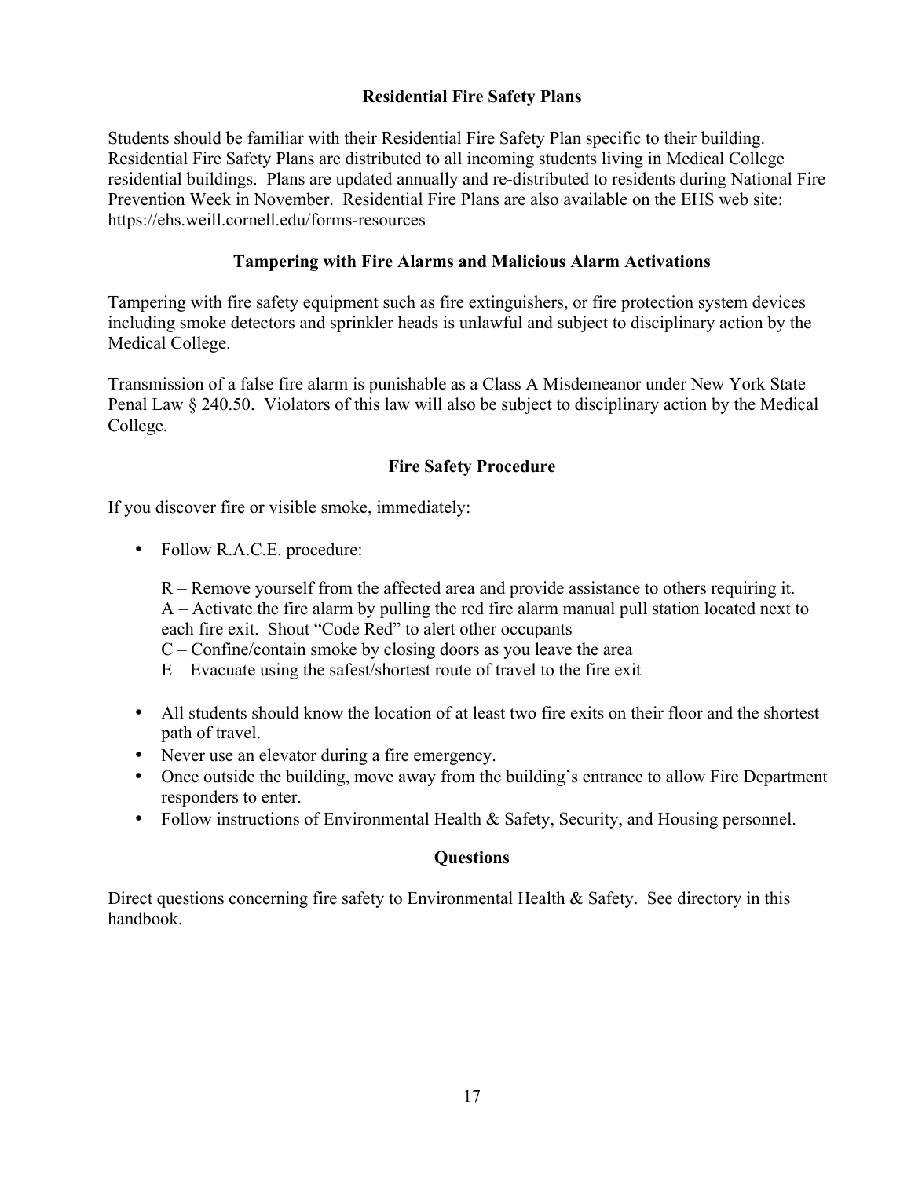## Residential Fire Safety Plans

Students should be familiar with their Residential Fire Safety Plan specific to their building. Residential Fire Safety Plans are distributed to all incoming students living in Medical College residential buildings. Plans are updated annually and re-distributed to residents during National Fire Prevention Week in November. Residential Fire Plans are also available on the EHS web site: https://ehs.weill.cornell.edu/forms-resources

## Tampering with Fire Alarms and Malicious Alarm Activations

Tampering with fire safety equipment such as fire extinguishers, or fire protection system devices including smoke detectors and sprinkler heads is unlawful and subject to disciplinary action by the Medical College.

Transmission of a false fire alarm is punishable as a Class A Misdemeanor under New York State Penal Law § 240.50. Violators of this law will also be subject to disciplinary action by the Medical College.

## Fire Safety Procedure

If you discover fire or visible smoke, immediately:

- Follow R.A.C.E. procedure:

  R – Remove yourself from the affected area and provide assistance to others requiring it.
  A – Activate the fire alarm by pulling the red fire alarm manual pull station located next to each fire exit. Shout "Code Red" to alert other occupants
  C – Confine/contain smoke by closing doors as you leave the area
  E – Evacuate using the safest/shortest route of travel to the fire exit

- All students should know the location of at least two fire exits on their floor and the shortest path of travel.
- Never use an elevator during a fire emergency.
- Once outside the building, move away from the building's entrance to allow Fire Department responders to enter.
- Follow instructions of Environmental Health & Safety, Security, and Housing personnel.

## Questions

Direct questions concerning fire safety to Environmental Health & Safety. See directory in this handbook.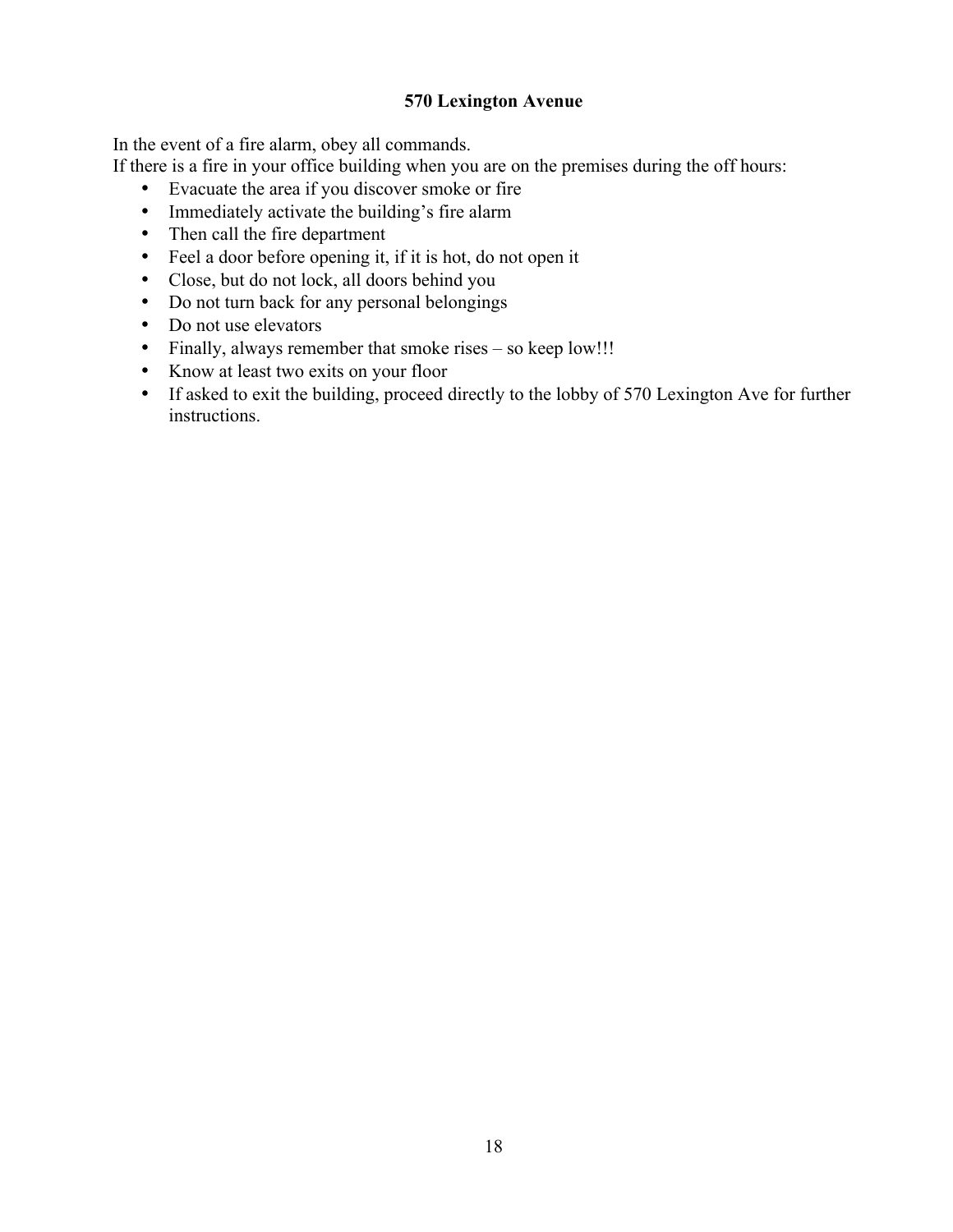**570 Lexington Avenue**

In the event of a fire alarm, obey all commands.
If there is a fire in your office building when you are on the premises during the off hours:

- Evacuate the area if you discover smoke or fire
- Immediately activate the building's fire alarm
- Then call the fire department
- Feel a door before opening it, if it is hot, do not open it
- Close, but do not lock, all doors behind you
- Do not turn back for any personal belongings
- Do not use elevators
- Finally, always remember that smoke rises – so keep low!!!
- Know at least two exits on your floor
- If asked to exit the building, proceed directly to the lobby of 570 Lexington Ave for further instructions.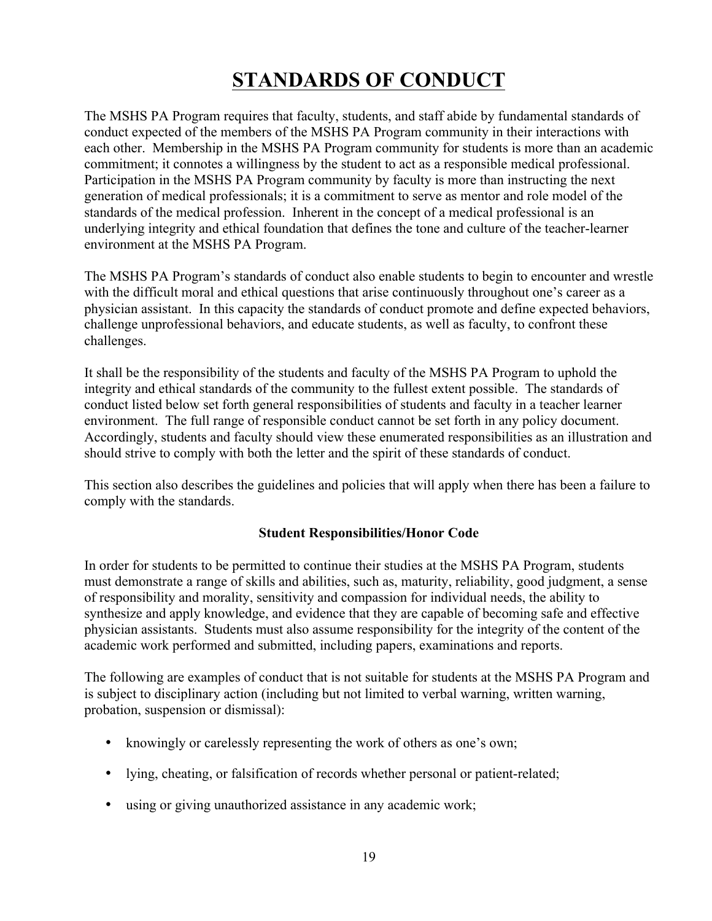# STANDARDS OF CONDUCT

The MSHS PA Program requires that faculty, students, and staff abide by fundamental standards of conduct expected of the members of the MSHS PA Program community in their interactions with each other. Membership in the MSHS PA Program community for students is more than an academic commitment; it connotes a willingness by the student to act as a responsible medical professional. Participation in the MSHS PA Program community by faculty is more than instructing the next generation of medical professionals; it is a commitment to serve as mentor and role model of the standards of the medical profession. Inherent in the concept of a medical professional is an underlying integrity and ethical foundation that defines the tone and culture of the teacher-learner environment at the MSHS PA Program.

The MSHS PA Program's standards of conduct also enable students to begin to encounter and wrestle with the difficult moral and ethical questions that arise continuously throughout one's career as a physician assistant. In this capacity the standards of conduct promote and define expected behaviors, challenge unprofessional behaviors, and educate students, as well as faculty, to confront these challenges.

It shall be the responsibility of the students and faculty of the MSHS PA Program to uphold the integrity and ethical standards of the community to the fullest extent possible. The standards of conduct listed below set forth general responsibilities of students and faculty in a teacher learner environment. The full range of responsible conduct cannot be set forth in any policy document. Accordingly, students and faculty should view these enumerated responsibilities as an illustration and should strive to comply with both the letter and the spirit of these standards of conduct.

This section also describes the guidelines and policies that will apply when there has been a failure to comply with the standards.

### Student Responsibilities/Honor Code

In order for students to be permitted to continue their studies at the MSHS PA Program, students must demonstrate a range of skills and abilities, such as, maturity, reliability, good judgment, a sense of responsibility and morality, sensitivity and compassion for individual needs, the ability to synthesize and apply knowledge, and evidence that they are capable of becoming safe and effective physician assistants. Students must also assume responsibility for the integrity of the content of the academic work performed and submitted, including papers, examinations and reports.

The following are examples of conduct that is not suitable for students at the MSHS PA Program and is subject to disciplinary action (including but not limited to verbal warning, written warning, probation, suspension or dismissal):

- knowingly or carelessly representing the work of others as one's own;
- lying, cheating, or falsification of records whether personal or patient-related;
- using or giving unauthorized assistance in any academic work;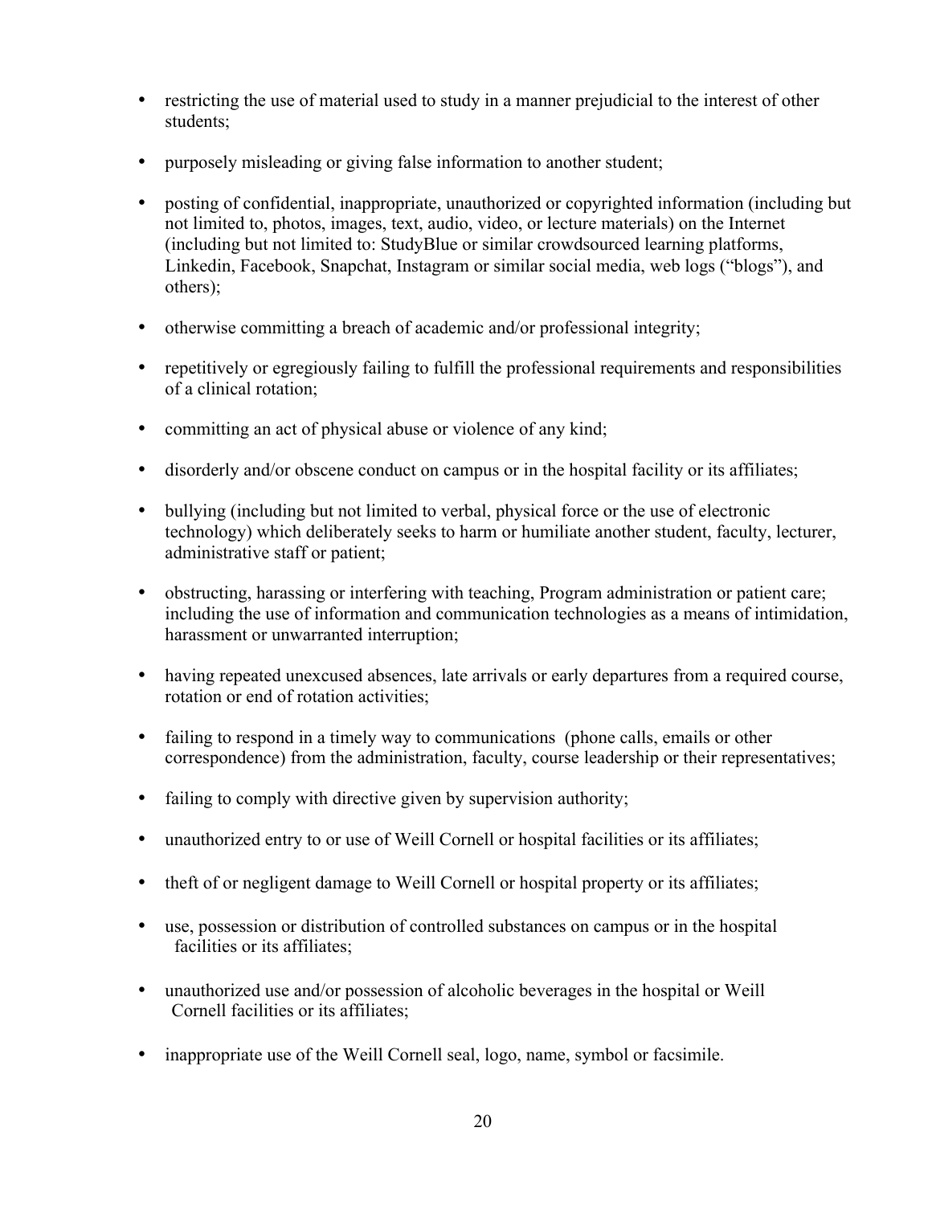- restricting the use of material used to study in a manner prejudicial to the interest of other students;
- purposely misleading or giving false information to another student;
- posting of confidential, inappropriate, unauthorized or copyrighted information (including but not limited to, photos, images, text, audio, video, or lecture materials) on the Internet (including but not limited to: StudyBlue or similar crowdsourced learning platforms, Linkedin, Facebook, Snapchat, Instagram or similar social media, web logs ("blogs"), and others);
- otherwise committing a breach of academic and/or professional integrity;
- repetitively or egregiously failing to fulfill the professional requirements and responsibilities of a clinical rotation;
- committing an act of physical abuse or violence of any kind;
- disorderly and/or obscene conduct on campus or in the hospital facility or its affiliates;
- bullying (including but not limited to verbal, physical force or the use of electronic technology) which deliberately seeks to harm or humiliate another student, faculty, lecturer, administrative staff or patient;
- obstructing, harassing or interfering with teaching, Program administration or patient care; including the use of information and communication technologies as a means of intimidation, harassment or unwarranted interruption;
- having repeated unexcused absences, late arrivals or early departures from a required course, rotation or end of rotation activities;
- failing to respond in a timely way to communications (phone calls, emails or other correspondence) from the administration, faculty, course leadership or their representatives;
- failing to comply with directive given by supervision authority;
- unauthorized entry to or use of Weill Cornell or hospital facilities or its affiliates;
- theft of or negligent damage to Weill Cornell or hospital property or its affiliates;
- use, possession or distribution of controlled substances on campus or in the hospital facilities or its affiliates;
- unauthorized use and/or possession of alcoholic beverages in the hospital or Weill Cornell facilities or its affiliates;
- inappropriate use of the Weill Cornell seal, logo, name, symbol or facsimile.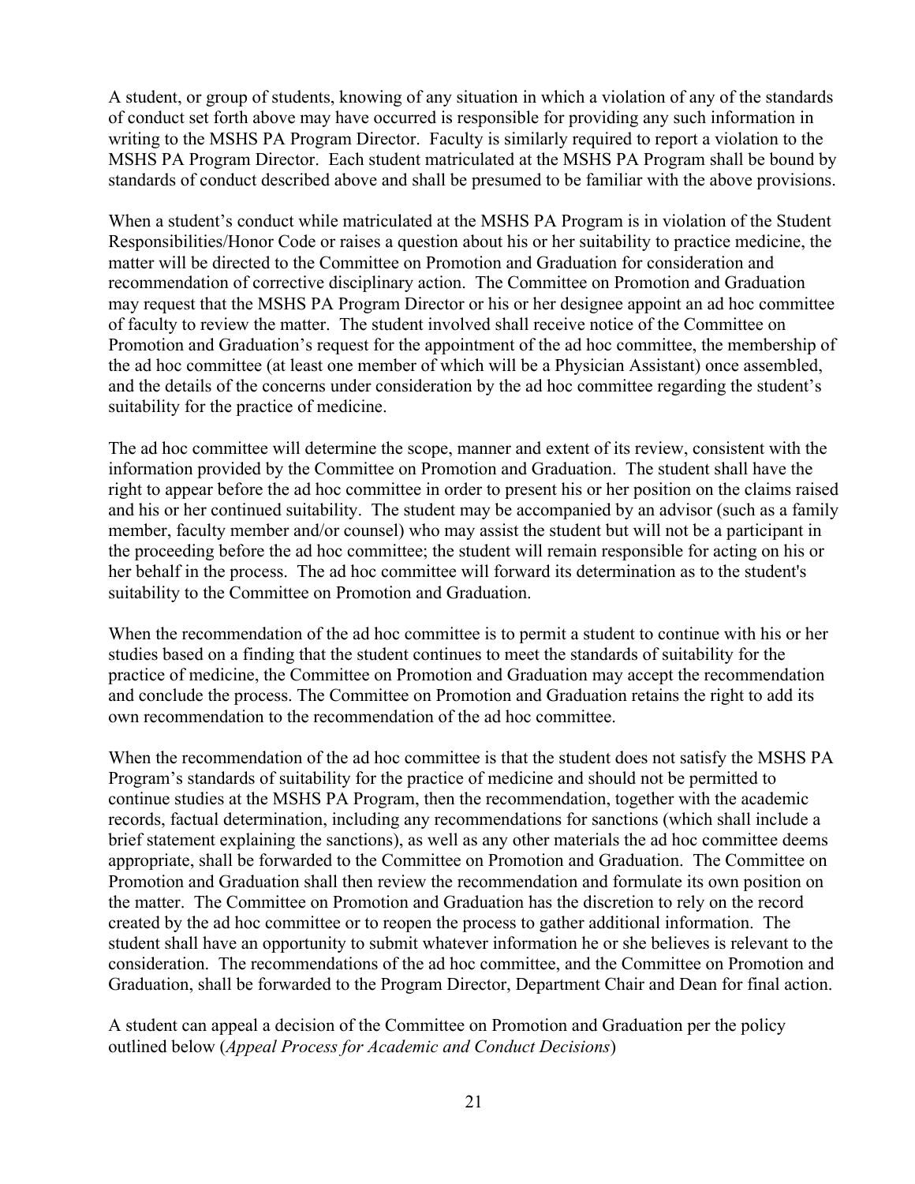A student, or group of students, knowing of any situation in which a violation of any of the standards of conduct set forth above may have occurred is responsible for providing any such information in writing to the MSHS PA Program Director. Faculty is similarly required to report a violation to the MSHS PA Program Director. Each student matriculated at the MSHS PA Program shall be bound by standards of conduct described above and shall be presumed to be familiar with the above provisions.

When a student's conduct while matriculated at the MSHS PA Program is in violation of the Student Responsibilities/Honor Code or raises a question about his or her suitability to practice medicine, the matter will be directed to the Committee on Promotion and Graduation for consideration and recommendation of corrective disciplinary action. The Committee on Promotion and Graduation may request that the MSHS PA Program Director or his or her designee appoint an ad hoc committee of faculty to review the matter. The student involved shall receive notice of the Committee on Promotion and Graduation's request for the appointment of the ad hoc committee, the membership of the ad hoc committee (at least one member of which will be a Physician Assistant) once assembled, and the details of the concerns under consideration by the ad hoc committee regarding the student's suitability for the practice of medicine.

The ad hoc committee will determine the scope, manner and extent of its review, consistent with the information provided by the Committee on Promotion and Graduation. The student shall have the right to appear before the ad hoc committee in order to present his or her position on the claims raised and his or her continued suitability. The student may be accompanied by an advisor (such as a family member, faculty member and/or counsel) who may assist the student but will not be a participant in the proceeding before the ad hoc committee; the student will remain responsible for acting on his or her behalf in the process. The ad hoc committee will forward its determination as to the student's suitability to the Committee on Promotion and Graduation.

When the recommendation of the ad hoc committee is to permit a student to continue with his or her studies based on a finding that the student continues to meet the standards of suitability for the practice of medicine, the Committee on Promotion and Graduation may accept the recommendation and conclude the process. The Committee on Promotion and Graduation retains the right to add its own recommendation to the recommendation of the ad hoc committee.

When the recommendation of the ad hoc committee is that the student does not satisfy the MSHS PA Program's standards of suitability for the practice of medicine and should not be permitted to continue studies at the MSHS PA Program, then the recommendation, together with the academic records, factual determination, including any recommendations for sanctions (which shall include a brief statement explaining the sanctions), as well as any other materials the ad hoc committee deems appropriate, shall be forwarded to the Committee on Promotion and Graduation. The Committee on Promotion and Graduation shall then review the recommendation and formulate its own position on the matter. The Committee on Promotion and Graduation has the discretion to rely on the record created by the ad hoc committee or to reopen the process to gather additional information. The student shall have an opportunity to submit whatever information he or she believes is relevant to the consideration. The recommendations of the ad hoc committee, and the Committee on Promotion and Graduation, shall be forwarded to the Program Director, Department Chair and Dean for final action.

A student can appeal a decision of the Committee on Promotion and Graduation per the policy outlined below (*Appeal Process for Academic and Conduct Decisions*)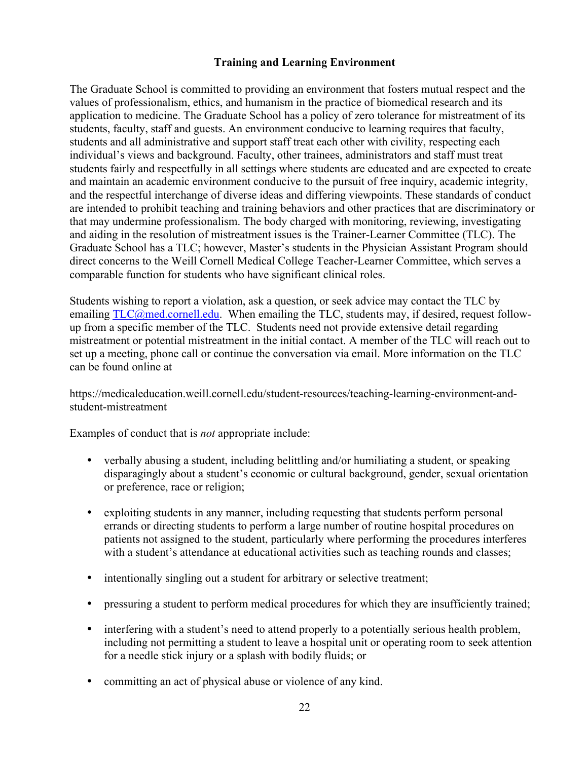## Training and Learning Environment

The Graduate School is committed to providing an environment that fosters mutual respect and the values of professionalism, ethics, and humanism in the practice of biomedical research and its application to medicine. The Graduate School has a policy of zero tolerance for mistreatment of its students, faculty, staff and guests. An environment conducive to learning requires that faculty, students and all administrative and support staff treat each other with civility, respecting each individual's views and background. Faculty, other trainees, administrators and staff must treat students fairly and respectfully in all settings where students are educated and are expected to create and maintain an academic environment conducive to the pursuit of free inquiry, academic integrity, and the respectful interchange of diverse ideas and differing viewpoints. These standards of conduct are intended to prohibit teaching and training behaviors and other practices that are discriminatory or that may undermine professionalism. The body charged with monitoring, reviewing, investigating and aiding in the resolution of mistreatment issues is the Trainer-Learner Committee (TLC). The Graduate School has a TLC; however, Master's students in the Physician Assistant Program should direct concerns to the Weill Cornell Medical College Teacher-Learner Committee, which serves a comparable function for students who have significant clinical roles.

Students wishing to report a violation, ask a question, or seek advice may contact the TLC by emailing TLC@med.cornell.edu. When emailing the TLC, students may, if desired, request follow-up from a specific member of the TLC. Students need not provide extensive detail regarding mistreatment or potential mistreatment in the initial contact. A member of the TLC will reach out to set up a meeting, phone call or continue the conversation via email. More information on the TLC can be found online at

https://medicaleducation.weill.cornell.edu/student-resources/teaching-learning-environment-and-student-mistreatment

Examples of conduct that is *not* appropriate include:

- verbally abusing a student, including belittling and/or humiliating a student, or speaking disparagingly about a student's economic or cultural background, gender, sexual orientation or preference, race or religion;
- exploiting students in any manner, including requesting that students perform personal errands or directing students to perform a large number of routine hospital procedures on patients not assigned to the student, particularly where performing the procedures interferes with a student's attendance at educational activities such as teaching rounds and classes;
- intentionally singling out a student for arbitrary or selective treatment;
- pressuring a student to perform medical procedures for which they are insufficiently trained;
- interfering with a student's need to attend properly to a potentially serious health problem, including not permitting a student to leave a hospital unit or operating room to seek attention for a needle stick injury or a splash with bodily fluids; or
- committing an act of physical abuse or violence of any kind.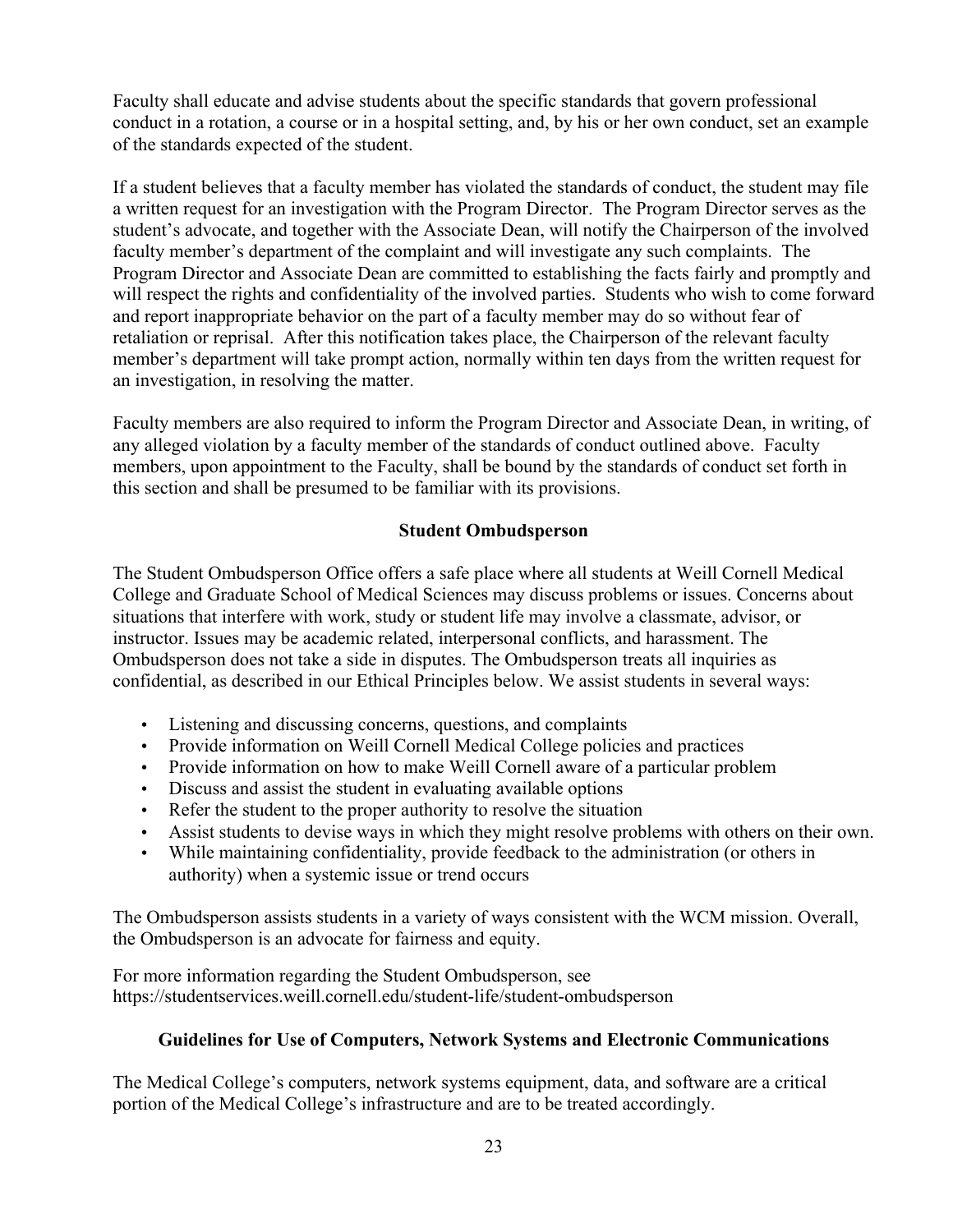Faculty shall educate and advise students about the specific standards that govern professional conduct in a rotation, a course or in a hospital setting, and, by his or her own conduct, set an example of the standards expected of the student.

If a student believes that a faculty member has violated the standards of conduct, the student may file a written request for an investigation with the Program Director. The Program Director serves as the student's advocate, and together with the Associate Dean, will notify the Chairperson of the involved faculty member's department of the complaint and will investigate any such complaints. The Program Director and Associate Dean are committed to establishing the facts fairly and promptly and will respect the rights and confidentiality of the involved parties. Students who wish to come forward and report inappropriate behavior on the part of a faculty member may do so without fear of retaliation or reprisal. After this notification takes place, the Chairperson of the relevant faculty member's department will take prompt action, normally within ten days from the written request for an investigation, in resolving the matter.

Faculty members are also required to inform the Program Director and Associate Dean, in writing, of any alleged violation by a faculty member of the standards of conduct outlined above. Faculty members, upon appointment to the Faculty, shall be bound by the standards of conduct set forth in this section and shall be presumed to be familiar with its provisions.

## Student Ombudsperson

The Student Ombudsperson Office offers a safe place where all students at Weill Cornell Medical College and Graduate School of Medical Sciences may discuss problems or issues. Concerns about situations that interfere with work, study or student life may involve a classmate, advisor, or instructor. Issues may be academic related, interpersonal conflicts, and harassment. The Ombudsperson does not take a side in disputes. The Ombudsperson treats all inquiries as confidential, as described in our Ethical Principles below. We assist students in several ways:

- Listening and discussing concerns, questions, and complaints
- Provide information on Weill Cornell Medical College policies and practices
- Provide information on how to make Weill Cornell aware of a particular problem
- Discuss and assist the student in evaluating available options
- Refer the student to the proper authority to resolve the situation
- Assist students to devise ways in which they might resolve problems with others on their own.
- While maintaining confidentiality, provide feedback to the administration (or others in authority) when a systemic issue or trend occurs

The Ombudsperson assists students in a variety of ways consistent with the WCM mission. Overall, the Ombudsperson is an advocate for fairness and equity.

For more information regarding the Student Ombudsperson, see https://studentservices.weill.cornell.edu/student-life/student-ombudsperson

## Guidelines for Use of Computers, Network Systems and Electronic Communications

The Medical College's computers, network systems equipment, data, and software are a critical portion of the Medical College's infrastructure and are to be treated accordingly.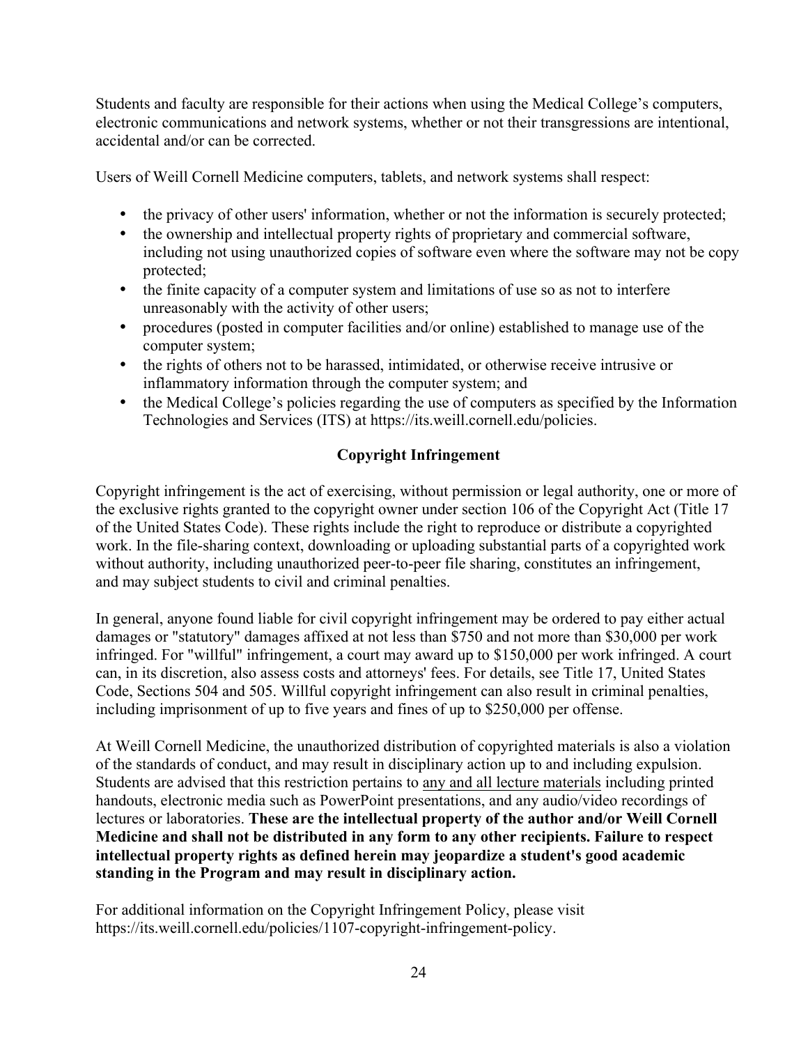Students and faculty are responsible for their actions when using the Medical College's computers, electronic communications and network systems, whether or not their transgressions are intentional, accidental and/or can be corrected.

Users of Weill Cornell Medicine computers, tablets, and network systems shall respect:

- the privacy of other users' information, whether or not the information is securely protected;
- the ownership and intellectual property rights of proprietary and commercial software, including not using unauthorized copies of software even where the software may not be copy protected;
- the finite capacity of a computer system and limitations of use so as not to interfere unreasonably with the activity of other users;
- procedures (posted in computer facilities and/or online) established to manage use of the computer system;
- the rights of others not to be harassed, intimidated, or otherwise receive intrusive or inflammatory information through the computer system; and
- the Medical College's policies regarding the use of computers as specified by the Information Technologies and Services (ITS) at https://its.weill.cornell.edu/policies.

## Copyright Infringement

Copyright infringement is the act of exercising, without permission or legal authority, one or more of the exclusive rights granted to the copyright owner under section 106 of the Copyright Act (Title 17 of the United States Code). These rights include the right to reproduce or distribute a copyrighted work. In the file-sharing context, downloading or uploading substantial parts of a copyrighted work without authority, including unauthorized peer-to-peer file sharing, constitutes an infringement, and may subject students to civil and criminal penalties.

In general, anyone found liable for civil copyright infringement may be ordered to pay either actual damages or "statutory" damages affixed at not less than $750 and not more than $30,000 per work infringed. For "willful" infringement, a court may award up to $150,000 per work infringed. A court can, in its discretion, also assess costs and attorneys' fees. For details, see Title 17, United States Code, Sections 504 and 505. Willful copyright infringement can also result in criminal penalties, including imprisonment of up to five years and fines of up to $250,000 per offense.

At Weill Cornell Medicine, the unauthorized distribution of copyrighted materials is also a violation of the standards of conduct, and may result in disciplinary action up to and including expulsion. Students are advised that this restriction pertains to <u>any and all lecture materials</u> including printed handouts, electronic media such as PowerPoint presentations, and any audio/video recordings of lectures or laboratories. **These are the intellectual property of the author and/or Weill Cornell Medicine and shall not be distributed in any form to any other recipients. Failure to respect intellectual property rights as defined herein may jeopardize a student's good academic standing in the Program and may result in disciplinary action.**

For additional information on the Copyright Infringement Policy, please visit https://its.weill.cornell.edu/policies/1107-copyright-infringement-policy.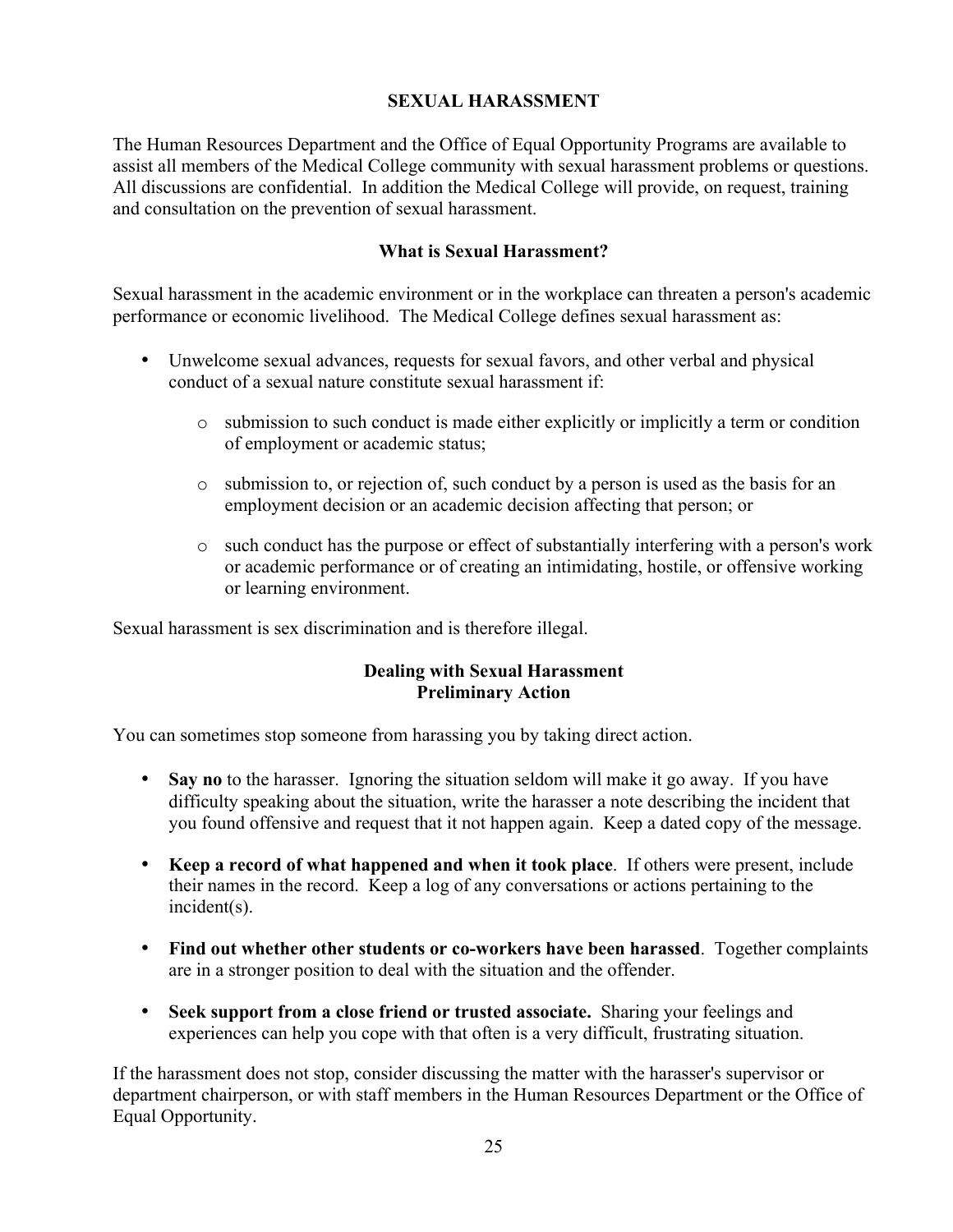## SEXUAL HARASSMENT

The Human Resources Department and the Office of Equal Opportunity Programs are available to assist all members of the Medical College community with sexual harassment problems or questions. All discussions are confidential. In addition the Medical College will provide, on request, training and consultation on the prevention of sexual harassment.

### What is Sexual Harassment?

Sexual harassment in the academic environment or in the workplace can threaten a person's academic performance or economic livelihood. The Medical College defines sexual harassment as:

- Unwelcome sexual advances, requests for sexual favors, and other verbal and physical conduct of a sexual nature constitute sexual harassment if:
  - submission to such conduct is made either explicitly or implicitly a term or condition of employment or academic status;
  - submission to, or rejection of, such conduct by a person is used as the basis for an employment decision or an academic decision affecting that person; or
  - such conduct has the purpose or effect of substantially interfering with a person's work or academic performance or of creating an intimidating, hostile, or offensive working or learning environment.

Sexual harassment is sex discrimination and is therefore illegal.

### Dealing with Sexual Harassment
### Preliminary Action

You can sometimes stop someone from harassing you by taking direct action.

- **Say no** to the harasser. Ignoring the situation seldom will make it go away. If you have difficulty speaking about the situation, write the harasser a note describing the incident that you found offensive and request that it not happen again. Keep a dated copy of the message.
- **Keep a record of what happened and when it took place**. If others were present, include their names in the record. Keep a log of any conversations or actions pertaining to the incident(s).
- **Find out whether other students or co-workers have been harassed**. Together complaints are in a stronger position to deal with the situation and the offender.
- **Seek support from a close friend or trusted associate.** Sharing your feelings and experiences can help you cope with that often is a very difficult, frustrating situation.

If the harassment does not stop, consider discussing the matter with the harasser's supervisor or department chairperson, or with staff members in the Human Resources Department or the Office of Equal Opportunity.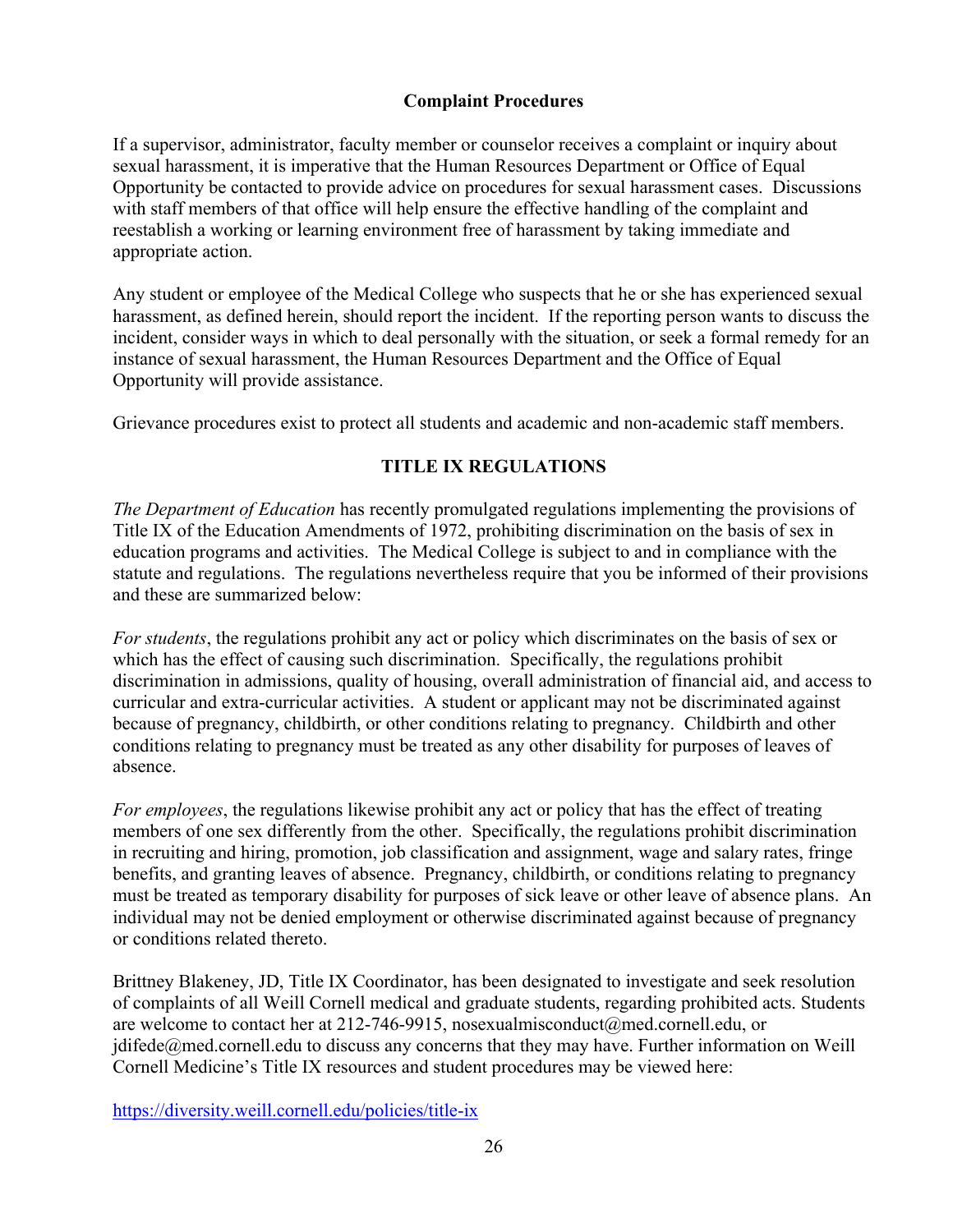## Complaint Procedures

If a supervisor, administrator, faculty member or counselor receives a complaint or inquiry about sexual harassment, it is imperative that the Human Resources Department or Office of Equal Opportunity be contacted to provide advice on procedures for sexual harassment cases. Discussions with staff members of that office will help ensure the effective handling of the complaint and reestablish a working or learning environment free of harassment by taking immediate and appropriate action.

Any student or employee of the Medical College who suspects that he or she has experienced sexual harassment, as defined herein, should report the incident. If the reporting person wants to discuss the incident, consider ways in which to deal personally with the situation, or seek a formal remedy for an instance of sexual harassment, the Human Resources Department and the Office of Equal Opportunity will provide assistance.

Grievance procedures exist to protect all students and academic and non-academic staff members.

## TITLE IX REGULATIONS

*The Department of Education* has recently promulgated regulations implementing the provisions of Title IX of the Education Amendments of 1972, prohibiting discrimination on the basis of sex in education programs and activities. The Medical College is subject to and in compliance with the statute and regulations. The regulations nevertheless require that you be informed of their provisions and these are summarized below:

*For students*, the regulations prohibit any act or policy which discriminates on the basis of sex or which has the effect of causing such discrimination. Specifically, the regulations prohibit discrimination in admissions, quality of housing, overall administration of financial aid, and access to curricular and extra-curricular activities. A student or applicant may not be discriminated against because of pregnancy, childbirth, or other conditions relating to pregnancy. Childbirth and other conditions relating to pregnancy must be treated as any other disability for purposes of leaves of absence.

*For employees*, the regulations likewise prohibit any act or policy that has the effect of treating members of one sex differently from the other. Specifically, the regulations prohibit discrimination in recruiting and hiring, promotion, job classification and assignment, wage and salary rates, fringe benefits, and granting leaves of absence. Pregnancy, childbirth, or conditions relating to pregnancy must be treated as temporary disability for purposes of sick leave or other leave of absence plans. An individual may not be denied employment or otherwise discriminated against because of pregnancy or conditions related thereto.

Brittney Blakeney, JD, Title IX Coordinator, has been designated to investigate and seek resolution of complaints of all Weill Cornell medical and graduate students, regarding prohibited acts. Students are welcome to contact her at 212-746-9915, nosexualmisconduct@med.cornell.edu, or jdifede@med.cornell.edu to discuss any concerns that they may have. Further information on Weill Cornell Medicine's Title IX resources and student procedures may be viewed here:

https://diversity.weill.cornell.edu/policies/title-ix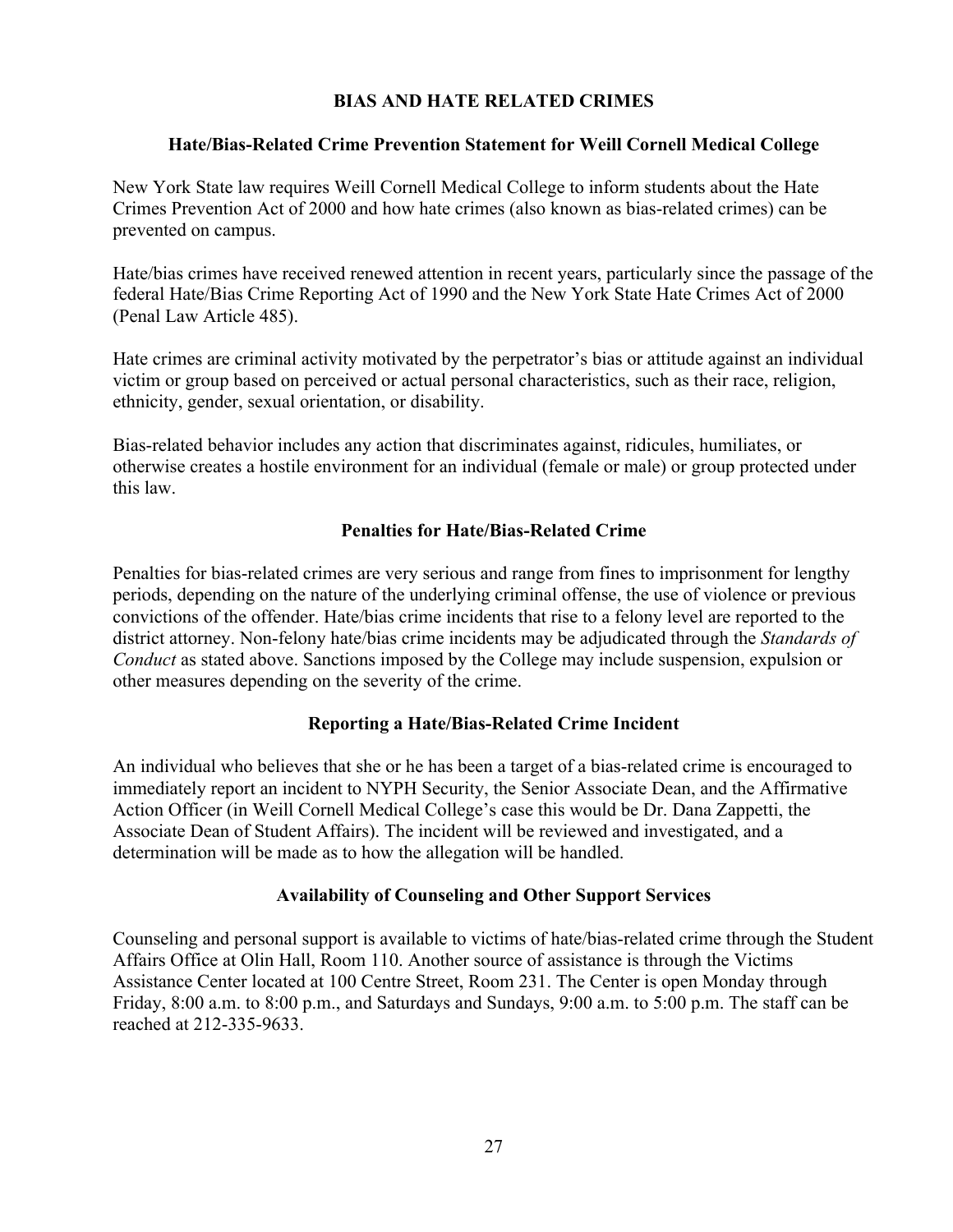# BIAS AND HATE RELATED CRIMES

## Hate/Bias-Related Crime Prevention Statement for Weill Cornell Medical College

New York State law requires Weill Cornell Medical College to inform students about the Hate Crimes Prevention Act of 2000 and how hate crimes (also known as bias-related crimes) can be prevented on campus.

Hate/bias crimes have received renewed attention in recent years, particularly since the passage of the federal Hate/Bias Crime Reporting Act of 1990 and the New York State Hate Crimes Act of 2000 (Penal Law Article 485).

Hate crimes are criminal activity motivated by the perpetrator's bias or attitude against an individual victim or group based on perceived or actual personal characteristics, such as their race, religion, ethnicity, gender, sexual orientation, or disability.

Bias-related behavior includes any action that discriminates against, ridicules, humiliates, or otherwise creates a hostile environment for an individual (female or male) or group protected under this law.

## Penalties for Hate/Bias-Related Crime

Penalties for bias-related crimes are very serious and range from fines to imprisonment for lengthy periods, depending on the nature of the underlying criminal offense, the use of violence or previous convictions of the offender. Hate/bias crime incidents that rise to a felony level are reported to the district attorney. Non-felony hate/bias crime incidents may be adjudicated through the *Standards of Conduct* as stated above. Sanctions imposed by the College may include suspension, expulsion or other measures depending on the severity of the crime.

## Reporting a Hate/Bias-Related Crime Incident

An individual who believes that she or he has been a target of a bias-related crime is encouraged to immediately report an incident to NYPH Security, the Senior Associate Dean, and the Affirmative Action Officer (in Weill Cornell Medical College's case this would be Dr. Dana Zappetti, the Associate Dean of Student Affairs). The incident will be reviewed and investigated, and a determination will be made as to how the allegation will be handled.

## Availability of Counseling and Other Support Services

Counseling and personal support is available to victims of hate/bias-related crime through the Student Affairs Office at Olin Hall, Room 110. Another source of assistance is through the Victims Assistance Center located at 100 Centre Street, Room 231. The Center is open Monday through Friday, 8:00 a.m. to 8:00 p.m., and Saturdays and Sundays, 9:00 a.m. to 5:00 p.m. The staff can be reached at 212-335-9633.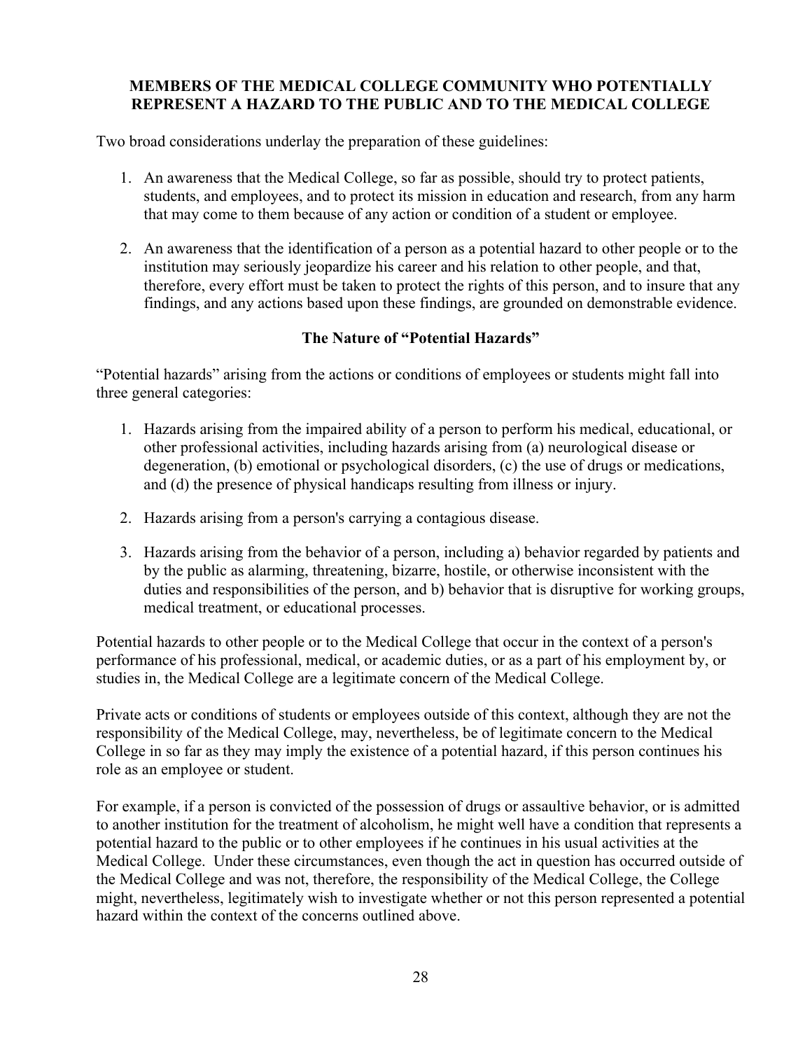## MEMBERS OF THE MEDICAL COLLEGE COMMUNITY WHO POTENTIALLY REPRESENT A HAZARD TO THE PUBLIC AND TO THE MEDICAL COLLEGE

Two broad considerations underlay the preparation of these guidelines:

1. An awareness that the Medical College, so far as possible, should try to protect patients, students, and employees, and to protect its mission in education and research, from any harm that may come to them because of any action or condition of a student or employee.

2. An awareness that the identification of a person as a potential hazard to other people or to the institution may seriously jeopardize his career and his relation to other people, and that, therefore, every effort must be taken to protect the rights of this person, and to insure that any findings, and any actions based upon these findings, are grounded on demonstrable evidence.

### The Nature of "Potential Hazards"

"Potential hazards" arising from the actions or conditions of employees or students might fall into three general categories:

1. Hazards arising from the impaired ability of a person to perform his medical, educational, or other professional activities, including hazards arising from (a) neurological disease or degeneration, (b) emotional or psychological disorders, (c) the use of drugs or medications, and (d) the presence of physical handicaps resulting from illness or injury.

2. Hazards arising from a person's carrying a contagious disease.

3. Hazards arising from the behavior of a person, including a) behavior regarded by patients and by the public as alarming, threatening, bizarre, hostile, or otherwise inconsistent with the duties and responsibilities of the person, and b) behavior that is disruptive for working groups, medical treatment, or educational processes.

Potential hazards to other people or to the Medical College that occur in the context of a person's performance of his professional, medical, or academic duties, or as a part of his employment by, or studies in, the Medical College are a legitimate concern of the Medical College.

Private acts or conditions of students or employees outside of this context, although they are not the responsibility of the Medical College, may, nevertheless, be of legitimate concern to the Medical College in so far as they may imply the existence of a potential hazard, if this person continues his role as an employee or student.

For example, if a person is convicted of the possession of drugs or assaultive behavior, or is admitted to another institution for the treatment of alcoholism, he might well have a condition that represents a potential hazard to the public or to other employees if he continues in his usual activities at the Medical College. Under these circumstances, even though the act in question has occurred outside of the Medical College and was not, therefore, the responsibility of the Medical College, the College might, nevertheless, legitimately wish to investigate whether or not this person represented a potential hazard within the context of the concerns outlined above.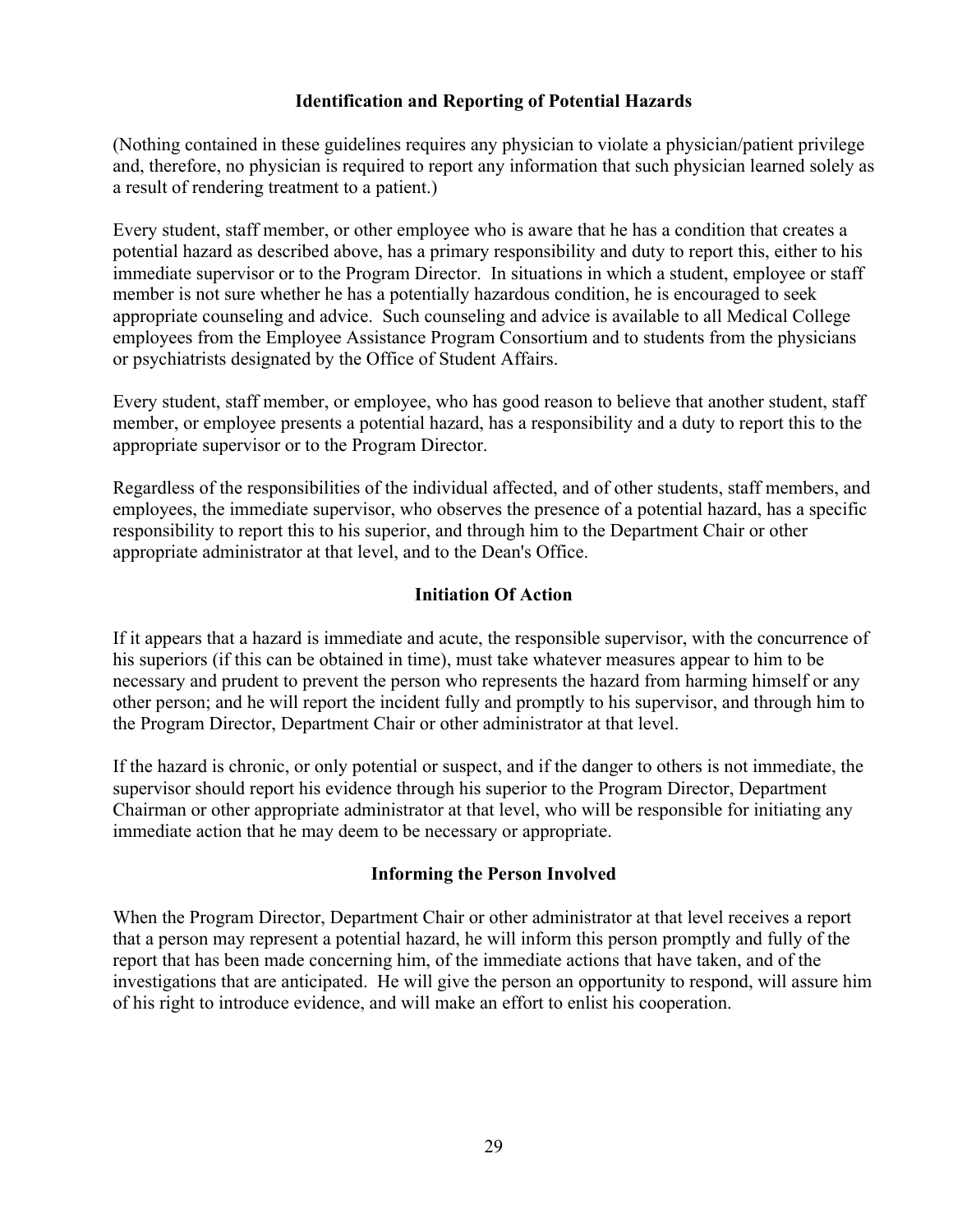## Identification and Reporting of Potential Hazards

(Nothing contained in these guidelines requires any physician to violate a physician/patient privilege and, therefore, no physician is required to report any information that such physician learned solely as a result of rendering treatment to a patient.)

Every student, staff member, or other employee who is aware that he has a condition that creates a potential hazard as described above, has a primary responsibility and duty to report this, either to his immediate supervisor or to the Program Director. In situations in which a student, employee or staff member is not sure whether he has a potentially hazardous condition, he is encouraged to seek appropriate counseling and advice. Such counseling and advice is available to all Medical College employees from the Employee Assistance Program Consortium and to students from the physicians or psychiatrists designated by the Office of Student Affairs.

Every student, staff member, or employee, who has good reason to believe that another student, staff member, or employee presents a potential hazard, has a responsibility and a duty to report this to the appropriate supervisor or to the Program Director.

Regardless of the responsibilities of the individual affected, and of other students, staff members, and employees, the immediate supervisor, who observes the presence of a potential hazard, has a specific responsibility to report this to his superior, and through him to the Department Chair or other appropriate administrator at that level, and to the Dean's Office.

## Initiation Of Action

If it appears that a hazard is immediate and acute, the responsible supervisor, with the concurrence of his superiors (if this can be obtained in time), must take whatever measures appear to him to be necessary and prudent to prevent the person who represents the hazard from harming himself or any other person; and he will report the incident fully and promptly to his supervisor, and through him to the Program Director, Department Chair or other administrator at that level.

If the hazard is chronic, or only potential or suspect, and if the danger to others is not immediate, the supervisor should report his evidence through his superior to the Program Director, Department Chairman or other appropriate administrator at that level, who will be responsible for initiating any immediate action that he may deem to be necessary or appropriate.

## Informing the Person Involved

When the Program Director, Department Chair or other administrator at that level receives a report that a person may represent a potential hazard, he will inform this person promptly and fully of the report that has been made concerning him, of the immediate actions that have taken, and of the investigations that are anticipated. He will give the person an opportunity to respond, will assure him of his right to introduce evidence, and will make an effort to enlist his cooperation.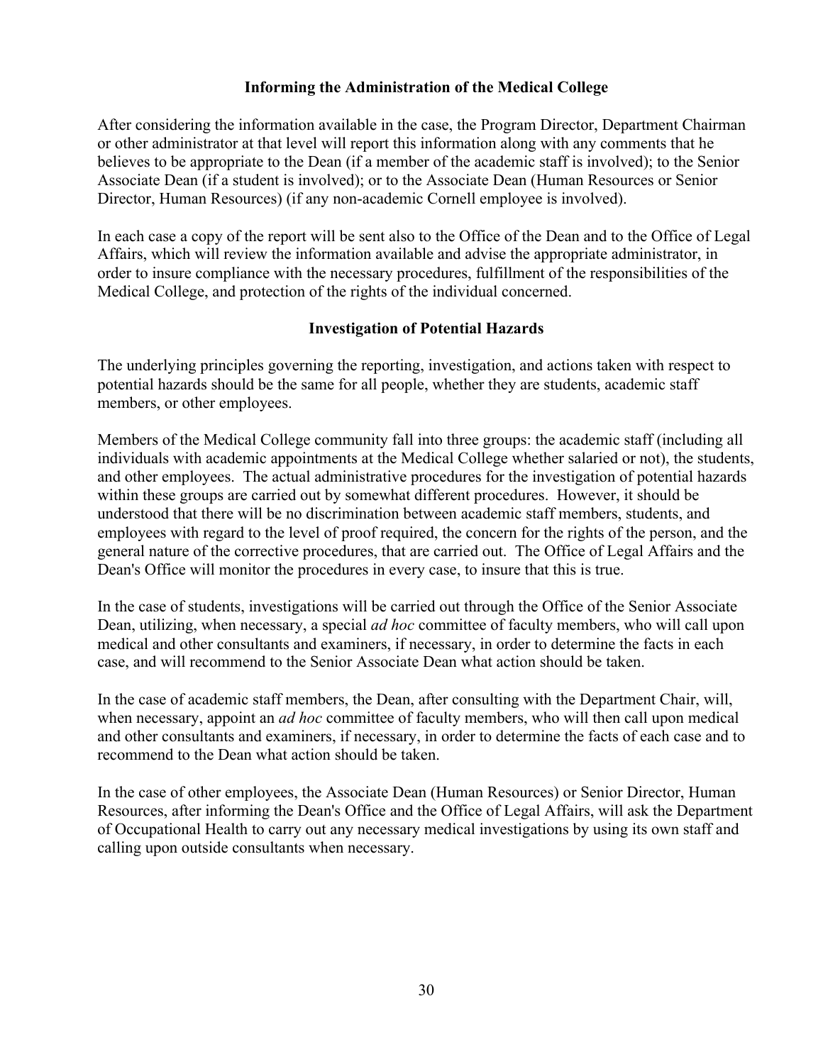## Informing the Administration of the Medical College

After considering the information available in the case, the Program Director, Department Chairman or other administrator at that level will report this information along with any comments that he believes to be appropriate to the Dean (if a member of the academic staff is involved); to the Senior Associate Dean (if a student is involved); or to the Associate Dean (Human Resources or Senior Director, Human Resources) (if any non-academic Cornell employee is involved).

In each case a copy of the report will be sent also to the Office of the Dean and to the Office of Legal Affairs, which will review the information available and advise the appropriate administrator, in order to insure compliance with the necessary procedures, fulfillment of the responsibilities of the Medical College, and protection of the rights of the individual concerned.

## Investigation of Potential Hazards

The underlying principles governing the reporting, investigation, and actions taken with respect to potential hazards should be the same for all people, whether they are students, academic staff members, or other employees.

Members of the Medical College community fall into three groups: the academic staff (including all individuals with academic appointments at the Medical College whether salaried or not), the students, and other employees. The actual administrative procedures for the investigation of potential hazards within these groups are carried out by somewhat different procedures. However, it should be understood that there will be no discrimination between academic staff members, students, and employees with regard to the level of proof required, the concern for the rights of the person, and the general nature of the corrective procedures, that are carried out. The Office of Legal Affairs and the Dean's Office will monitor the procedures in every case, to insure that this is true.

In the case of students, investigations will be carried out through the Office of the Senior Associate Dean, utilizing, when necessary, a special *ad hoc* committee of faculty members, who will call upon medical and other consultants and examiners, if necessary, in order to determine the facts in each case, and will recommend to the Senior Associate Dean what action should be taken.

In the case of academic staff members, the Dean, after consulting with the Department Chair, will, when necessary, appoint an *ad hoc* committee of faculty members, who will then call upon medical and other consultants and examiners, if necessary, in order to determine the facts of each case and to recommend to the Dean what action should be taken.

In the case of other employees, the Associate Dean (Human Resources) or Senior Director, Human Resources, after informing the Dean's Office and the Office of Legal Affairs, will ask the Department of Occupational Health to carry out any necessary medical investigations by using its own staff and calling upon outside consultants when necessary.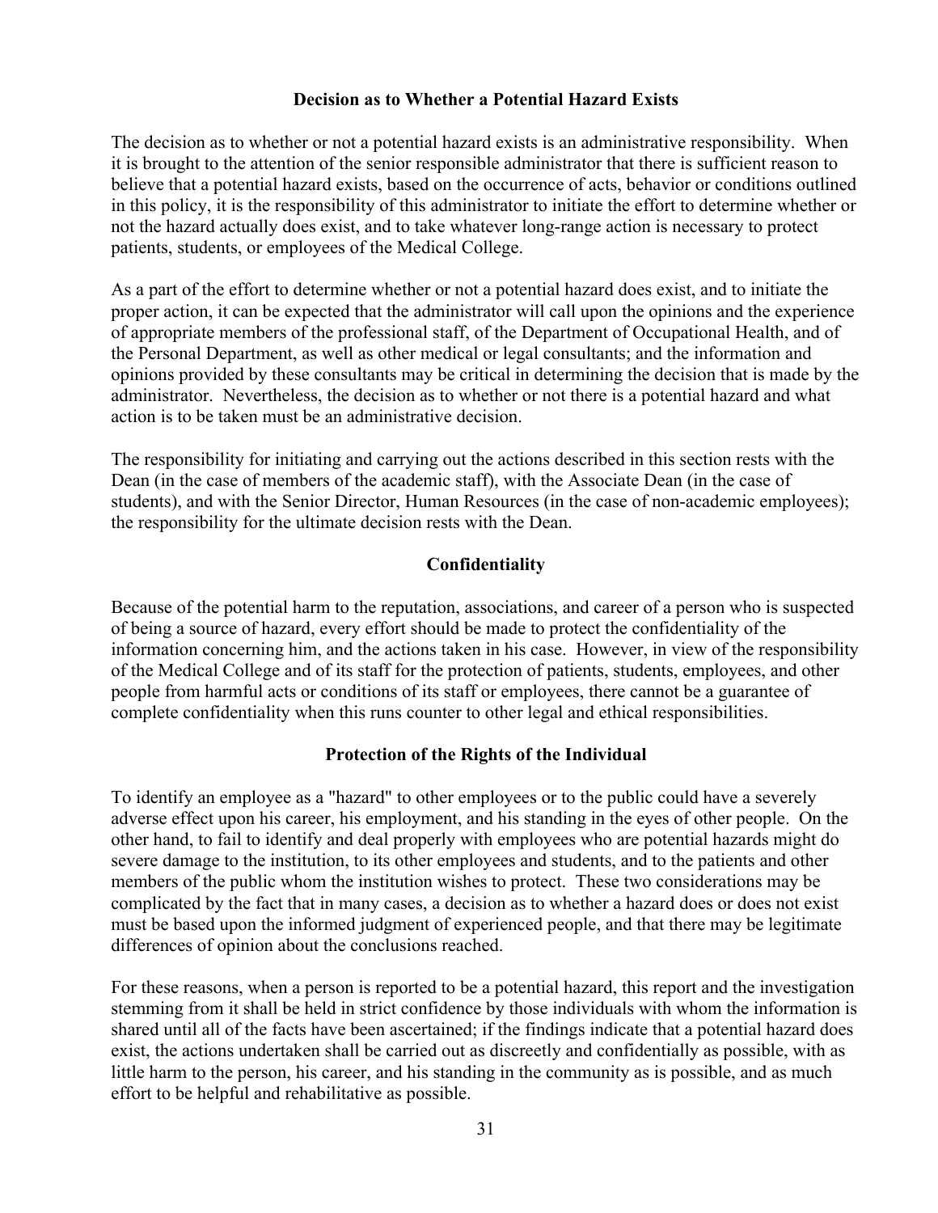## Decision as to Whether a Potential Hazard Exists

The decision as to whether or not a potential hazard exists is an administrative responsibility. When it is brought to the attention of the senior responsible administrator that there is sufficient reason to believe that a potential hazard exists, based on the occurrence of acts, behavior or conditions outlined in this policy, it is the responsibility of this administrator to initiate the effort to determine whether or not the hazard actually does exist, and to take whatever long-range action is necessary to protect patients, students, or employees of the Medical College.

As a part of the effort to determine whether or not a potential hazard does exist, and to initiate the proper action, it can be expected that the administrator will call upon the opinions and the experience of appropriate members of the professional staff, of the Department of Occupational Health, and of the Personal Department, as well as other medical or legal consultants; and the information and opinions provided by these consultants may be critical in determining the decision that is made by the administrator. Nevertheless, the decision as to whether or not there is a potential hazard and what action is to be taken must be an administrative decision.

The responsibility for initiating and carrying out the actions described in this section rests with the Dean (in the case of members of the academic staff), with the Associate Dean (in the case of students), and with the Senior Director, Human Resources (in the case of non-academic employees); the responsibility for the ultimate decision rests with the Dean.

## Confidentiality

Because of the potential harm to the reputation, associations, and career of a person who is suspected of being a source of hazard, every effort should be made to protect the confidentiality of the information concerning him, and the actions taken in his case. However, in view of the responsibility of the Medical College and of its staff for the protection of patients, students, employees, and other people from harmful acts or conditions of its staff or employees, there cannot be a guarantee of complete confidentiality when this runs counter to other legal and ethical responsibilities.

## Protection of the Rights of the Individual

To identify an employee as a "hazard" to other employees or to the public could have a severely adverse effect upon his career, his employment, and his standing in the eyes of other people. On the other hand, to fail to identify and deal properly with employees who are potential hazards might do severe damage to the institution, to its other employees and students, and to the patients and other members of the public whom the institution wishes to protect. These two considerations may be complicated by the fact that in many cases, a decision as to whether a hazard does or does not exist must be based upon the informed judgment of experienced people, and that there may be legitimate differences of opinion about the conclusions reached.

For these reasons, when a person is reported to be a potential hazard, this report and the investigation stemming from it shall be held in strict confidence by those individuals with whom the information is shared until all of the facts have been ascertained; if the findings indicate that a potential hazard does exist, the actions undertaken shall be carried out as discreetly and confidentially as possible, with as little harm to the person, his career, and his standing in the community as is possible, and as much effort to be helpful and rehabilitative as possible.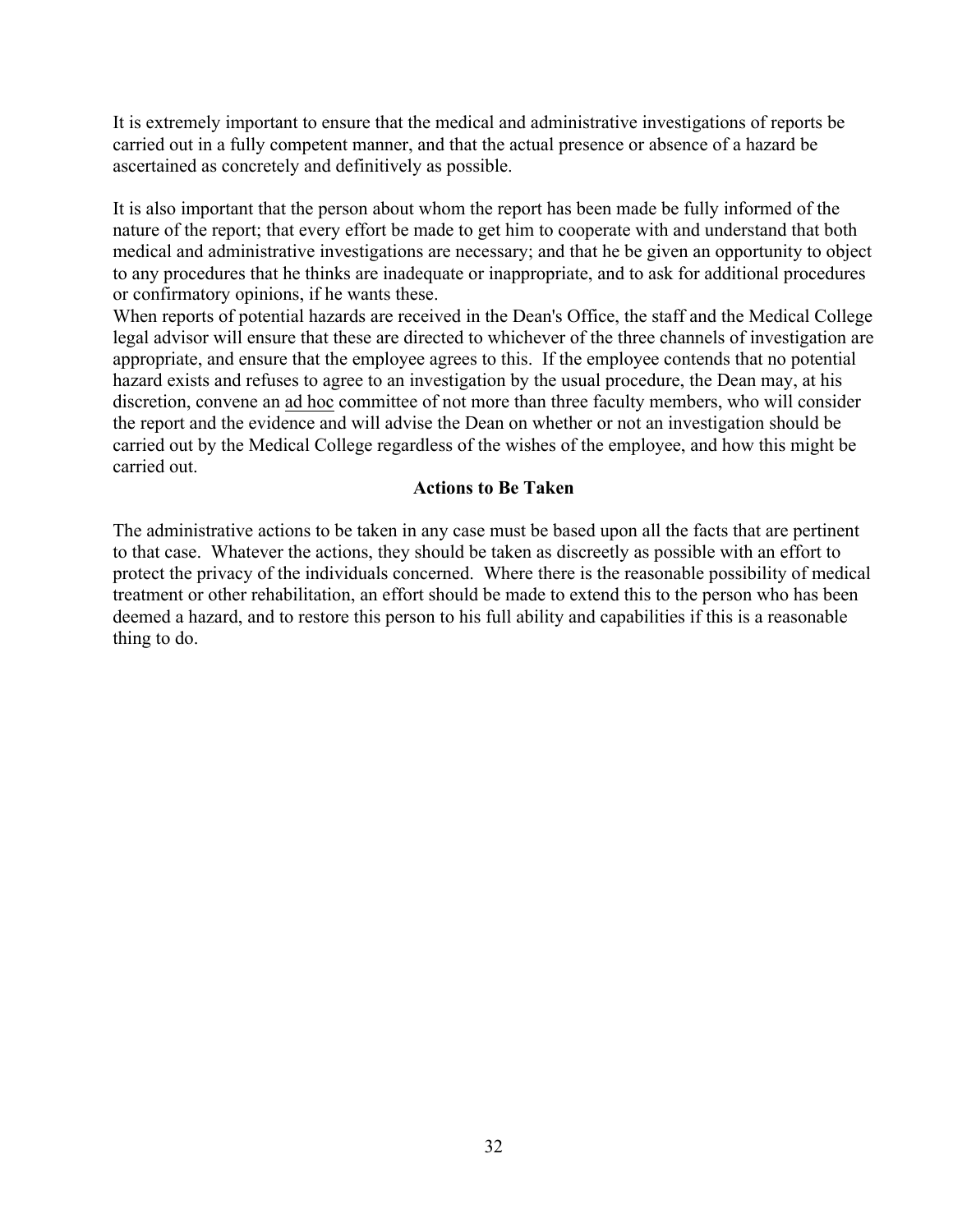It is extremely important to ensure that the medical and administrative investigations of reports be carried out in a fully competent manner, and that the actual presence or absence of a hazard be ascertained as concretely and definitively as possible.

It is also important that the person about whom the report has been made be fully informed of the nature of the report; that every effort be made to get him to cooperate with and understand that both medical and administrative investigations are necessary; and that he be given an opportunity to object to any procedures that he thinks are inadequate or inappropriate, and to ask for additional procedures or confirmatory opinions, if he wants these.

When reports of potential hazards are received in the Dean's Office, the staff and the Medical College legal advisor will ensure that these are directed to whichever of the three channels of investigation are appropriate, and ensure that the employee agrees to this. If the employee contends that no potential hazard exists and refuses to agree to an investigation by the usual procedure, the Dean may, at his discretion, convene an ad hoc committee of not more than three faculty members, who will consider the report and the evidence and will advise the Dean on whether or not an investigation should be carried out by the Medical College regardless of the wishes of the employee, and how this might be carried out.

### Actions to Be Taken

The administrative actions to be taken in any case must be based upon all the facts that are pertinent to that case. Whatever the actions, they should be taken as discreetly as possible with an effort to protect the privacy of the individuals concerned. Where there is the reasonable possibility of medical treatment or other rehabilitation, an effort should be made to extend this to the person who has been deemed a hazard, and to restore this person to his full ability and capabilities if this is a reasonable thing to do.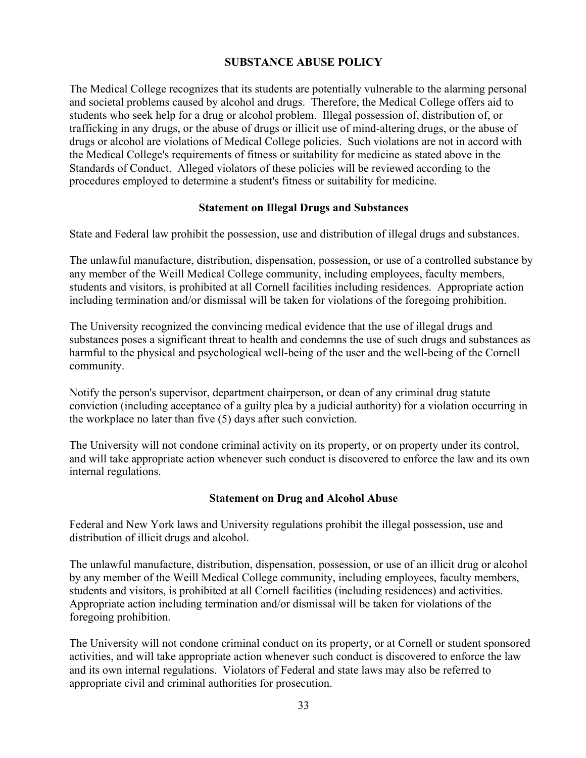## SUBSTANCE ABUSE POLICY

The Medical College recognizes that its students are potentially vulnerable to the alarming personal and societal problems caused by alcohol and drugs. Therefore, the Medical College offers aid to students who seek help for a drug or alcohol problem. Illegal possession of, distribution of, or trafficking in any drugs, or the abuse of drugs or illicit use of mind-altering drugs, or the abuse of drugs or alcohol are violations of Medical College policies. Such violations are not in accord with the Medical College's requirements of fitness or suitability for medicine as stated above in the Standards of Conduct. Alleged violators of these policies will be reviewed according to the procedures employed to determine a student's fitness or suitability for medicine.

### Statement on Illegal Drugs and Substances

State and Federal law prohibit the possession, use and distribution of illegal drugs and substances.

The unlawful manufacture, distribution, dispensation, possession, or use of a controlled substance by any member of the Weill Medical College community, including employees, faculty members, students and visitors, is prohibited at all Cornell facilities including residences. Appropriate action including termination and/or dismissal will be taken for violations of the foregoing prohibition.

The University recognized the convincing medical evidence that the use of illegal drugs and substances poses a significant threat to health and condemns the use of such drugs and substances as harmful to the physical and psychological well-being of the user and the well-being of the Cornell community.

Notify the person's supervisor, department chairperson, or dean of any criminal drug statute conviction (including acceptance of a guilty plea by a judicial authority) for a violation occurring in the workplace no later than five (5) days after such conviction.

The University will not condone criminal activity on its property, or on property under its control, and will take appropriate action whenever such conduct is discovered to enforce the law and its own internal regulations.

### Statement on Drug and Alcohol Abuse

Federal and New York laws and University regulations prohibit the illegal possession, use and distribution of illicit drugs and alcohol.

The unlawful manufacture, distribution, dispensation, possession, or use of an illicit drug or alcohol by any member of the Weill Medical College community, including employees, faculty members, students and visitors, is prohibited at all Cornell facilities (including residences) and activities. Appropriate action including termination and/or dismissal will be taken for violations of the foregoing prohibition.

The University will not condone criminal conduct on its property, or at Cornell or student sponsored activities, and will take appropriate action whenever such conduct is discovered to enforce the law and its own internal regulations. Violators of Federal and state laws may also be referred to appropriate civil and criminal authorities for prosecution.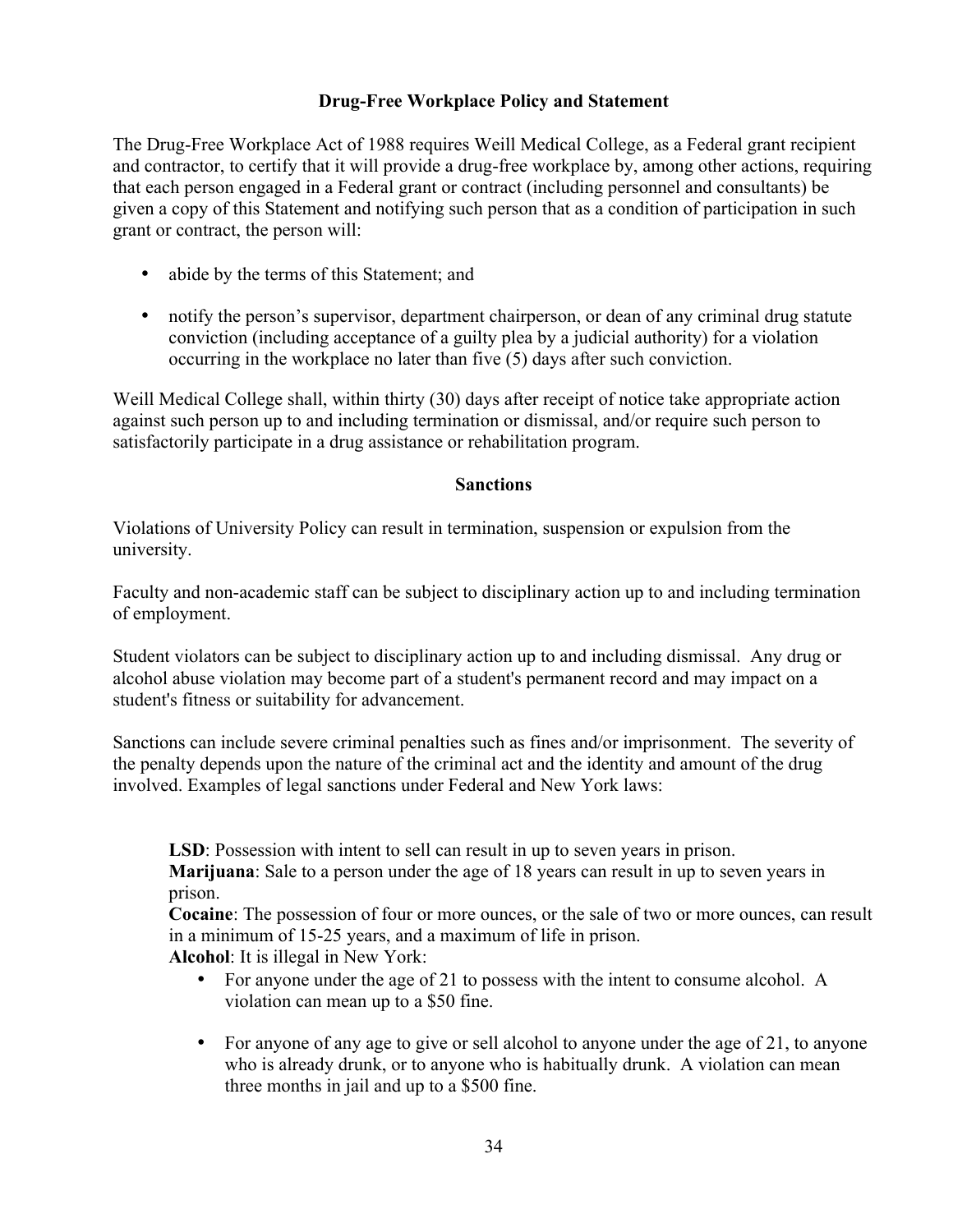## Drug-Free Workplace Policy and Statement

The Drug-Free Workplace Act of 1988 requires Weill Medical College, as a Federal grant recipient and contractor, to certify that it will provide a drug-free workplace by, among other actions, requiring that each person engaged in a Federal grant or contract (including personnel and consultants) be given a copy of this Statement and notifying such person that as a condition of participation in such grant or contract, the person will:

- abide by the terms of this Statement; and
- notify the person's supervisor, department chairperson, or dean of any criminal drug statute conviction (including acceptance of a guilty plea by a judicial authority) for a violation occurring in the workplace no later than five (5) days after such conviction.

Weill Medical College shall, within thirty (30) days after receipt of notice take appropriate action against such person up to and including termination or dismissal, and/or require such person to satisfactorily participate in a drug assistance or rehabilitation program.

## Sanctions

Violations of University Policy can result in termination, suspension or expulsion from the university.

Faculty and non-academic staff can be subject to disciplinary action up to and including termination of employment.

Student violators can be subject to disciplinary action up to and including dismissal. Any drug or alcohol abuse violation may become part of a student's permanent record and may impact on a student's fitness or suitability for advancement.

Sanctions can include severe criminal penalties such as fines and/or imprisonment. The severity of the penalty depends upon the nature of the criminal act and the identity and amount of the drug involved. Examples of legal sanctions under Federal and New York laws:

**LSD**: Possession with intent to sell can result in up to seven years in prison.
**Marijuana**: Sale to a person under the age of 18 years can result in up to seven years in prison.
**Cocaine**: The possession of four or more ounces, or the sale of two or more ounces, can result in a minimum of 15-25 years, and a maximum of life in prison.
**Alcohol**: It is illegal in New York:

- For anyone under the age of 21 to possess with the intent to consume alcohol. A violation can mean up to a $50 fine.
- For anyone of any age to give or sell alcohol to anyone under the age of 21, to anyone who is already drunk, or to anyone who is habitually drunk. A violation can mean three months in jail and up to a $500 fine.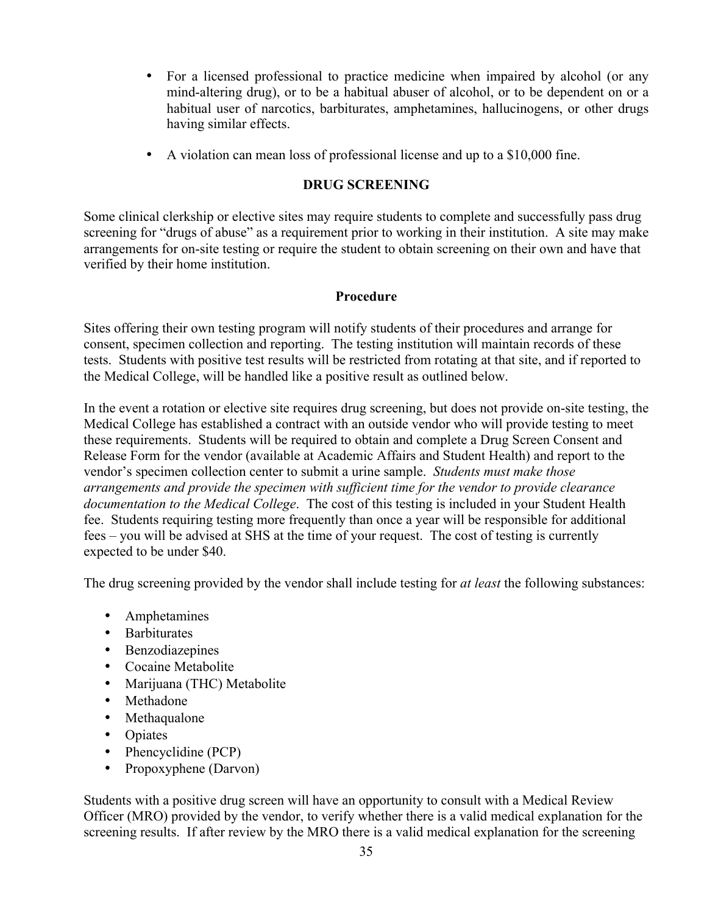- For a licensed professional to practice medicine when impaired by alcohol (or any mind-altering drug), or to be a habitual abuser of alcohol, or to be dependent on or a habitual user of narcotics, barbiturates, amphetamines, hallucinogens, or other drugs having similar effects.

- A violation can mean loss of professional license and up to a $10,000 fine.

## DRUG SCREENING

Some clinical clerkship or elective sites may require students to complete and successfully pass drug screening for "drugs of abuse" as a requirement prior to working in their institution. A site may make arrangements for on-site testing or require the student to obtain screening on their own and have that verified by their home institution.

### Procedure

Sites offering their own testing program will notify students of their procedures and arrange for consent, specimen collection and reporting. The testing institution will maintain records of these tests. Students with positive test results will be restricted from rotating at that site, and if reported to the Medical College, will be handled like a positive result as outlined below.

In the event a rotation or elective site requires drug screening, but does not provide on-site testing, the Medical College has established a contract with an outside vendor who will provide testing to meet these requirements. Students will be required to obtain and complete a Drug Screen Consent and Release Form for the vendor (available at Academic Affairs and Student Health) and report to the vendor's specimen collection center to submit a urine sample. *Students must make those arrangements and provide the specimen with sufficient time for the vendor to provide clearance documentation to the Medical College*. The cost of this testing is included in your Student Health fee. Students requiring testing more frequently than once a year will be responsible for additional fees – you will be advised at SHS at the time of your request. The cost of testing is currently expected to be under $40.

The drug screening provided by the vendor shall include testing for *at least* the following substances:

- Amphetamines
- Barbiturates
- Benzodiazepines
- Cocaine Metabolite
- Marijuana (THC) Metabolite
- Methadone
- Methaqualone
- Opiates
- Phencyclidine (PCP)
- Propoxyphene (Darvon)

Students with a positive drug screen will have an opportunity to consult with a Medical Review Officer (MRO) provided by the vendor, to verify whether there is a valid medical explanation for the screening results. If after review by the MRO there is a valid medical explanation for the screening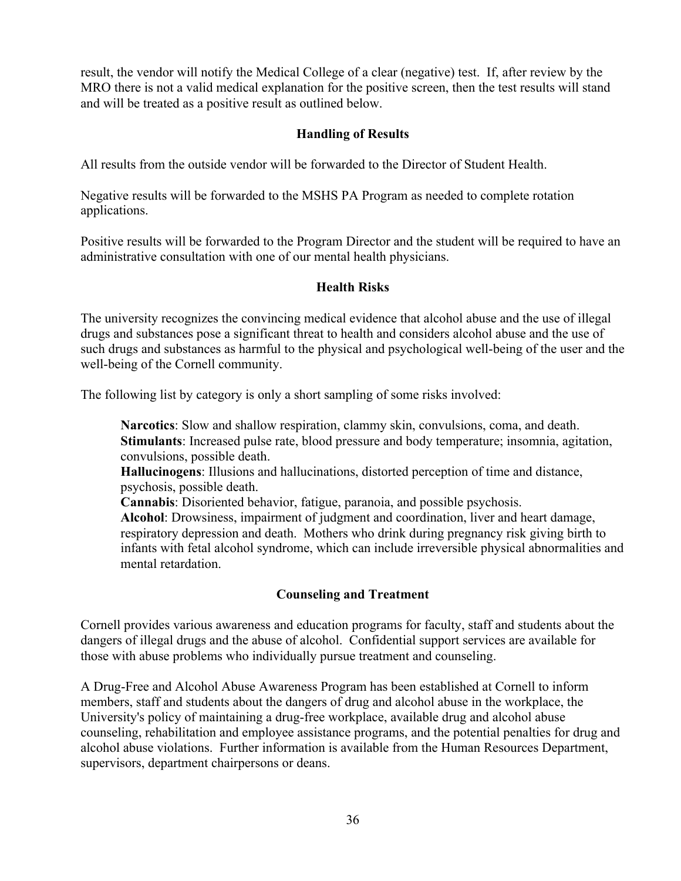result, the vendor will notify the Medical College of a clear (negative) test. If, after review by the MRO there is not a valid medical explanation for the positive screen, then the test results will stand and will be treated as a positive result as outlined below.

### Handling of Results

All results from the outside vendor will be forwarded to the Director of Student Health.

Negative results will be forwarded to the MSHS PA Program as needed to complete rotation applications.

Positive results will be forwarded to the Program Director and the student will be required to have an administrative consultation with one of our mental health physicians.

### Health Risks

The university recognizes the convincing medical evidence that alcohol abuse and the use of illegal drugs and substances pose a significant threat to health and considers alcohol abuse and the use of such drugs and substances as harmful to the physical and psychological well-being of the user and the well-being of the Cornell community.

The following list by category is only a short sampling of some risks involved:

**Narcotics**: Slow and shallow respiration, clammy skin, convulsions, coma, and death.
**Stimulants**: Increased pulse rate, blood pressure and body temperature; insomnia, agitation, convulsions, possible death.
**Hallucinogens**: Illusions and hallucinations, distorted perception of time and distance, psychosis, possible death.
**Cannabis**: Disoriented behavior, fatigue, paranoia, and possible psychosis.
**Alcohol**: Drowsiness, impairment of judgment and coordination, liver and heart damage, respiratory depression and death. Mothers who drink during pregnancy risk giving birth to infants with fetal alcohol syndrome, which can include irreversible physical abnormalities and mental retardation.

### Counseling and Treatment

Cornell provides various awareness and education programs for faculty, staff and students about the dangers of illegal drugs and the abuse of alcohol. Confidential support services are available for those with abuse problems who individually pursue treatment and counseling.

A Drug-Free and Alcohol Abuse Awareness Program has been established at Cornell to inform members, staff and students about the dangers of drug and alcohol abuse in the workplace, the University's policy of maintaining a drug-free workplace, available drug and alcohol abuse counseling, rehabilitation and employee assistance programs, and the potential penalties for drug and alcohol abuse violations. Further information is available from the Human Resources Department, supervisors, department chairpersons or deans.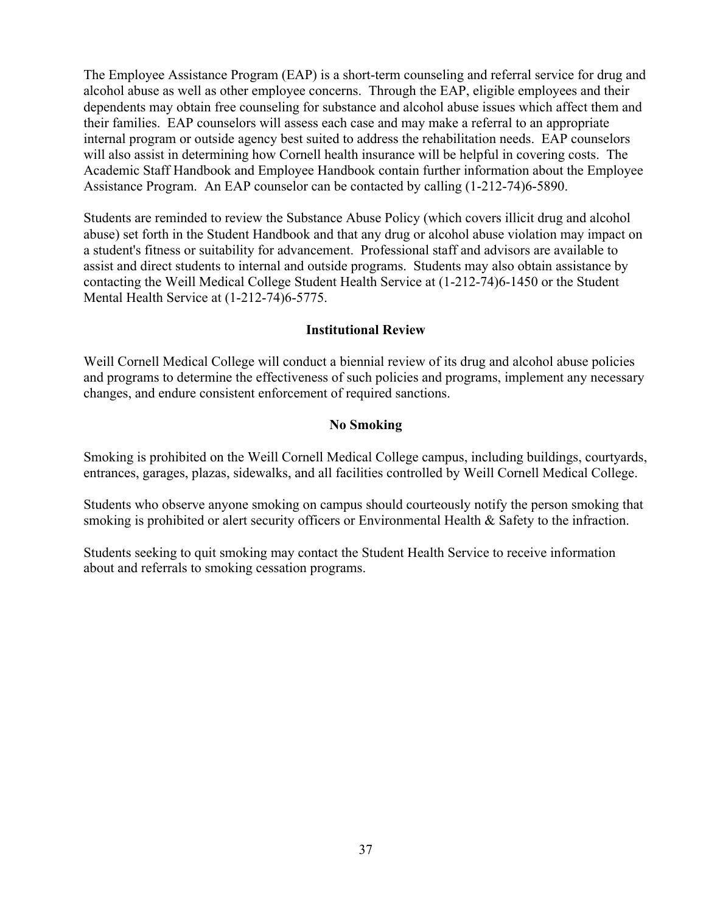The Employee Assistance Program (EAP) is a short-term counseling and referral service for drug and alcohol abuse as well as other employee concerns. Through the EAP, eligible employees and their dependents may obtain free counseling for substance and alcohol abuse issues which affect them and their families. EAP counselors will assess each case and may make a referral to an appropriate internal program or outside agency best suited to address the rehabilitation needs. EAP counselors will also assist in determining how Cornell health insurance will be helpful in covering costs. The Academic Staff Handbook and Employee Handbook contain further information about the Employee Assistance Program. An EAP counselor can be contacted by calling (1-212-74)6-5890.

Students are reminded to review the Substance Abuse Policy (which covers illicit drug and alcohol abuse) set forth in the Student Handbook and that any drug or alcohol abuse violation may impact on a student's fitness or suitability for advancement. Professional staff and advisors are available to assist and direct students to internal and outside programs. Students may also obtain assistance by contacting the Weill Medical College Student Health Service at (1-212-74)6-1450 or the Student Mental Health Service at (1-212-74)6-5775.

## Institutional Review

Weill Cornell Medical College will conduct a biennial review of its drug and alcohol abuse policies and programs to determine the effectiveness of such policies and programs, implement any necessary changes, and endure consistent enforcement of required sanctions.

## No Smoking

Smoking is prohibited on the Weill Cornell Medical College campus, including buildings, courtyards, entrances, garages, plazas, sidewalks, and all facilities controlled by Weill Cornell Medical College.

Students who observe anyone smoking on campus should courteously notify the person smoking that smoking is prohibited or alert security officers or Environmental Health & Safety to the infraction.

Students seeking to quit smoking may contact the Student Health Service to receive information about and referrals to smoking cessation programs.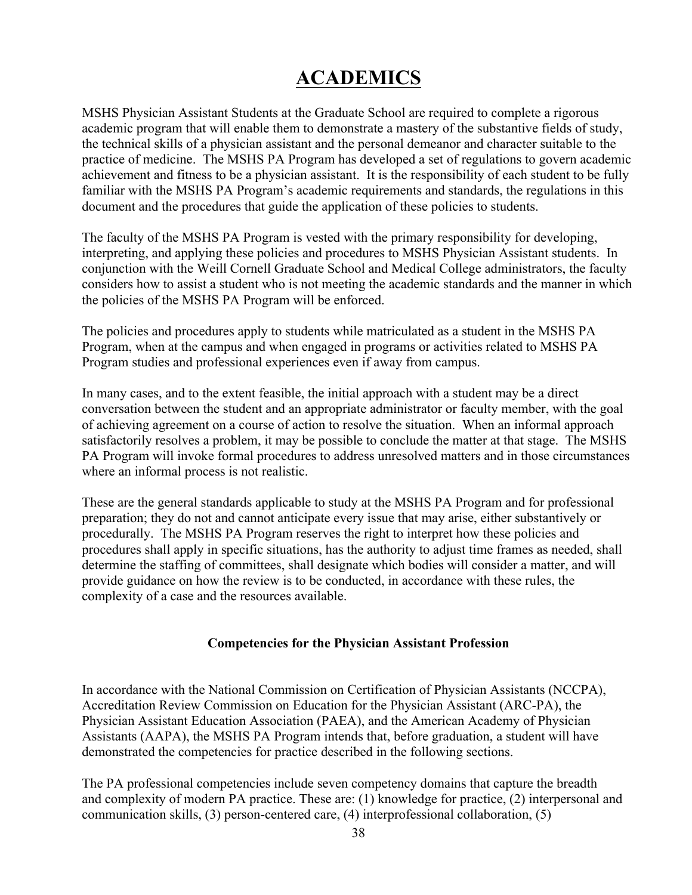# ACADEMICS

MSHS Physician Assistant Students at the Graduate School are required to complete a rigorous academic program that will enable them to demonstrate a mastery of the substantive fields of study, the technical skills of a physician assistant and the personal demeanor and character suitable to the practice of medicine. The MSHS PA Program has developed a set of regulations to govern academic achievement and fitness to be a physician assistant. It is the responsibility of each student to be fully familiar with the MSHS PA Program's academic requirements and standards, the regulations in this document and the procedures that guide the application of these policies to students.

The faculty of the MSHS PA Program is vested with the primary responsibility for developing, interpreting, and applying these policies and procedures to MSHS Physician Assistant students. In conjunction with the Weill Cornell Graduate School and Medical College administrators, the faculty considers how to assist a student who is not meeting the academic standards and the manner in which the policies of the MSHS PA Program will be enforced.

The policies and procedures apply to students while matriculated as a student in the MSHS PA Program, when at the campus and when engaged in programs or activities related to MSHS PA Program studies and professional experiences even if away from campus.

In many cases, and to the extent feasible, the initial approach with a student may be a direct conversation between the student and an appropriate administrator or faculty member, with the goal of achieving agreement on a course of action to resolve the situation. When an informal approach satisfactorily resolves a problem, it may be possible to conclude the matter at that stage. The MSHS PA Program will invoke formal procedures to address unresolved matters and in those circumstances where an informal process is not realistic.

These are the general standards applicable to study at the MSHS PA Program and for professional preparation; they do not and cannot anticipate every issue that may arise, either substantively or procedurally. The MSHS PA Program reserves the right to interpret how these policies and procedures shall apply in specific situations, has the authority to adjust time frames as needed, shall determine the staffing of committees, shall designate which bodies will consider a matter, and will provide guidance on how the review is to be conducted, in accordance with these rules, the complexity of a case and the resources available.

### Competencies for the Physician Assistant Profession

In accordance with the National Commission on Certification of Physician Assistants (NCCPA), Accreditation Review Commission on Education for the Physician Assistant (ARC-PA), the Physician Assistant Education Association (PAEA), and the American Academy of Physician Assistants (AAPA), the MSHS PA Program intends that, before graduation, a student will have demonstrated the competencies for practice described in the following sections.

The PA professional competencies include seven competency domains that capture the breadth and complexity of modern PA practice. These are: (1) knowledge for practice, (2) interpersonal and communication skills, (3) person-centered care, (4) interprofessional collaboration, (5)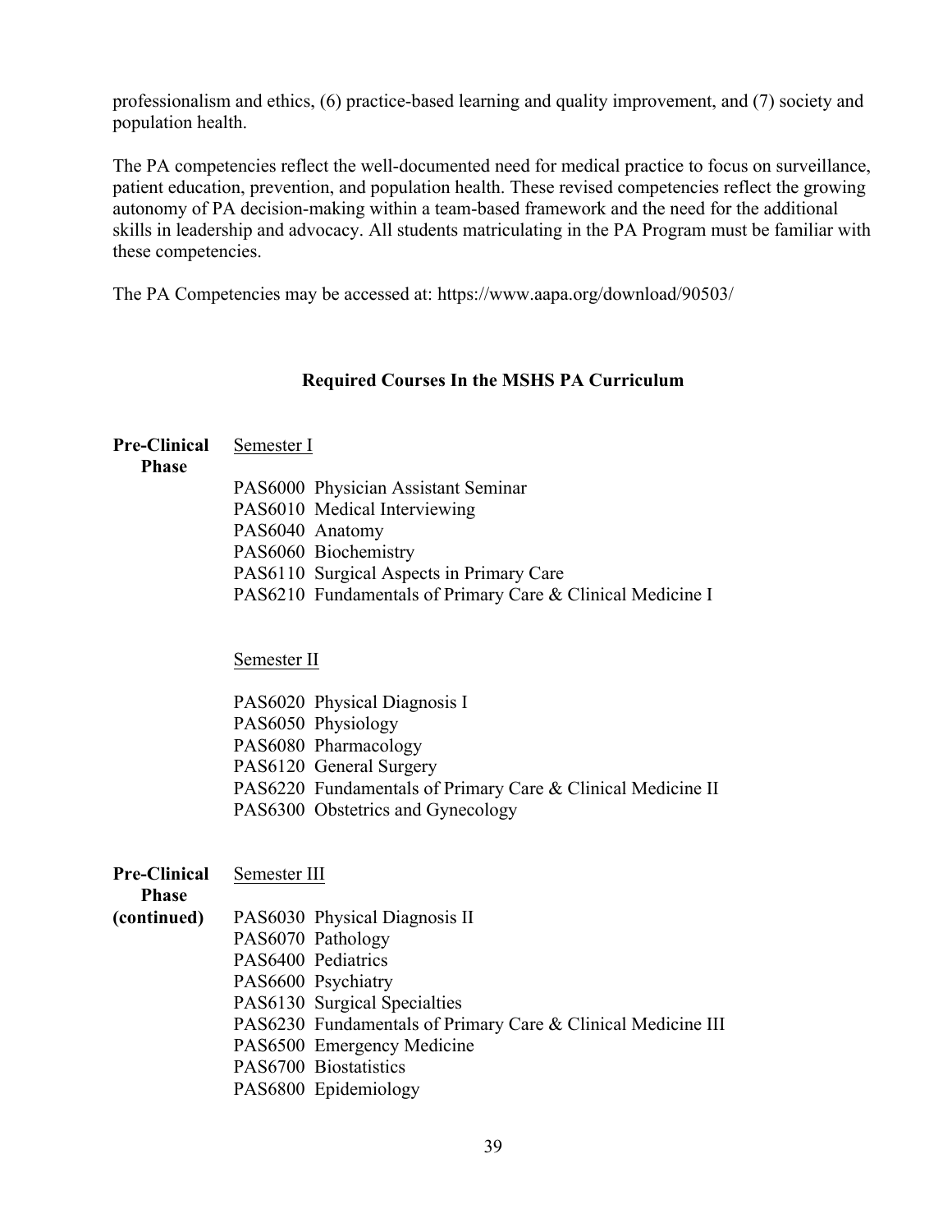professionalism and ethics, (6) practice-based learning and quality improvement, and (7) society and population health.

The PA competencies reflect the well-documented need for medical practice to focus on surveillance, patient education, prevention, and population health. These revised competencies reflect the growing autonomy of PA decision-making within a team-based framework and the need for the additional skills in leadership and advocacy. All students matriculating in the PA Program must be familiar with these competencies.

The PA Competencies may be accessed at: https://www.aapa.org/download/90503/

## Required Courses In the MSHS PA Curriculum

**Pre-Clinical Phase**

Semester I

- PAS6000 Physician Assistant Seminar
- PAS6010 Medical Interviewing
- PAS6040 Anatomy
- PAS6060 Biochemistry
- PAS6110 Surgical Aspects in Primary Care
- PAS6210 Fundamentals of Primary Care & Clinical Medicine I

Semester II

- PAS6020 Physical Diagnosis I
- PAS6050 Physiology
- PAS6080 Pharmacology
- PAS6120 General Surgery
- PAS6220 Fundamentals of Primary Care & Clinical Medicine II
- PAS6300 Obstetrics and Gynecology

**Pre-Clinical Phase (continued)**

Semester III

- PAS6030 Physical Diagnosis II
- PAS6070 Pathology
- PAS6400 Pediatrics
- PAS6600 Psychiatry
- PAS6130 Surgical Specialties
- PAS6230 Fundamentals of Primary Care & Clinical Medicine III
- PAS6500 Emergency Medicine
- PAS6700 Biostatistics
- PAS6800 Epidemiology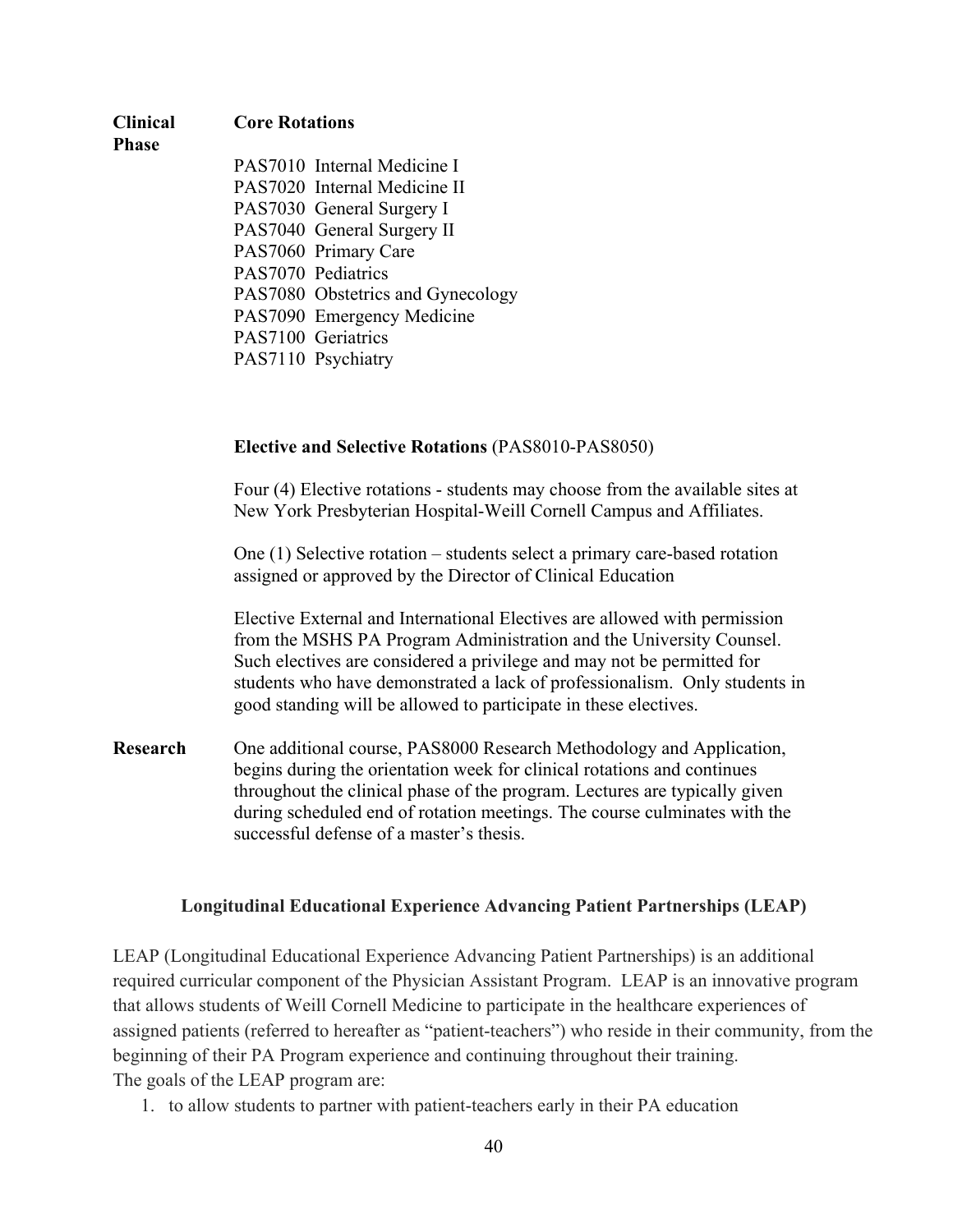**Clinical Phase**

**Core Rotations**

PAS7010 Internal Medicine I
PAS7020 Internal Medicine II
PAS7030 General Surgery I
PAS7040 General Surgery II
PAS7060 Primary Care
PAS7070 Pediatrics
PAS7080 Obstetrics and Gynecology
PAS7090 Emergency Medicine
PAS7100 Geriatrics
PAS7110 Psychiatry

**Elective and Selective Rotations** (PAS8010-PAS8050)

Four (4) Elective rotations - students may choose from the available sites at New York Presbyterian Hospital-Weill Cornell Campus and Affiliates.

One (1) Selective rotation – students select a primary care-based rotation assigned or approved by the Director of Clinical Education

Elective External and International Electives are allowed with permission from the MSHS PA Program Administration and the University Counsel. Such electives are considered a privilege and may not be permitted for students who have demonstrated a lack of professionalism. Only students in good standing will be allowed to participate in these electives.

**Research**

One additional course, PAS8000 Research Methodology and Application, begins during the orientation week for clinical rotations and continues throughout the clinical phase of the program. Lectures are typically given during scheduled end of rotation meetings. The course culminates with the successful defense of a master's thesis.

## Longitudinal Educational Experience Advancing Patient Partnerships (LEAP)

LEAP (Longitudinal Educational Experience Advancing Patient Partnerships) is an additional required curricular component of the Physician Assistant Program. LEAP is an innovative program that allows students of Weill Cornell Medicine to participate in the healthcare experiences of assigned patients (referred to hereafter as "patient-teachers") who reside in their community, from the beginning of their PA Program experience and continuing throughout their training.
The goals of the LEAP program are:

1. to allow students to partner with patient-teachers early in their PA education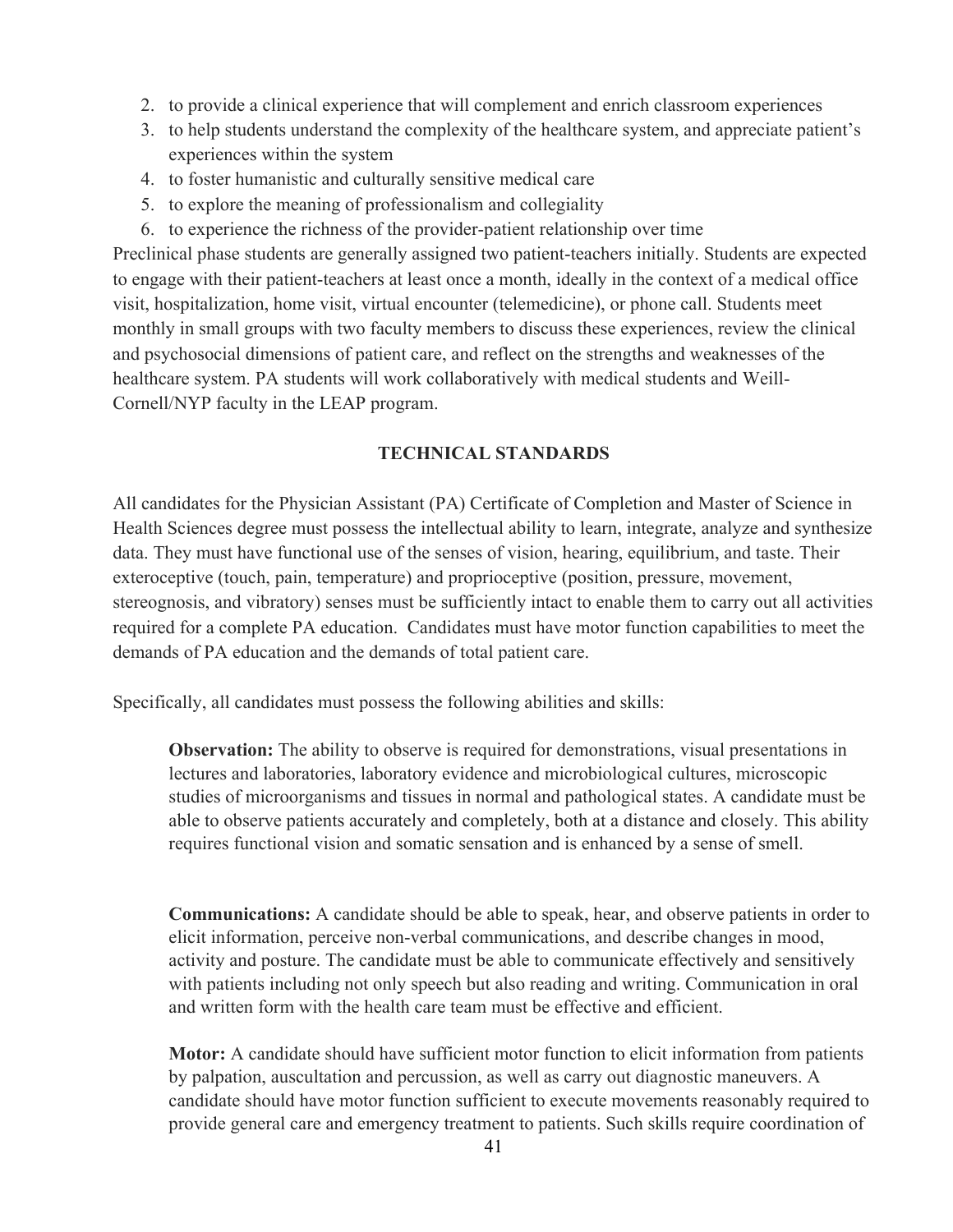2. to provide a clinical experience that will complement and enrich classroom experiences
3. to help students understand the complexity of the healthcare system, and appreciate patient's experiences within the system
4. to foster humanistic and culturally sensitive medical care
5. to explore the meaning of professionalism and collegiality
6. to experience the richness of the provider-patient relationship over time

Preclinical phase students are generally assigned two patient-teachers initially. Students are expected to engage with their patient-teachers at least once a month, ideally in the context of a medical office visit, hospitalization, home visit, virtual encounter (telemedicine), or phone call. Students meet monthly in small groups with two faculty members to discuss these experiences, review the clinical and psychosocial dimensions of patient care, and reflect on the strengths and weaknesses of the healthcare system. PA students will work collaboratively with medical students and Weill-Cornell/NYP faculty in the LEAP program.

## TECHNICAL STANDARDS

All candidates for the Physician Assistant (PA) Certificate of Completion and Master of Science in Health Sciences degree must possess the intellectual ability to learn, integrate, analyze and synthesize data. They must have functional use of the senses of vision, hearing, equilibrium, and taste. Their exteroceptive (touch, pain, temperature) and proprioceptive (position, pressure, movement, stereognosis, and vibratory) senses must be sufficiently intact to enable them to carry out all activities required for a complete PA education. Candidates must have motor function capabilities to meet the demands of PA education and the demands of total patient care.

Specifically, all candidates must possess the following abilities and skills:

**Observation:** The ability to observe is required for demonstrations, visual presentations in lectures and laboratories, laboratory evidence and microbiological cultures, microscopic studies of microorganisms and tissues in normal and pathological states. A candidate must be able to observe patients accurately and completely, both at a distance and closely. This ability requires functional vision and somatic sensation and is enhanced by a sense of smell.

**Communications:** A candidate should be able to speak, hear, and observe patients in order to elicit information, perceive non-verbal communications, and describe changes in mood, activity and posture. The candidate must be able to communicate effectively and sensitively with patients including not only speech but also reading and writing. Communication in oral and written form with the health care team must be effective and efficient.

**Motor:** A candidate should have sufficient motor function to elicit information from patients by palpation, auscultation and percussion, as well as carry out diagnostic maneuvers. A candidate should have motor function sufficient to execute movements reasonably required to provide general care and emergency treatment to patients. Such skills require coordination of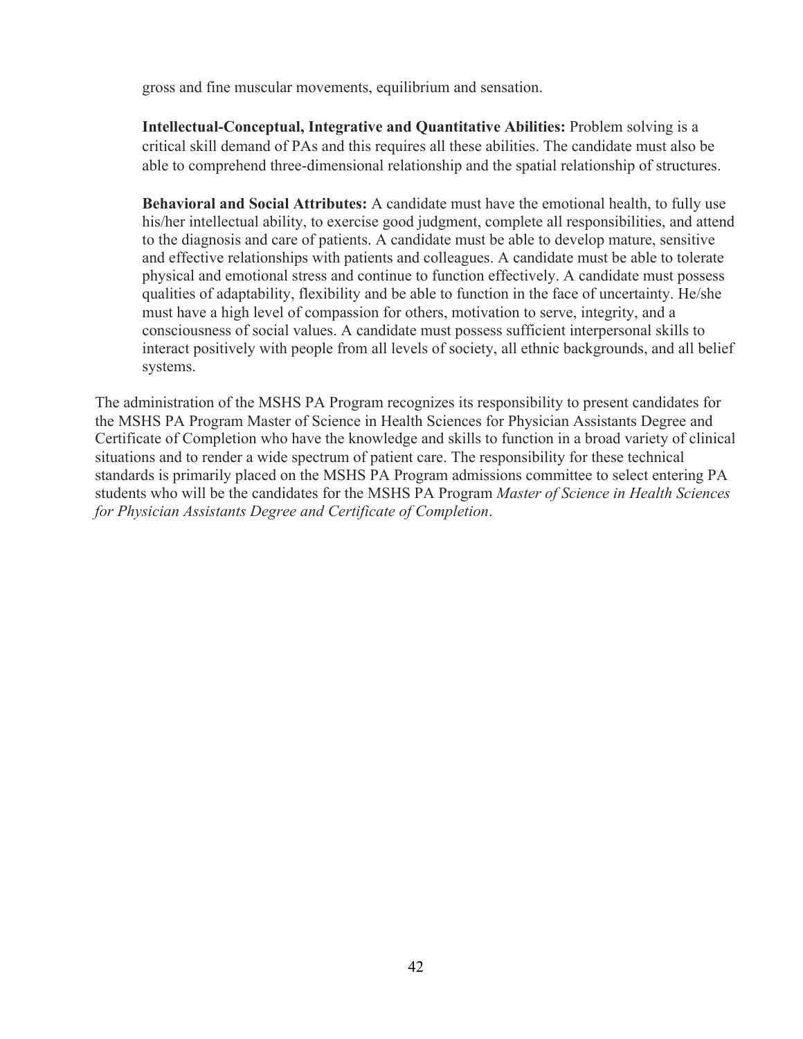gross and fine muscular movements, equilibrium and sensation.

**Intellectual-Conceptual, Integrative and Quantitative Abilities:** Problem solving is a critical skill demand of PAs and this requires all these abilities. The candidate must also be able to comprehend three-dimensional relationship and the spatial relationship of structures.

**Behavioral and Social Attributes:** A candidate must have the emotional health, to fully use his/her intellectual ability, to exercise good judgment, complete all responsibilities, and attend to the diagnosis and care of patients. A candidate must be able to develop mature, sensitive and effective relationships with patients and colleagues. A candidate must be able to tolerate physical and emotional stress and continue to function effectively. A candidate must possess qualities of adaptability, flexibility and be able to function in the face of uncertainty. He/she must have a high level of compassion for others, motivation to serve, integrity, and a consciousness of social values. A candidate must possess sufficient interpersonal skills to interact positively with people from all levels of society, all ethnic backgrounds, and all belief systems.

The administration of the MSHS PA Program recognizes its responsibility to present candidates for the MSHS PA Program Master of Science in Health Sciences for Physician Assistants Degree and Certificate of Completion who have the knowledge and skills to function in a broad variety of clinical situations and to render a wide spectrum of patient care. The responsibility for these technical standards is primarily placed on the MSHS PA Program admissions committee to select entering PA students who will be the candidates for the MSHS PA Program *Master of Science in Health Sciences for Physician Assistants Degree and Certificate of Completion*.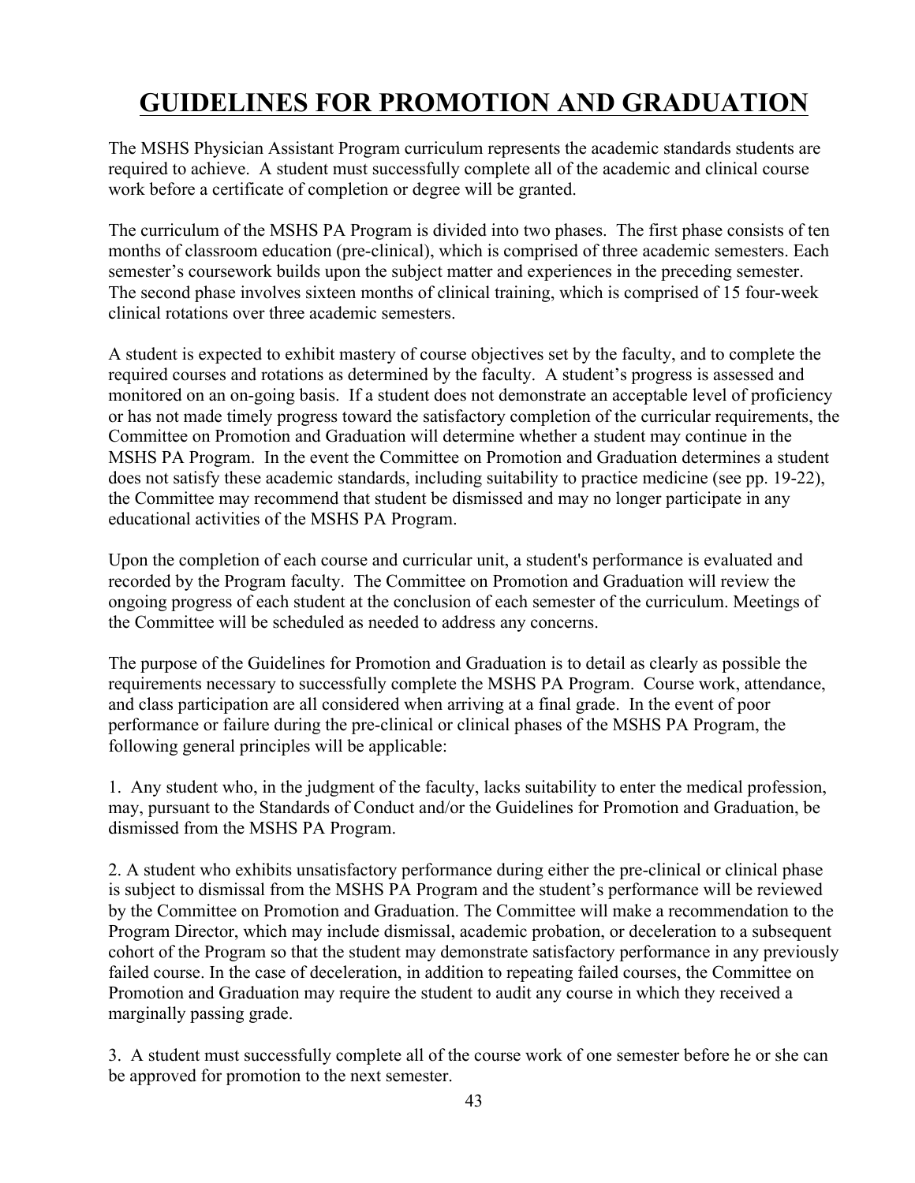# GUIDELINES FOR PROMOTION AND GRADUATION

The MSHS Physician Assistant Program curriculum represents the academic standards students are required to achieve. A student must successfully complete all of the academic and clinical course work before a certificate of completion or degree will be granted.

The curriculum of the MSHS PA Program is divided into two phases. The first phase consists of ten months of classroom education (pre-clinical), which is comprised of three academic semesters. Each semester's coursework builds upon the subject matter and experiences in the preceding semester. The second phase involves sixteen months of clinical training, which is comprised of 15 four-week clinical rotations over three academic semesters.

A student is expected to exhibit mastery of course objectives set by the faculty, and to complete the required courses and rotations as determined by the faculty. A student's progress is assessed and monitored on an on-going basis. If a student does not demonstrate an acceptable level of proficiency or has not made timely progress toward the satisfactory completion of the curricular requirements, the Committee on Promotion and Graduation will determine whether a student may continue in the MSHS PA Program. In the event the Committee on Promotion and Graduation determines a student does not satisfy these academic standards, including suitability to practice medicine (see pp. 19-22), the Committee may recommend that student be dismissed and may no longer participate in any educational activities of the MSHS PA Program.

Upon the completion of each course and curricular unit, a student's performance is evaluated and recorded by the Program faculty. The Committee on Promotion and Graduation will review the ongoing progress of each student at the conclusion of each semester of the curriculum. Meetings of the Committee will be scheduled as needed to address any concerns.

The purpose of the Guidelines for Promotion and Graduation is to detail as clearly as possible the requirements necessary to successfully complete the MSHS PA Program. Course work, attendance, and class participation are all considered when arriving at a final grade. In the event of poor performance or failure during the pre-clinical or clinical phases of the MSHS PA Program, the following general principles will be applicable:

1. Any student who, in the judgment of the faculty, lacks suitability to enter the medical profession, may, pursuant to the Standards of Conduct and/or the Guidelines for Promotion and Graduation, be dismissed from the MSHS PA Program.

2. A student who exhibits unsatisfactory performance during either the pre-clinical or clinical phase is subject to dismissal from the MSHS PA Program and the student's performance will be reviewed by the Committee on Promotion and Graduation. The Committee will make a recommendation to the Program Director, which may include dismissal, academic probation, or deceleration to a subsequent cohort of the Program so that the student may demonstrate satisfactory performance in any previously failed course. In the case of deceleration, in addition to repeating failed courses, the Committee on Promotion and Graduation may require the student to audit any course in which they received a marginally passing grade.

3. A student must successfully complete all of the course work of one semester before he or she can be approved for promotion to the next semester.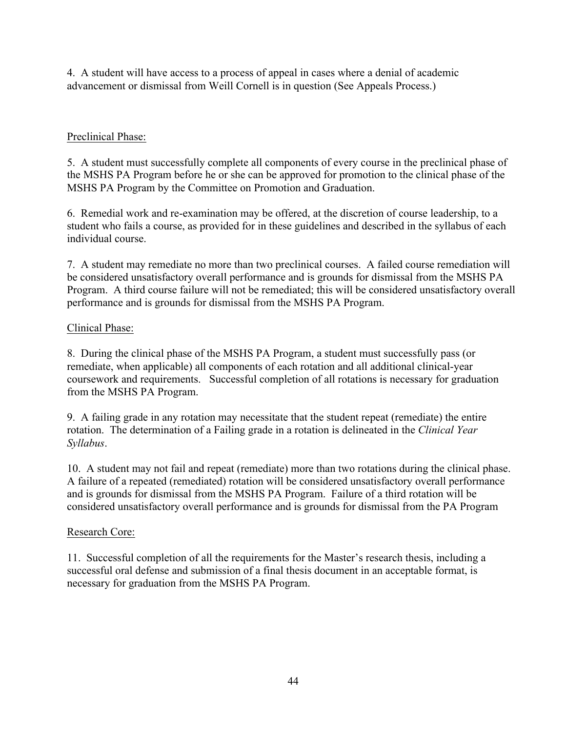4. A student will have access to a process of appeal in cases where a denial of academic advancement or dismissal from Weill Cornell is in question (See Appeals Process.)

<u>Preclinical Phase:</u>

5. A student must successfully complete all components of every course in the preclinical phase of the MSHS PA Program before he or she can be approved for promotion to the clinical phase of the MSHS PA Program by the Committee on Promotion and Graduation.

6. Remedial work and re-examination may be offered, at the discretion of course leadership, to a student who fails a course, as provided for in these guidelines and described in the syllabus of each individual course.

7. A student may remediate no more than two preclinical courses. A failed course remediation will be considered unsatisfactory overall performance and is grounds for dismissal from the MSHS PA Program. A third course failure will not be remediated; this will be considered unsatisfactory overall performance and is grounds for dismissal from the MSHS PA Program.

<u>Clinical Phase:</u>

8. During the clinical phase of the MSHS PA Program, a student must successfully pass (or remediate, when applicable) all components of each rotation and all additional clinical-year coursework and requirements. Successful completion of all rotations is necessary for graduation from the MSHS PA Program.

9. A failing grade in any rotation may necessitate that the student repeat (remediate) the entire rotation. The determination of a Failing grade in a rotation is delineated in the *Clinical Year Syllabus*.

10. A student may not fail and repeat (remediate) more than two rotations during the clinical phase. A failure of a repeated (remediated) rotation will be considered unsatisfactory overall performance and is grounds for dismissal from the MSHS PA Program. Failure of a third rotation will be considered unsatisfactory overall performance and is grounds for dismissal from the PA Program

<u>Research Core:</u>

11. Successful completion of all the requirements for the Master's research thesis, including a successful oral defense and submission of a final thesis document in an acceptable format, is necessary for graduation from the MSHS PA Program.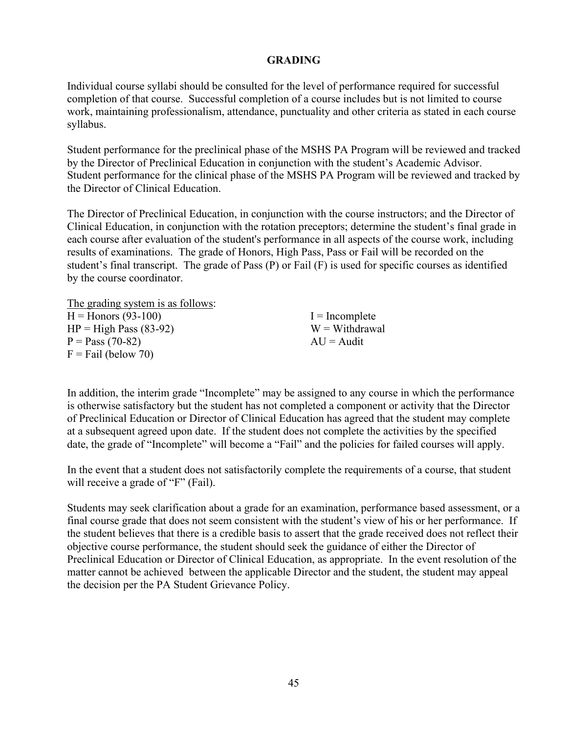# GRADING

Individual course syllabi should be consulted for the level of performance required for successful completion of that course. Successful completion of a course includes but is not limited to course work, maintaining professionalism, attendance, punctuality and other criteria as stated in each course syllabus.

Student performance for the preclinical phase of the MSHS PA Program will be reviewed and tracked by the Director of Preclinical Education in conjunction with the student's Academic Advisor. Student performance for the clinical phase of the MSHS PA Program will be reviewed and tracked by the Director of Clinical Education.

The Director of Preclinical Education, in conjunction with the course instructors; and the Director of Clinical Education, in conjunction with the rotation preceptors; determine the student's final grade in each course after evaluation of the student's performance in all aspects of the course work, including results of examinations. The grade of Honors, High Pass, Pass or Fail will be recorded on the student's final transcript. The grade of Pass (P) or Fail (F) is used for specific courses as identified by the course coordinator.

<u>The grading system is as follows</u>:

H = Honors (93-100)
HP = High Pass (83-92)
P = Pass (70-82)
F = Fail (below 70)

I = Incomplete
W = Withdrawal
AU = Audit

In addition, the interim grade "Incomplete" may be assigned to any course in which the performance is otherwise satisfactory but the student has not completed a component or activity that the Director of Preclinical Education or Director of Clinical Education has agreed that the student may complete at a subsequent agreed upon date. If the student does not complete the activities by the specified date, the grade of "Incomplete" will become a "Fail" and the policies for failed courses will apply.

In the event that a student does not satisfactorily complete the requirements of a course, that student will receive a grade of "F" (Fail).

Students may seek clarification about a grade for an examination, performance based assessment, or a final course grade that does not seem consistent with the student's view of his or her performance. If the student believes that there is a credible basis to assert that the grade received does not reflect their objective course performance, the student should seek the guidance of either the Director of Preclinical Education or Director of Clinical Education, as appropriate. In the event resolution of the matter cannot be achieved between the applicable Director and the student, the student may appeal the decision per the PA Student Grievance Policy.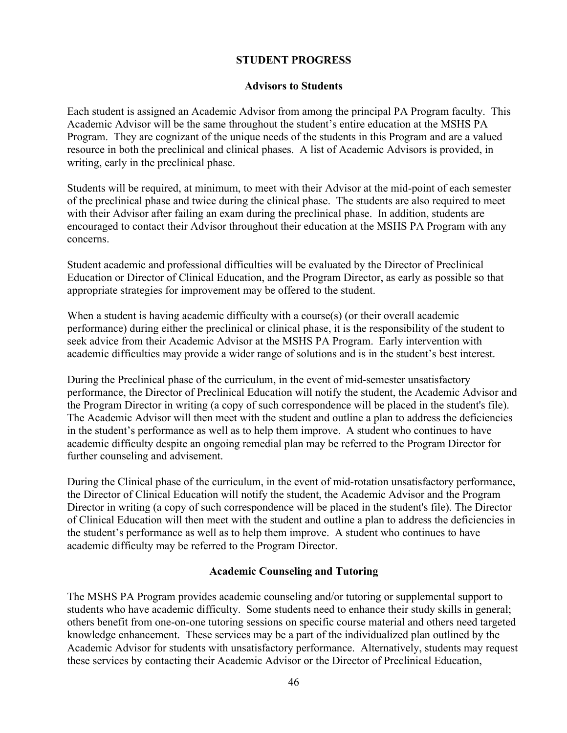## STUDENT PROGRESS

### Advisors to Students

Each student is assigned an Academic Advisor from among the principal PA Program faculty. This Academic Advisor will be the same throughout the student's entire education at the MSHS PA Program. They are cognizant of the unique needs of the students in this Program and are a valued resource in both the preclinical and clinical phases. A list of Academic Advisors is provided, in writing, early in the preclinical phase.

Students will be required, at minimum, to meet with their Advisor at the mid-point of each semester of the preclinical phase and twice during the clinical phase. The students are also required to meet with their Advisor after failing an exam during the preclinical phase. In addition, students are encouraged to contact their Advisor throughout their education at the MSHS PA Program with any concerns.

Student academic and professional difficulties will be evaluated by the Director of Preclinical Education or Director of Clinical Education, and the Program Director, as early as possible so that appropriate strategies for improvement may be offered to the student.

When a student is having academic difficulty with a course(s) (or their overall academic performance) during either the preclinical or clinical phase, it is the responsibility of the student to seek advice from their Academic Advisor at the MSHS PA Program. Early intervention with academic difficulties may provide a wider range of solutions and is in the student's best interest.

During the Preclinical phase of the curriculum, in the event of mid-semester unsatisfactory performance, the Director of Preclinical Education will notify the student, the Academic Advisor and the Program Director in writing (a copy of such correspondence will be placed in the student's file). The Academic Advisor will then meet with the student and outline a plan to address the deficiencies in the student's performance as well as to help them improve. A student who continues to have academic difficulty despite an ongoing remedial plan may be referred to the Program Director for further counseling and advisement.

During the Clinical phase of the curriculum, in the event of mid-rotation unsatisfactory performance, the Director of Clinical Education will notify the student, the Academic Advisor and the Program Director in writing (a copy of such correspondence will be placed in the student's file). The Director of Clinical Education will then meet with the student and outline a plan to address the deficiencies in the student's performance as well as to help them improve. A student who continues to have academic difficulty may be referred to the Program Director.

### Academic Counseling and Tutoring

The MSHS PA Program provides academic counseling and/or tutoring or supplemental support to students who have academic difficulty. Some students need to enhance their study skills in general; others benefit from one-on-one tutoring sessions on specific course material and others need targeted knowledge enhancement. These services may be a part of the individualized plan outlined by the Academic Advisor for students with unsatisfactory performance. Alternatively, students may request these services by contacting their Academic Advisor or the Director of Preclinical Education,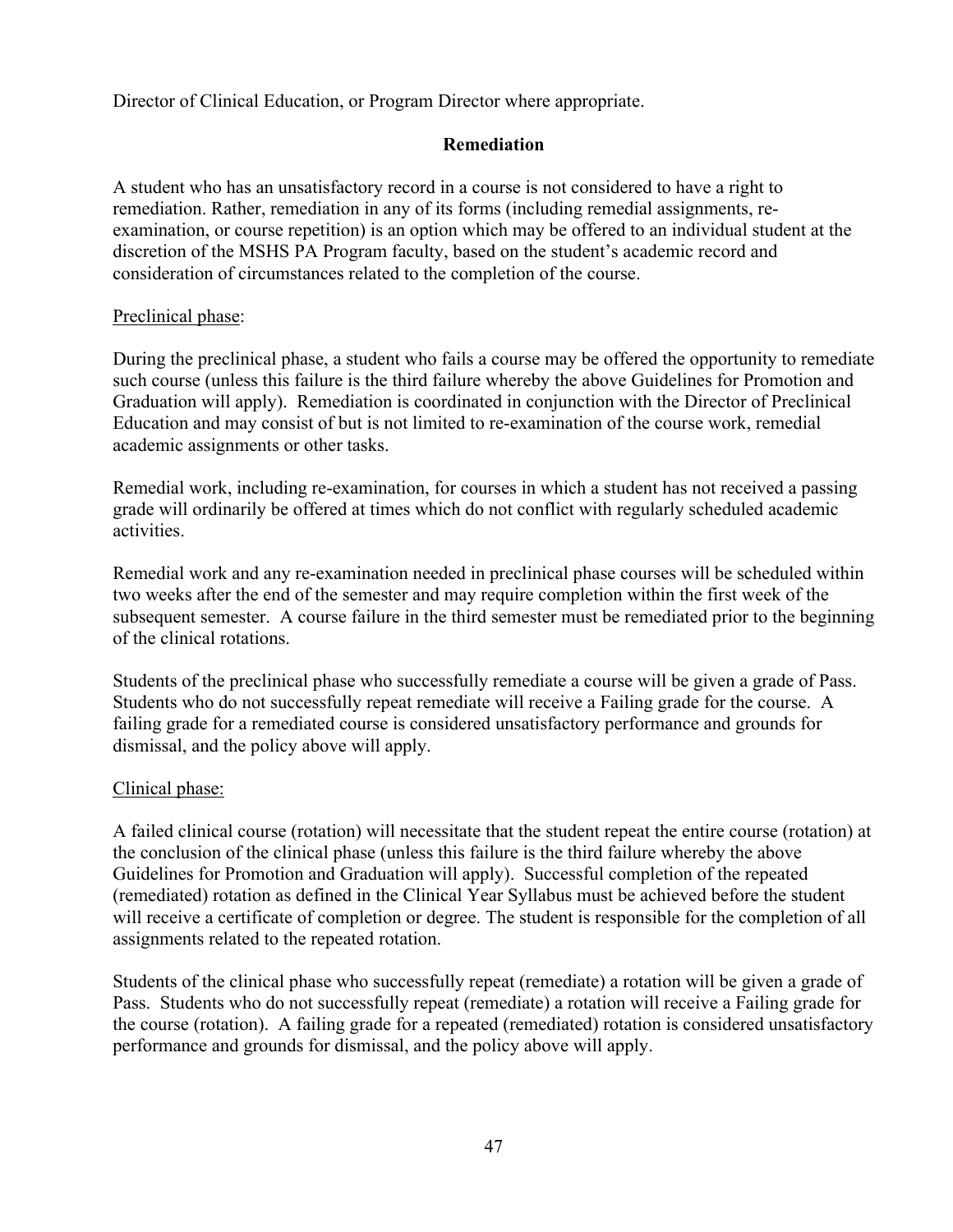Director of Clinical Education, or Program Director where appropriate.

## Remediation

A student who has an unsatisfactory record in a course is not considered to have a right to remediation. Rather, remediation in any of its forms (including remedial assignments, re-examination, or course repetition) is an option which may be offered to an individual student at the discretion of the MSHS PA Program faculty, based on the student's academic record and consideration of circumstances related to the completion of the course.

<u>Preclinical phase</u>:

During the preclinical phase, a student who fails a course may be offered the opportunity to remediate such course (unless this failure is the third failure whereby the above Guidelines for Promotion and Graduation will apply). Remediation is coordinated in conjunction with the Director of Preclinical Education and may consist of but is not limited to re-examination of the course work, remedial academic assignments or other tasks.

Remedial work, including re-examination, for courses in which a student has not received a passing grade will ordinarily be offered at times which do not conflict with regularly scheduled academic activities.

Remedial work and any re-examination needed in preclinical phase courses will be scheduled within two weeks after the end of the semester and may require completion within the first week of the subsequent semester. A course failure in the third semester must be remediated prior to the beginning of the clinical rotations.

Students of the preclinical phase who successfully remediate a course will be given a grade of Pass. Students who do not successfully repeat remediate will receive a Failing grade for the course. A failing grade for a remediated course is considered unsatisfactory performance and grounds for dismissal, and the policy above will apply.

<u>Clinical phase:</u>

A failed clinical course (rotation) will necessitate that the student repeat the entire course (rotation) at the conclusion of the clinical phase (unless this failure is the third failure whereby the above Guidelines for Promotion and Graduation will apply). Successful completion of the repeated (remediated) rotation as defined in the Clinical Year Syllabus must be achieved before the student will receive a certificate of completion or degree. The student is responsible for the completion of all assignments related to the repeated rotation.

Students of the clinical phase who successfully repeat (remediate) a rotation will be given a grade of Pass. Students who do not successfully repeat (remediate) a rotation will receive a Failing grade for the course (rotation). A failing grade for a repeated (remediated) rotation is considered unsatisfactory performance and grounds for dismissal, and the policy above will apply.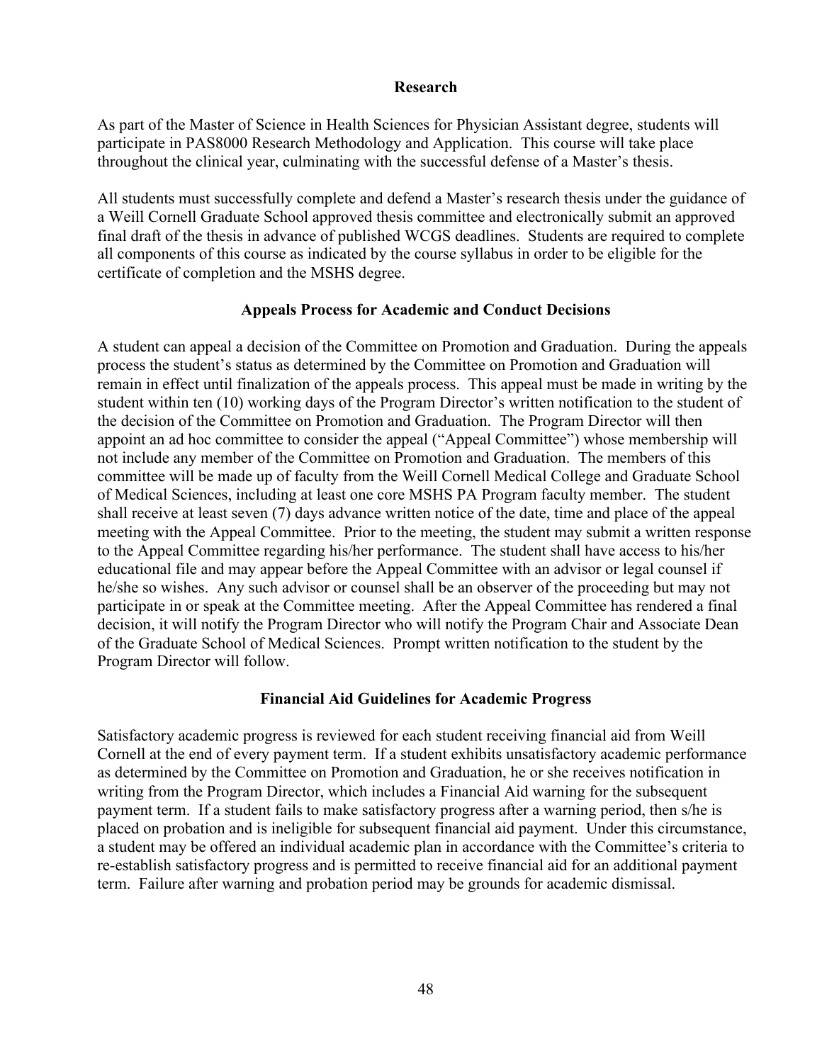## Research

As part of the Master of Science in Health Sciences for Physician Assistant degree, students will participate in PAS8000 Research Methodology and Application. This course will take place throughout the clinical year, culminating with the successful defense of a Master's thesis.

All students must successfully complete and defend a Master's research thesis under the guidance of a Weill Cornell Graduate School approved thesis committee and electronically submit an approved final draft of the thesis in advance of published WCGS deadlines. Students are required to complete all components of this course as indicated by the course syllabus in order to be eligible for the certificate of completion and the MSHS degree.

## Appeals Process for Academic and Conduct Decisions

A student can appeal a decision of the Committee on Promotion and Graduation. During the appeals process the student's status as determined by the Committee on Promotion and Graduation will remain in effect until finalization of the appeals process. This appeal must be made in writing by the student within ten (10) working days of the Program Director's written notification to the student of the decision of the Committee on Promotion and Graduation. The Program Director will then appoint an ad hoc committee to consider the appeal ("Appeal Committee") whose membership will not include any member of the Committee on Promotion and Graduation. The members of this committee will be made up of faculty from the Weill Cornell Medical College and Graduate School of Medical Sciences, including at least one core MSHS PA Program faculty member. The student shall receive at least seven (7) days advance written notice of the date, time and place of the appeal meeting with the Appeal Committee. Prior to the meeting, the student may submit a written response to the Appeal Committee regarding his/her performance. The student shall have access to his/her educational file and may appear before the Appeal Committee with an advisor or legal counsel if he/she so wishes. Any such advisor or counsel shall be an observer of the proceeding but may not participate in or speak at the Committee meeting. After the Appeal Committee has rendered a final decision, it will notify the Program Director who will notify the Program Chair and Associate Dean of the Graduate School of Medical Sciences. Prompt written notification to the student by the Program Director will follow.

## Financial Aid Guidelines for Academic Progress

Satisfactory academic progress is reviewed for each student receiving financial aid from Weill Cornell at the end of every payment term. If a student exhibits unsatisfactory academic performance as determined by the Committee on Promotion and Graduation, he or she receives notification in writing from the Program Director, which includes a Financial Aid warning for the subsequent payment term. If a student fails to make satisfactory progress after a warning period, then s/he is placed on probation and is ineligible for subsequent financial aid payment. Under this circumstance, a student may be offered an individual academic plan in accordance with the Committee's criteria to re-establish satisfactory progress and is permitted to receive financial aid for an additional payment term. Failure after warning and probation period may be grounds for academic dismissal.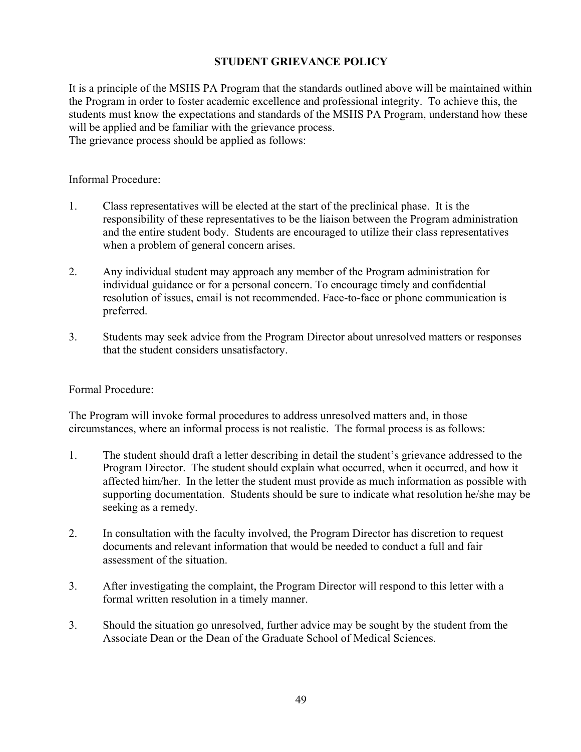## STUDENT GRIEVANCE POLICY

It is a principle of the MSHS PA Program that the standards outlined above will be maintained within the Program in order to foster academic excellence and professional integrity. To achieve this, the students must know the expectations and standards of the MSHS PA Program, understand how these will be applied and be familiar with the grievance process.
The grievance process should be applied as follows:

Informal Procedure:

1. Class representatives will be elected at the start of the preclinical phase. It is the responsibility of these representatives to be the liaison between the Program administration and the entire student body. Students are encouraged to utilize their class representatives when a problem of general concern arises.

2. Any individual student may approach any member of the Program administration for individual guidance or for a personal concern. To encourage timely and confidential resolution of issues, email is not recommended. Face-to-face or phone communication is preferred.

3. Students may seek advice from the Program Director about unresolved matters or responses that the student considers unsatisfactory.

Formal Procedure:

The Program will invoke formal procedures to address unresolved matters and, in those circumstances, where an informal process is not realistic. The formal process is as follows:

1. The student should draft a letter describing in detail the student's grievance addressed to the Program Director. The student should explain what occurred, when it occurred, and how it affected him/her. In the letter the student must provide as much information as possible with supporting documentation. Students should be sure to indicate what resolution he/she may be seeking as a remedy.

2. In consultation with the faculty involved, the Program Director has discretion to request documents and relevant information that would be needed to conduct a full and fair assessment of the situation.

3. After investigating the complaint, the Program Director will respond to this letter with a formal written resolution in a timely manner.

3. Should the situation go unresolved, further advice may be sought by the student from the Associate Dean or the Dean of the Graduate School of Medical Sciences.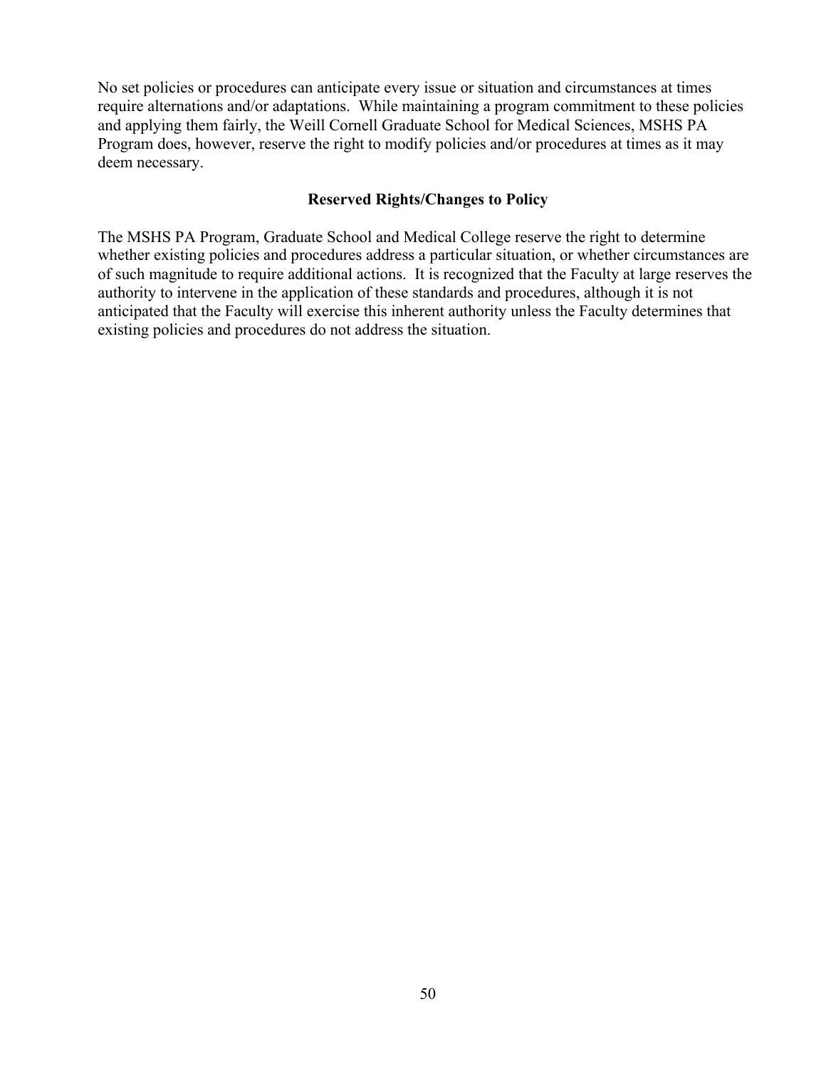No set policies or procedures can anticipate every issue or situation and circumstances at times require alternations and/or adaptations. While maintaining a program commitment to these policies and applying them fairly, the Weill Cornell Graduate School for Medical Sciences, MSHS PA Program does, however, reserve the right to modify policies and/or procedures at times as it may deem necessary.

## Reserved Rights/Changes to Policy

The MSHS PA Program, Graduate School and Medical College reserve the right to determine whether existing policies and procedures address a particular situation, or whether circumstances are of such magnitude to require additional actions. It is recognized that the Faculty at large reserves the authority to intervene in the application of these standards and procedures, although it is not anticipated that the Faculty will exercise this inherent authority unless the Faculty determines that existing policies and procedures do not address the situation.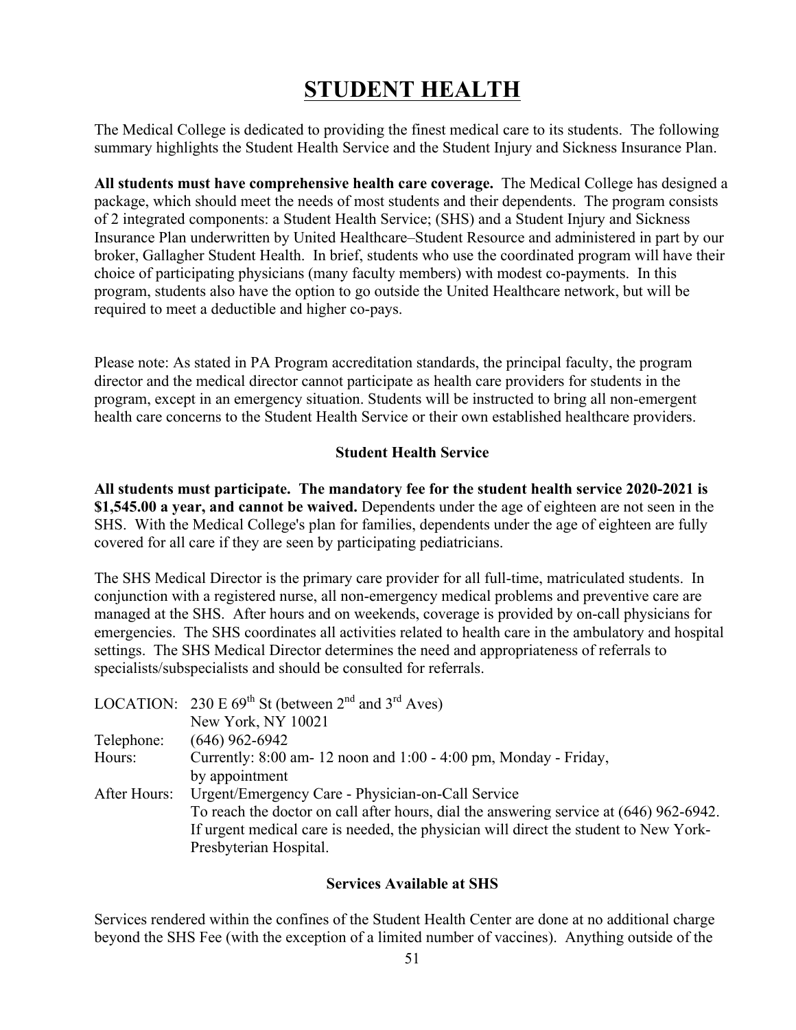# STUDENT HEALTH

The Medical College is dedicated to providing the finest medical care to its students. The following summary highlights the Student Health Service and the Student Injury and Sickness Insurance Plan.

**All students must have comprehensive health care coverage.** The Medical College has designed a package, which should meet the needs of most students and their dependents. The program consists of 2 integrated components: a Student Health Service; (SHS) and a Student Injury and Sickness Insurance Plan underwritten by United Healthcare–Student Resource and administered in part by our broker, Gallagher Student Health. In brief, students who use the coordinated program will have their choice of participating physicians (many faculty members) with modest co-payments. In this program, students also have the option to go outside the United Healthcare network, but will be required to meet a deductible and higher co-pays.

Please note: As stated in PA Program accreditation standards, the principal faculty, the program director and the medical director cannot participate as health care providers for students in the program, except in an emergency situation. Students will be instructed to bring all non-emergent health care concerns to the Student Health Service or their own established healthcare providers.

### Student Health Service

**All students must participate. The mandatory fee for the student health service 2020-2021 is $1,545.00 a year, and cannot be waived.** Dependents under the age of eighteen are not seen in the SHS. With the Medical College's plan for families, dependents under the age of eighteen are fully covered for all care if they are seen by participating pediatricians.

The SHS Medical Director is the primary care provider for all full-time, matriculated students. In conjunction with a registered nurse, all non-emergency medical problems and preventive care are managed at the SHS. After hours and on weekends, coverage is provided by on-call physicians for emergencies. The SHS coordinates all activities related to health care in the ambulatory and hospital settings. The SHS Medical Director determines the need and appropriateness of referrals to specialists/subspecialists and should be consulted for referrals.

| | |
|---|---|
| LOCATION: | 230 E 69th St (between 2nd and 3rd Aves)<br>New York, NY 10021 |
| Telephone: | (646) 962-6942 |
| Hours: | Currently: 8:00 am- 12 noon and 1:00 - 4:00 pm, Monday - Friday, by appointment |
| After Hours: | Urgent/Emergency Care - Physician-on-Call Service<br>To reach the doctor on call after hours, dial the answering service at (646) 962-6942. If urgent medical care is needed, the physician will direct the student to New York-Presbyterian Hospital. |

### Services Available at SHS

Services rendered within the confines of the Student Health Center are done at no additional charge beyond the SHS Fee (with the exception of a limited number of vaccines). Anything outside of the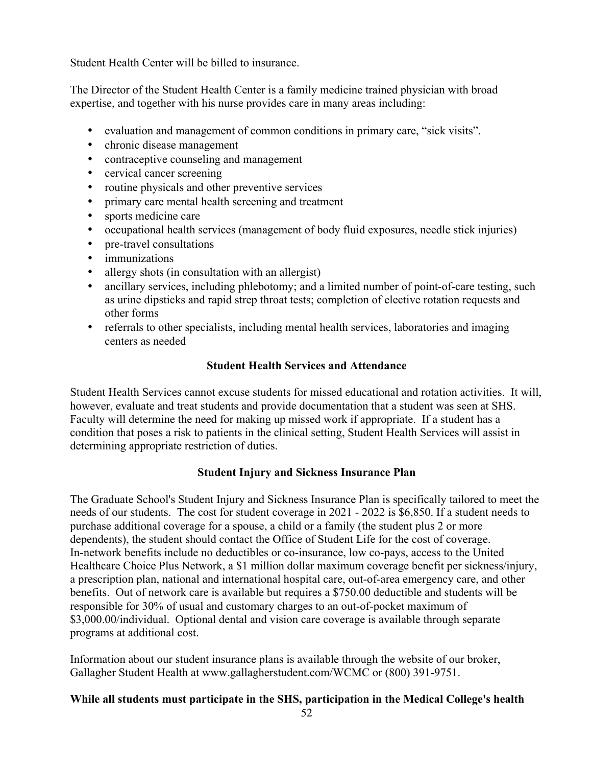Student Health Center will be billed to insurance.

The Director of the Student Health Center is a family medicine trained physician with broad expertise, and together with his nurse provides care in many areas including:

- evaluation and management of common conditions in primary care, "sick visits".
- chronic disease management
- contraceptive counseling and management
- cervical cancer screening
- routine physicals and other preventive services
- primary care mental health screening and treatment
- sports medicine care
- occupational health services (management of body fluid exposures, needle stick injuries)
- pre-travel consultations
- immunizations
- allergy shots (in consultation with an allergist)
- ancillary services, including phlebotomy; and a limited number of point-of-care testing, such as urine dipsticks and rapid strep throat tests; completion of elective rotation requests and other forms
- referrals to other specialists, including mental health services, laboratories and imaging centers as needed

### Student Health Services and Attendance

Student Health Services cannot excuse students for missed educational and rotation activities. It will, however, evaluate and treat students and provide documentation that a student was seen at SHS. Faculty will determine the need for making up missed work if appropriate. If a student has a condition that poses a risk to patients in the clinical setting, Student Health Services will assist in determining appropriate restriction of duties.

### Student Injury and Sickness Insurance Plan

The Graduate School's Student Injury and Sickness Insurance Plan is specifically tailored to meet the needs of our students. The cost for student coverage in 2021 - 2022 is $6,850. If a student needs to purchase additional coverage for a spouse, a child or a family (the student plus 2 or more dependents), the student should contact the Office of Student Life for the cost of coverage. In-network benefits include no deductibles or co-insurance, low co-pays, access to the United Healthcare Choice Plus Network, a $1 million dollar maximum coverage benefit per sickness/injury, a prescription plan, national and international hospital care, out-of-area emergency care, and other benefits. Out of network care is available but requires a $750.00 deductible and students will be responsible for 30% of usual and customary charges to an out-of-pocket maximum of $3,000.00/individual. Optional dental and vision care coverage is available through separate programs at additional cost.

Information about our student insurance plans is available through the website of our broker, Gallagher Student Health at www.gallagherstudent.com/WCMC or (800) 391-9751.

**While all students must participate in the SHS, participation in the Medical College's health**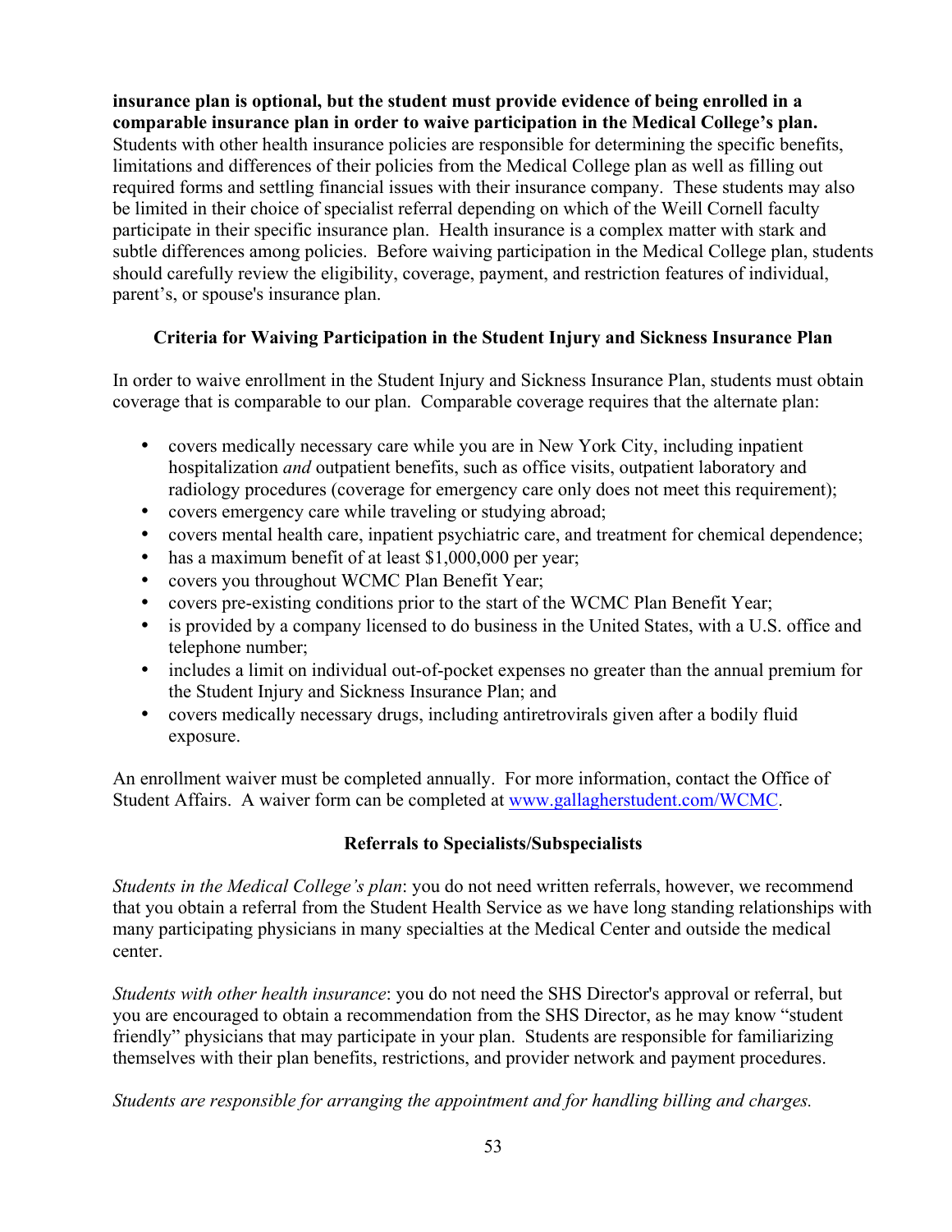**insurance plan is optional, but the student must provide evidence of being enrolled in a comparable insurance plan in order to waive participation in the Medical College's plan.** Students with other health insurance policies are responsible for determining the specific benefits, limitations and differences of their policies from the Medical College plan as well as filling out required forms and settling financial issues with their insurance company. These students may also be limited in their choice of specialist referral depending on which of the Weill Cornell faculty participate in their specific insurance plan. Health insurance is a complex matter with stark and subtle differences among policies. Before waiving participation in the Medical College plan, students should carefully review the eligibility, coverage, payment, and restriction features of individual, parent's, or spouse's insurance plan.

### Criteria for Waiving Participation in the Student Injury and Sickness Insurance Plan

In order to waive enrollment in the Student Injury and Sickness Insurance Plan, students must obtain coverage that is comparable to our plan. Comparable coverage requires that the alternate plan:

- covers medically necessary care while you are in New York City, including inpatient hospitalization *and* outpatient benefits, such as office visits, outpatient laboratory and radiology procedures (coverage for emergency care only does not meet this requirement);
- covers emergency care while traveling or studying abroad;
- covers mental health care, inpatient psychiatric care, and treatment for chemical dependence;
- has a maximum benefit of at least $1,000,000 per year;
- covers you throughout WCMC Plan Benefit Year;
- covers pre-existing conditions prior to the start of the WCMC Plan Benefit Year;
- is provided by a company licensed to do business in the United States, with a U.S. office and telephone number;
- includes a limit on individual out-of-pocket expenses no greater than the annual premium for the Student Injury and Sickness Insurance Plan; and
- covers medically necessary drugs, including antiretrovirals given after a bodily fluid exposure.

An enrollment waiver must be completed annually. For more information, contact the Office of Student Affairs. A waiver form can be completed at www.gallagherstudent.com/WCMC.

### Referrals to Specialists/Subspecialists

*Students in the Medical College's plan*: you do not need written referrals, however, we recommend that you obtain a referral from the Student Health Service as we have long standing relationships with many participating physicians in many specialties at the Medical Center and outside the medical center.

*Students with other health insurance*: you do not need the SHS Director's approval or referral, but you are encouraged to obtain a recommendation from the SHS Director, as he may know "student friendly" physicians that may participate in your plan. Students are responsible for familiarizing themselves with their plan benefits, restrictions, and provider network and payment procedures.

*Students are responsible for arranging the appointment and for handling billing and charges.*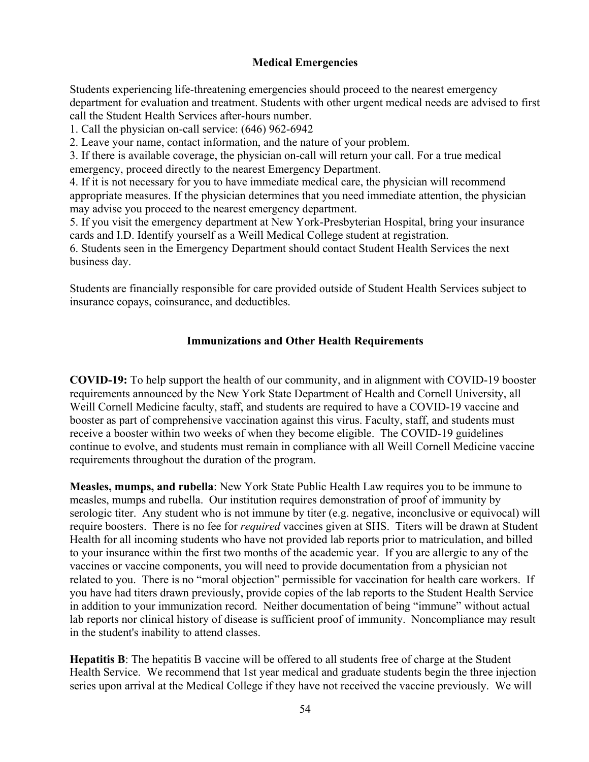## Medical Emergencies

Students experiencing life-threatening emergencies should proceed to the nearest emergency department for evaluation and treatment. Students with other urgent medical needs are advised to first call the Student Health Services after-hours number.

1. Call the physician on-call service: (646) 962-6942
2. Leave your name, contact information, and the nature of your problem.
3. If there is available coverage, the physician on-call will return your call. For a true medical emergency, proceed directly to the nearest Emergency Department.
4. If it is not necessary for you to have immediate medical care, the physician will recommend appropriate measures. If the physician determines that you need immediate attention, the physician may advise you proceed to the nearest emergency department.
5. If you visit the emergency department at New York-Presbyterian Hospital, bring your insurance cards and I.D. Identify yourself as a Weill Medical College student at registration.
6. Students seen in the Emergency Department should contact Student Health Services the next business day.

Students are financially responsible for care provided outside of Student Health Services subject to insurance copays, coinsurance, and deductibles.

## Immunizations and Other Health Requirements

**COVID-19:** To help support the health of our community, and in alignment with COVID-19 booster requirements announced by the New York State Department of Health and Cornell University, all Weill Cornell Medicine faculty, staff, and students are required to have a COVID-19 vaccine and booster as part of comprehensive vaccination against this virus. Faculty, staff, and students must receive a booster within two weeks of when they become eligible. The COVID-19 guidelines continue to evolve, and students must remain in compliance with all Weill Cornell Medicine vaccine requirements throughout the duration of the program.

**Measles, mumps, and rubella**: New York State Public Health Law requires you to be immune to measles, mumps and rubella. Our institution requires demonstration of proof of immunity by serologic titer. Any student who is not immune by titer (e.g. negative, inconclusive or equivocal) will require boosters. There is no fee for *required* vaccines given at SHS. Titers will be drawn at Student Health for all incoming students who have not provided lab reports prior to matriculation, and billed to your insurance within the first two months of the academic year. If you are allergic to any of the vaccines or vaccine components, you will need to provide documentation from a physician not related to you. There is no "moral objection" permissible for vaccination for health care workers. If you have had titers drawn previously, provide copies of the lab reports to the Student Health Service in addition to your immunization record. Neither documentation of being "immune" without actual lab reports nor clinical history of disease is sufficient proof of immunity. Noncompliance may result in the student's inability to attend classes.

**Hepatitis B**: The hepatitis B vaccine will be offered to all students free of charge at the Student Health Service. We recommend that 1st year medical and graduate students begin the three injection series upon arrival at the Medical College if they have not received the vaccine previously. We will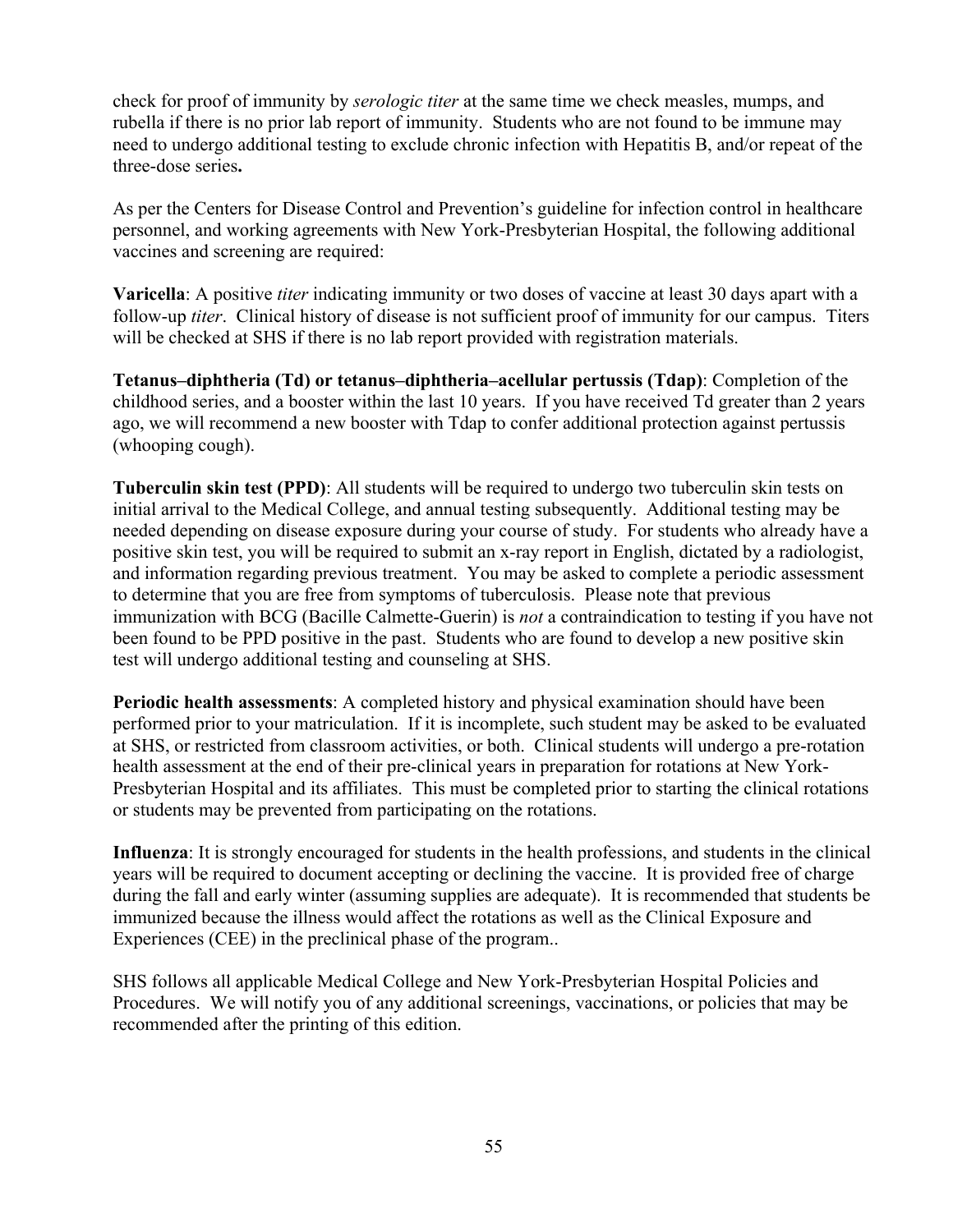check for proof of immunity by *serologic titer* at the same time we check measles, mumps, and rubella if there is no prior lab report of immunity. Students who are not found to be immune may need to undergo additional testing to exclude chronic infection with Hepatitis B, and/or repeat of the three-dose series**.**

As per the Centers for Disease Control and Prevention's guideline for infection control in healthcare personnel, and working agreements with New York-Presbyterian Hospital, the following additional vaccines and screening are required:

**Varicella**: A positive *titer* indicating immunity or two doses of vaccine at least 30 days apart with a follow-up *titer*. Clinical history of disease is not sufficient proof of immunity for our campus. Titers will be checked at SHS if there is no lab report provided with registration materials.

**Tetanus–diphtheria (Td) or tetanus–diphtheria–acellular pertussis (Tdap)**: Completion of the childhood series, and a booster within the last 10 years. If you have received Td greater than 2 years ago, we will recommend a new booster with Tdap to confer additional protection against pertussis (whooping cough).

**Tuberculin skin test (PPD)**: All students will be required to undergo two tuberculin skin tests on initial arrival to the Medical College, and annual testing subsequently. Additional testing may be needed depending on disease exposure during your course of study. For students who already have a positive skin test, you will be required to submit an x-ray report in English, dictated by a radiologist, and information regarding previous treatment. You may be asked to complete a periodic assessment to determine that you are free from symptoms of tuberculosis. Please note that previous immunization with BCG (Bacille Calmette-Guerin) is *not* a contraindication to testing if you have not been found to be PPD positive in the past. Students who are found to develop a new positive skin test will undergo additional testing and counseling at SHS.

**Periodic health assessments**: A completed history and physical examination should have been performed prior to your matriculation. If it is incomplete, such student may be asked to be evaluated at SHS, or restricted from classroom activities, or both. Clinical students will undergo a pre-rotation health assessment at the end of their pre-clinical years in preparation for rotations at New York-Presbyterian Hospital and its affiliates. This must be completed prior to starting the clinical rotations or students may be prevented from participating on the rotations.

**Influenza**: It is strongly encouraged for students in the health professions, and students in the clinical years will be required to document accepting or declining the vaccine. It is provided free of charge during the fall and early winter (assuming supplies are adequate). It is recommended that students be immunized because the illness would affect the rotations as well as the Clinical Exposure and Experiences (CEE) in the preclinical phase of the program..

SHS follows all applicable Medical College and New York-Presbyterian Hospital Policies and Procedures. We will notify you of any additional screenings, vaccinations, or policies that may be recommended after the printing of this edition.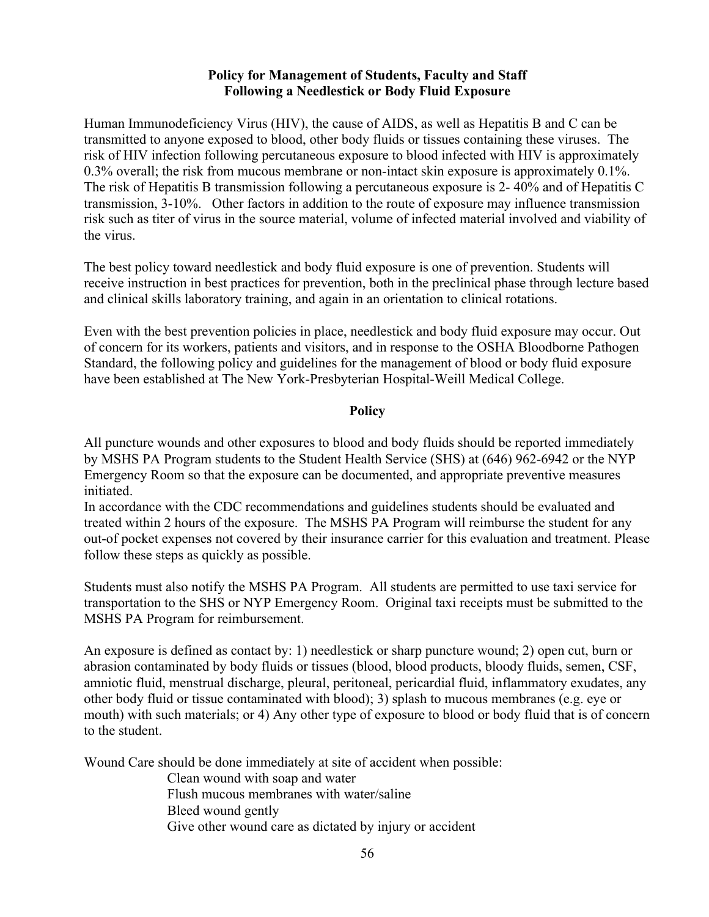## Policy for Management of Students, Faculty and Staff Following a Needlestick or Body Fluid Exposure

Human Immunodeficiency Virus (HIV), the cause of AIDS, as well as Hepatitis B and C can be transmitted to anyone exposed to blood, other body fluids or tissues containing these viruses. The risk of HIV infection following percutaneous exposure to blood infected with HIV is approximately 0.3% overall; the risk from mucous membrane or non-intact skin exposure is approximately 0.1%. The risk of Hepatitis B transmission following a percutaneous exposure is 2- 40% and of Hepatitis C transmission, 3-10%. Other factors in addition to the route of exposure may influence transmission risk such as titer of virus in the source material, volume of infected material involved and viability of the virus.

The best policy toward needlestick and body fluid exposure is one of prevention. Students will receive instruction in best practices for prevention, both in the preclinical phase through lecture based and clinical skills laboratory training, and again in an orientation to clinical rotations.

Even with the best prevention policies in place, needlestick and body fluid exposure may occur. Out of concern for its workers, patients and visitors, and in response to the OSHA Bloodborne Pathogen Standard, the following policy and guidelines for the management of blood or body fluid exposure have been established at The New York-Presbyterian Hospital-Weill Medical College.

### Policy

All puncture wounds and other exposures to blood and body fluids should be reported immediately by MSHS PA Program students to the Student Health Service (SHS) at (646) 962-6942 or the NYP Emergency Room so that the exposure can be documented, and appropriate preventive measures initiated.
In accordance with the CDC recommendations and guidelines students should be evaluated and treated within 2 hours of the exposure. The MSHS PA Program will reimburse the student for any out-of pocket expenses not covered by their insurance carrier for this evaluation and treatment. Please follow these steps as quickly as possible.

Students must also notify the MSHS PA Program. All students are permitted to use taxi service for transportation to the SHS or NYP Emergency Room. Original taxi receipts must be submitted to the MSHS PA Program for reimbursement.

An exposure is defined as contact by: 1) needlestick or sharp puncture wound; 2) open cut, burn or abrasion contaminated by body fluids or tissues (blood, blood products, bloody fluids, semen, CSF, amniotic fluid, menstrual discharge, pleural, peritoneal, pericardial fluid, inflammatory exudates, any other body fluid or tissue contaminated with blood); 3) splash to mucous membranes (e.g. eye or mouth) with such materials; or 4) Any other type of exposure to blood or body fluid that is of concern to the student.

Wound Care should be done immediately at site of accident when possible:

- Clean wound with soap and water
- Flush mucous membranes with water/saline
- Bleed wound gently
- Give other wound care as dictated by injury or accident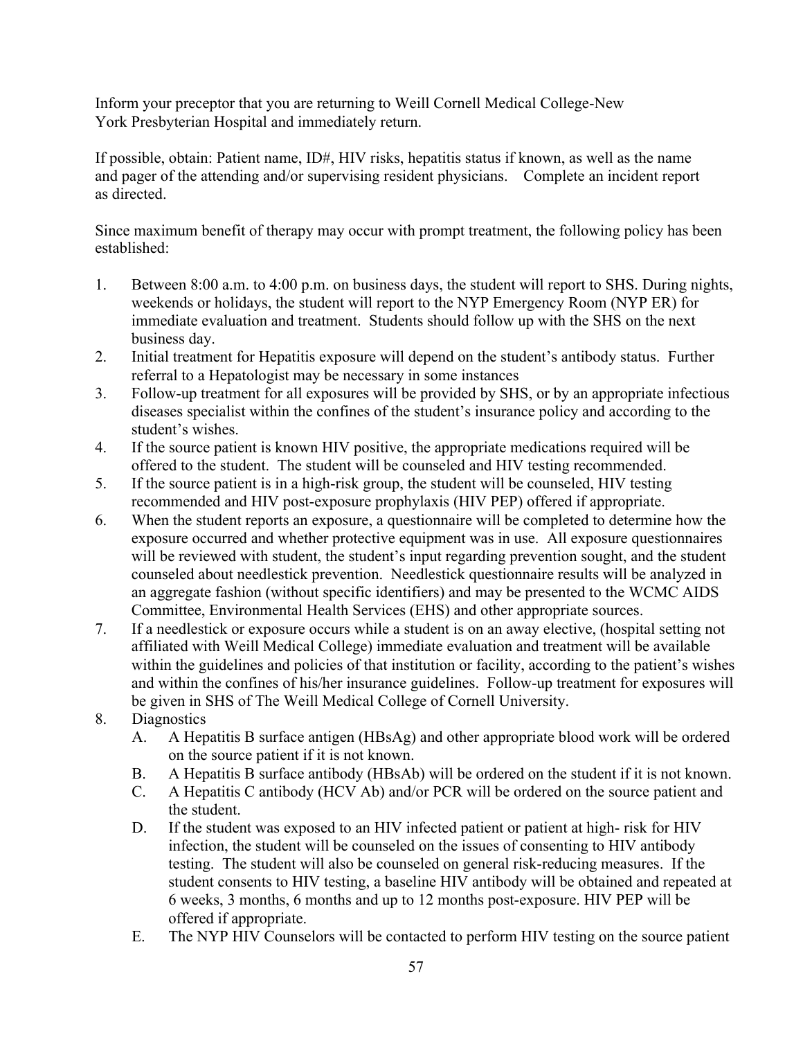Inform your preceptor that you are returning to Weill Cornell Medical College-New York Presbyterian Hospital and immediately return.

If possible, obtain: Patient name, ID#, HIV risks, hepatitis status if known, as well as the name and pager of the attending and/or supervising resident physicians. Complete an incident report as directed.

Since maximum benefit of therapy may occur with prompt treatment, the following policy has been established:

1. Between 8:00 a.m. to 4:00 p.m. on business days, the student will report to SHS. During nights, weekends or holidays, the student will report to the NYP Emergency Room (NYP ER) for immediate evaluation and treatment. Students should follow up with the SHS on the next business day.
2. Initial treatment for Hepatitis exposure will depend on the student's antibody status. Further referral to a Hepatologist may be necessary in some instances
3. Follow-up treatment for all exposures will be provided by SHS, or by an appropriate infectious diseases specialist within the confines of the student's insurance policy and according to the student's wishes.
4. If the source patient is known HIV positive, the appropriate medications required will be offered to the student. The student will be counseled and HIV testing recommended.
5. If the source patient is in a high-risk group, the student will be counseled, HIV testing recommended and HIV post-exposure prophylaxis (HIV PEP) offered if appropriate.
6. When the student reports an exposure, a questionnaire will be completed to determine how the exposure occurred and whether protective equipment was in use. All exposure questionnaires will be reviewed with student, the student's input regarding prevention sought, and the student counseled about needlestick prevention. Needlestick questionnaire results will be analyzed in an aggregate fashion (without specific identifiers) and may be presented to the WCMC AIDS Committee, Environmental Health Services (EHS) and other appropriate sources.
7. If a needlestick or exposure occurs while a student is on an away elective, (hospital setting not affiliated with Weill Medical College) immediate evaluation and treatment will be available within the guidelines and policies of that institution or facility, according to the patient's wishes and within the confines of his/her insurance guidelines. Follow-up treatment for exposures will be given in SHS of The Weill Medical College of Cornell University.
8. Diagnostics
   A. A Hepatitis B surface antigen (HBsAg) and other appropriate blood work will be ordered on the source patient if it is not known.
   B. A Hepatitis B surface antibody (HBsAb) will be ordered on the student if it is not known.
   C. A Hepatitis C antibody (HCV Ab) and/or PCR will be ordered on the source patient and the student.
   D. If the student was exposed to an HIV infected patient or patient at high- risk for HIV infection, the student will be counseled on the issues of consenting to HIV antibody testing. The student will also be counseled on general risk-reducing measures. If the student consents to HIV testing, a baseline HIV antibody will be obtained and repeated at 6 weeks, 3 months, 6 months and up to 12 months post-exposure. HIV PEP will be offered if appropriate.
   E. The NYP HIV Counselors will be contacted to perform HIV testing on the source patient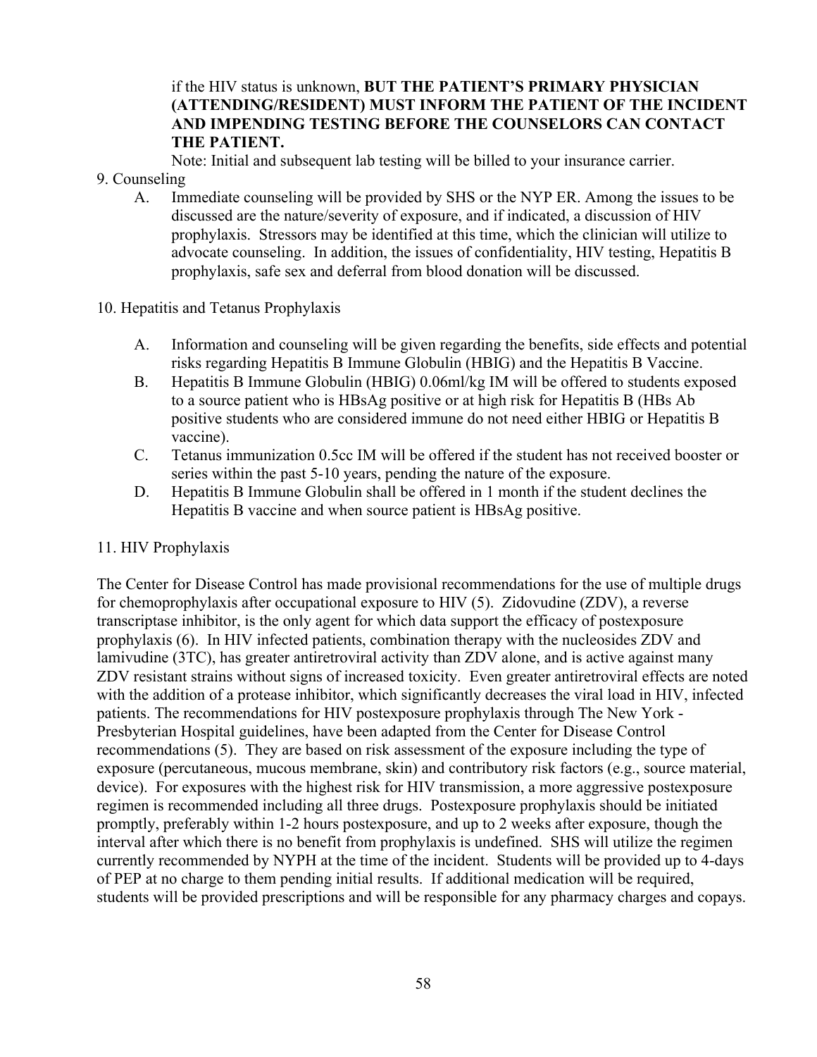if the HIV status is unknown, **BUT THE PATIENT'S PRIMARY PHYSICIAN (ATTENDING/RESIDENT) MUST INFORM THE PATIENT OF THE INCIDENT AND IMPENDING TESTING BEFORE THE COUNSELORS CAN CONTACT THE PATIENT.**

Note: Initial and subsequent lab testing will be billed to your insurance carrier.

9. Counseling

   A. Immediate counseling will be provided by SHS or the NYP ER. Among the issues to be discussed are the nature/severity of exposure, and if indicated, a discussion of HIV prophylaxis. Stressors may be identified at this time, which the clinician will utilize to advocate counseling. In addition, the issues of confidentiality, HIV testing, Hepatitis B prophylaxis, safe sex and deferral from blood donation will be discussed.

10. Hepatitis and Tetanus Prophylaxis

   A. Information and counseling will be given regarding the benefits, side effects and potential risks regarding Hepatitis B Immune Globulin (HBIG) and the Hepatitis B Vaccine.
   B. Hepatitis B Immune Globulin (HBIG) 0.06ml/kg IM will be offered to students exposed to a source patient who is HBsAg positive or at high risk for Hepatitis B (HBs Ab positive students who are considered immune do not need either HBIG or Hepatitis B vaccine).
   C. Tetanus immunization 0.5cc IM will be offered if the student has not received booster or series within the past 5-10 years, pending the nature of the exposure.
   D. Hepatitis B Immune Globulin shall be offered in 1 month if the student declines the Hepatitis B vaccine and when source patient is HBsAg positive.

11. HIV Prophylaxis

The Center for Disease Control has made provisional recommendations for the use of multiple drugs for chemoprophylaxis after occupational exposure to HIV (5). Zidovudine (ZDV), a reverse transcriptase inhibitor, is the only agent for which data support the efficacy of postexposure prophylaxis (6). In HIV infected patients, combination therapy with the nucleosides ZDV and lamivudine (3TC), has greater antiretroviral activity than ZDV alone, and is active against many ZDV resistant strains without signs of increased toxicity. Even greater antiretroviral effects are noted with the addition of a protease inhibitor, which significantly decreases the viral load in HIV, infected patients. The recommendations for HIV postexposure prophylaxis through The New York - Presbyterian Hospital guidelines, have been adapted from the Center for Disease Control recommendations (5). They are based on risk assessment of the exposure including the type of exposure (percutaneous, mucous membrane, skin) and contributory risk factors (e.g., source material, device). For exposures with the highest risk for HIV transmission, a more aggressive postexposure regimen is recommended including all three drugs. Postexposure prophylaxis should be initiated promptly, preferably within 1-2 hours postexposure, and up to 2 weeks after exposure, though the interval after which there is no benefit from prophylaxis is undefined. SHS will utilize the regimen currently recommended by NYPH at the time of the incident. Students will be provided up to 4-days of PEP at no charge to them pending initial results. If additional medication will be required, students will be provided prescriptions and will be responsible for any pharmacy charges and copays.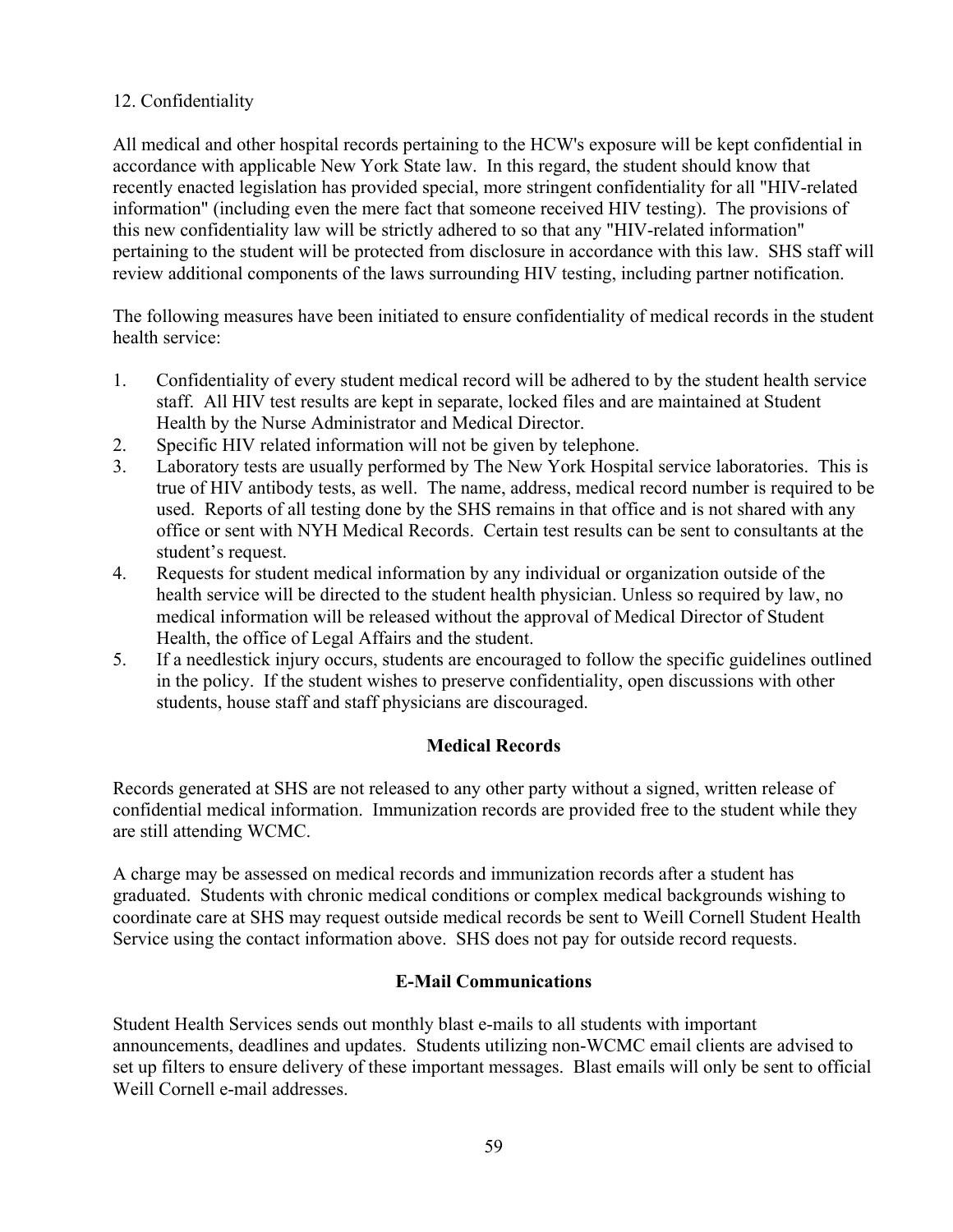12. Confidentiality

All medical and other hospital records pertaining to the HCW's exposure will be kept confidential in accordance with applicable New York State law. In this regard, the student should know that recently enacted legislation has provided special, more stringent confidentiality for all "HIV-related information" (including even the mere fact that someone received HIV testing). The provisions of this new confidentiality law will be strictly adhered to so that any "HIV-related information" pertaining to the student will be protected from disclosure in accordance with this law. SHS staff will review additional components of the laws surrounding HIV testing, including partner notification.

The following measures have been initiated to ensure confidentiality of medical records in the student health service:

1. Confidentiality of every student medical record will be adhered to by the student health service staff. All HIV test results are kept in separate, locked files and are maintained at Student Health by the Nurse Administrator and Medical Director.
2. Specific HIV related information will not be given by telephone.
3. Laboratory tests are usually performed by The New York Hospital service laboratories. This is true of HIV antibody tests, as well. The name, address, medical record number is required to be used. Reports of all testing done by the SHS remains in that office and is not shared with any office or sent with NYH Medical Records. Certain test results can be sent to consultants at the student's request.
4. Requests for student medical information by any individual or organization outside of the health service will be directed to the student health physician. Unless so required by law, no medical information will be released without the approval of Medical Director of Student Health, the office of Legal Affairs and the student.
5. If a needlestick injury occurs, students are encouraged to follow the specific guidelines outlined in the policy. If the student wishes to preserve confidentiality, open discussions with other students, house staff and staff physicians are discouraged.

## Medical Records

Records generated at SHS are not released to any other party without a signed, written release of confidential medical information. Immunization records are provided free to the student while they are still attending WCMC.

A charge may be assessed on medical records and immunization records after a student has graduated. Students with chronic medical conditions or complex medical backgrounds wishing to coordinate care at SHS may request outside medical records be sent to Weill Cornell Student Health Service using the contact information above. SHS does not pay for outside record requests.

## E-Mail Communications

Student Health Services sends out monthly blast e-mails to all students with important announcements, deadlines and updates. Students utilizing non-WCMC email clients are advised to set up filters to ensure delivery of these important messages. Blast emails will only be sent to official Weill Cornell e-mail addresses.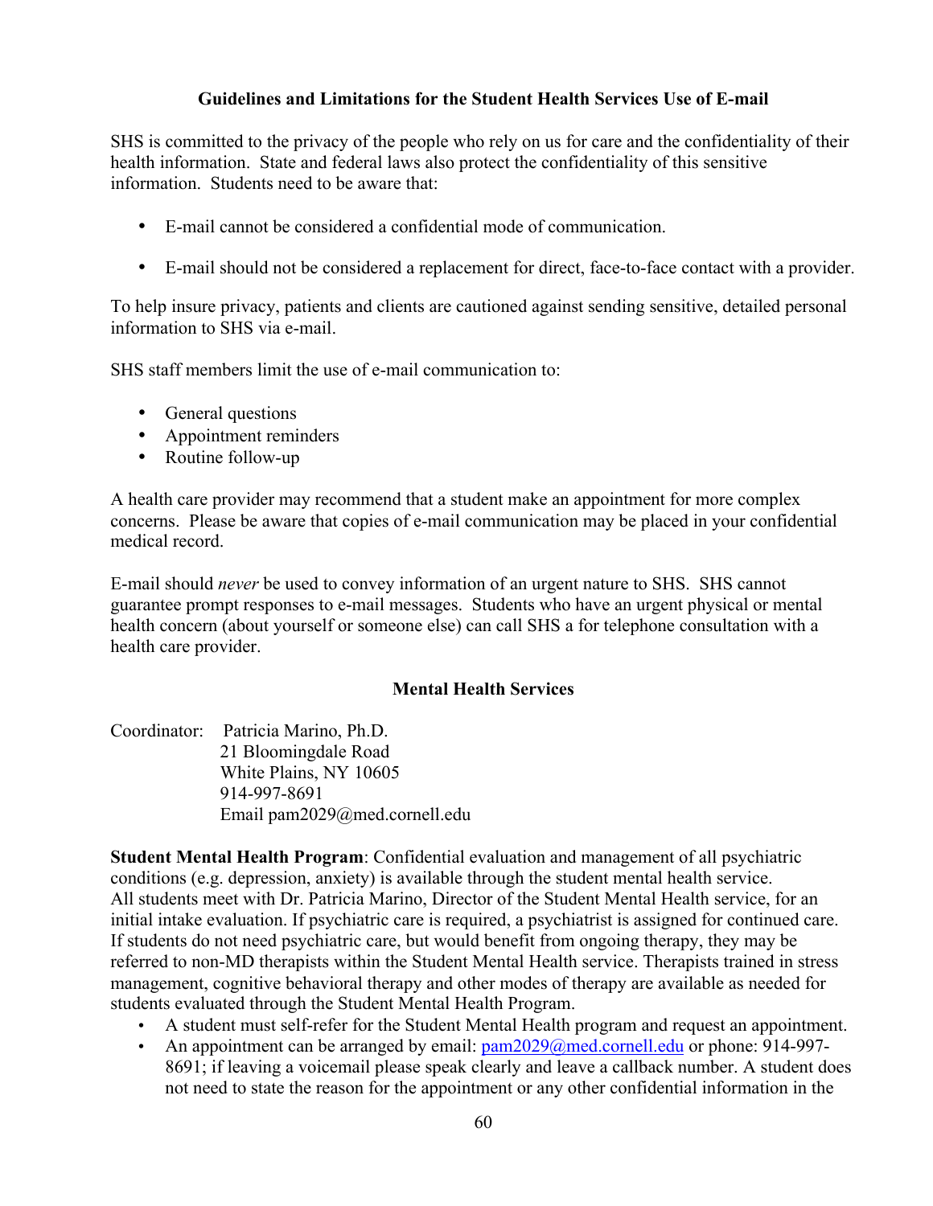## Guidelines and Limitations for the Student Health Services Use of E-mail

SHS is committed to the privacy of the people who rely on us for care and the confidentiality of their health information. State and federal laws also protect the confidentiality of this sensitive information. Students need to be aware that:

- E-mail cannot be considered a confidential mode of communication.
- E-mail should not be considered a replacement for direct, face-to-face contact with a provider.

To help insure privacy, patients and clients are cautioned against sending sensitive, detailed personal information to SHS via e-mail.

SHS staff members limit the use of e-mail communication to:

- General questions
- Appointment reminders
- Routine follow-up

A health care provider may recommend that a student make an appointment for more complex concerns. Please be aware that copies of e-mail communication may be placed in your confidential medical record.

E-mail should *never* be used to convey information of an urgent nature to SHS. SHS cannot guarantee prompt responses to e-mail messages. Students who have an urgent physical or mental health concern (about yourself or someone else) can call SHS a for telephone consultation with a health care provider.

## Mental Health Services

Coordinator: Patricia Marino, Ph.D.
21 Bloomingdale Road
White Plains, NY 10605
914-997-8691
Email pam2029@med.cornell.edu

**Student Mental Health Program**: Confidential evaluation and management of all psychiatric conditions (e.g. depression, anxiety) is available through the student mental health service. All students meet with Dr. Patricia Marino, Director of the Student Mental Health service, for an initial intake evaluation. If psychiatric care is required, a psychiatrist is assigned for continued care. If students do not need psychiatric care, but would benefit from ongoing therapy, they may be referred to non-MD therapists within the Student Mental Health service. Therapists trained in stress management, cognitive behavioral therapy and other modes of therapy are available as needed for students evaluated through the Student Mental Health Program.

- A student must self-refer for the Student Mental Health program and request an appointment.
- An appointment can be arranged by email: pam2029@med.cornell.edu or phone: 914-997-8691; if leaving a voicemail please speak clearly and leave a callback number. A student does not need to state the reason for the appointment or any other confidential information in the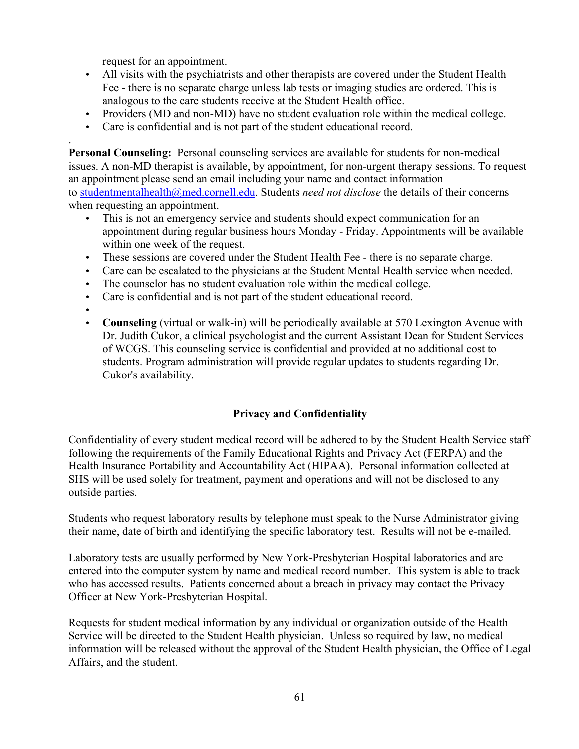request for an appointment.

- All visits with the psychiatrists and other therapists are covered under the Student Health Fee - there is no separate charge unless lab tests or imaging studies are ordered. This is analogous to the care students receive at the Student Health office.
- Providers (MD and non-MD) have no student evaluation role within the medical college.
- Care is confidential and is not part of the student educational record.

.

**Personal Counseling:** Personal counseling services are available for students for non-medical issues. A non-MD therapist is available, by appointment, for non-urgent therapy sessions. To request an appointment please send an email including your name and contact information to studentmentalhealth@med.cornell.edu. Students *need not disclose* the details of their concerns when requesting an appointment.

- This is not an emergency service and students should expect communication for an appointment during regular business hours Monday - Friday. Appointments will be available within one week of the request.
- These sessions are covered under the Student Health Fee - there is no separate charge.
- Care can be escalated to the physicians at the Student Mental Health service when needed.
- The counselor has no student evaluation role within the medical college.
- Care is confidential and is not part of the student educational record.
- 
- **Counseling** (virtual or walk-in) will be periodically available at 570 Lexington Avenue with Dr. Judith Cukor, a clinical psychologist and the current Assistant Dean for Student Services of WCGS. This counseling service is confidential and provided at no additional cost to students. Program administration will provide regular updates to students regarding Dr. Cukor's availability.

## Privacy and Confidentiality

Confidentiality of every student medical record will be adhered to by the Student Health Service staff following the requirements of the Family Educational Rights and Privacy Act (FERPA) and the Health Insurance Portability and Accountability Act (HIPAA). Personal information collected at SHS will be used solely for treatment, payment and operations and will not be disclosed to any outside parties.

Students who request laboratory results by telephone must speak to the Nurse Administrator giving their name, date of birth and identifying the specific laboratory test. Results will not be e-mailed.

Laboratory tests are usually performed by New York-Presbyterian Hospital laboratories and are entered into the computer system by name and medical record number. This system is able to track who has accessed results. Patients concerned about a breach in privacy may contact the Privacy Officer at New York-Presbyterian Hospital.

Requests for student medical information by any individual or organization outside of the Health Service will be directed to the Student Health physician. Unless so required by law, no medical information will be released without the approval of the Student Health physician, the Office of Legal Affairs, and the student.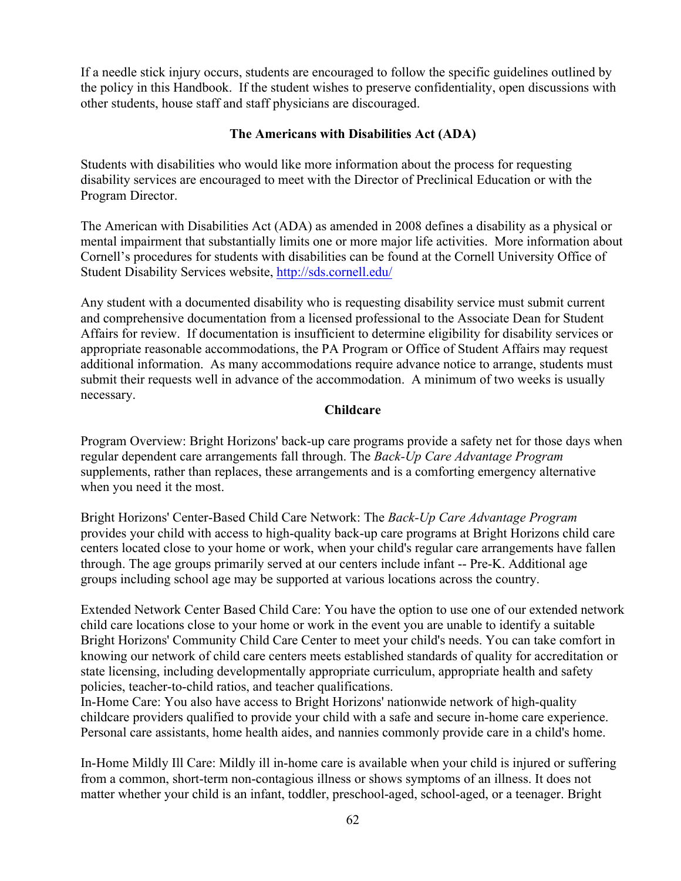If a needle stick injury occurs, students are encouraged to follow the specific guidelines outlined by the policy in this Handbook. If the student wishes to preserve confidentiality, open discussions with other students, house staff and staff physicians are discouraged.

### The Americans with Disabilities Act (ADA)

Students with disabilities who would like more information about the process for requesting disability services are encouraged to meet with the Director of Preclinical Education or with the Program Director.

The American with Disabilities Act (ADA) as amended in 2008 defines a disability as a physical or mental impairment that substantially limits one or more major life activities. More information about Cornell's procedures for students with disabilities can be found at the Cornell University Office of Student Disability Services website, [http://sds.cornell.edu/](http://sds.cornell.edu/)

Any student with a documented disability who is requesting disability service must submit current and comprehensive documentation from a licensed professional to the Associate Dean for Student Affairs for review. If documentation is insufficient to determine eligibility for disability services or appropriate reasonable accommodations, the PA Program or Office of Student Affairs may request additional information. As many accommodations require advance notice to arrange, students must submit their requests well in advance of the accommodation. A minimum of two weeks is usually necessary.

### Childcare

Program Overview: Bright Horizons' back-up care programs provide a safety net for those days when regular dependent care arrangements fall through. The *Back-Up Care Advantage Program* supplements, rather than replaces, these arrangements and is a comforting emergency alternative when you need it the most.

Bright Horizons' Center-Based Child Care Network: The *Back-Up Care Advantage Program* provides your child with access to high-quality back-up care programs at Bright Horizons child care centers located close to your home or work, when your child's regular care arrangements have fallen through. The age groups primarily served at our centers include infant -- Pre-K. Additional age groups including school age may be supported at various locations across the country.

Extended Network Center Based Child Care: You have the option to use one of our extended network child care locations close to your home or work in the event you are unable to identify a suitable Bright Horizons' Community Child Care Center to meet your child's needs. You can take comfort in knowing our network of child care centers meets established standards of quality for accreditation or state licensing, including developmentally appropriate curriculum, appropriate health and safety policies, teacher-to-child ratios, and teacher qualifications.

In-Home Care: You also have access to Bright Horizons' nationwide network of high-quality childcare providers qualified to provide your child with a safe and secure in-home care experience. Personal care assistants, home health aides, and nannies commonly provide care in a child's home.

In-Home Mildly Ill Care: Mildly ill in-home care is available when your child is injured or suffering from a common, short-term non-contagious illness or shows symptoms of an illness. It does not matter whether your child is an infant, toddler, preschool-aged, school-aged, or a teenager. Bright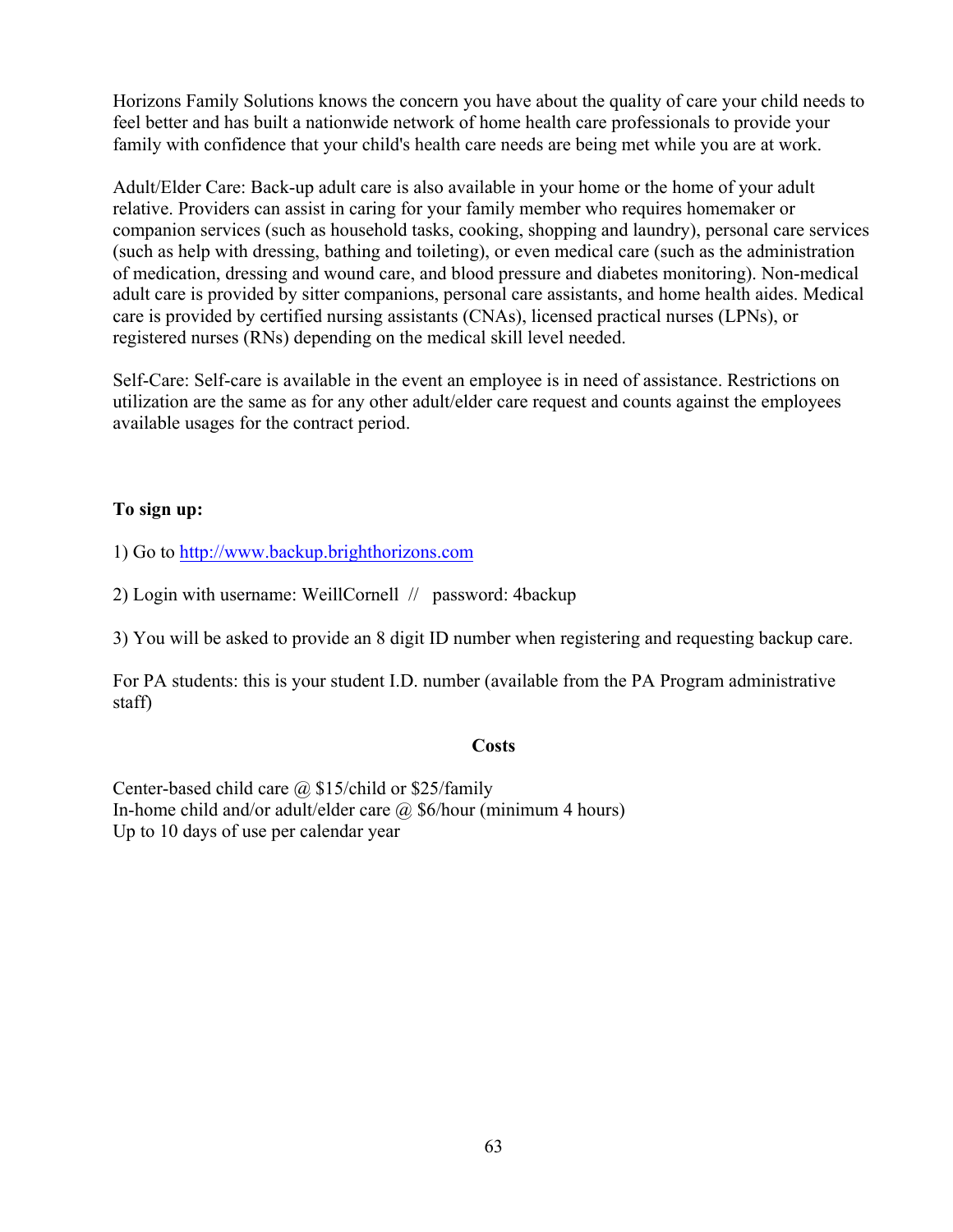Horizons Family Solutions knows the concern you have about the quality of care your child needs to feel better and has built a nationwide network of home health care professionals to provide your family with confidence that your child's health care needs are being met while you are at work.

Adult/Elder Care: Back-up adult care is also available in your home or the home of your adult relative. Providers can assist in caring for your family member who requires homemaker or companion services (such as household tasks, cooking, shopping and laundry), personal care services (such as help with dressing, bathing and toileting), or even medical care (such as the administration of medication, dressing and wound care, and blood pressure and diabetes monitoring). Non-medical adult care is provided by sitter companions, personal care assistants, and home health aides. Medical care is provided by certified nursing assistants (CNAs), licensed practical nurses (LPNs), or registered nurses (RNs) depending on the medical skill level needed.

Self-Care: Self-care is available in the event an employee is in need of assistance. Restrictions on utilization are the same as for any other adult/elder care request and counts against the employees available usages for the contract period.

**To sign up:**

1) Go to http://www.backup.brighthorizons.com

2) Login with username: WeillCornell // password: 4backup

3) You will be asked to provide an 8 digit ID number when registering and requesting backup care.

For PA students: this is your student I.D. number (available from the PA Program administrative staff)

**Costs**

Center-based child care @ $15/child or $25/family
In-home child and/or adult/elder care @ $6/hour (minimum 4 hours)
Up to 10 days of use per calendar year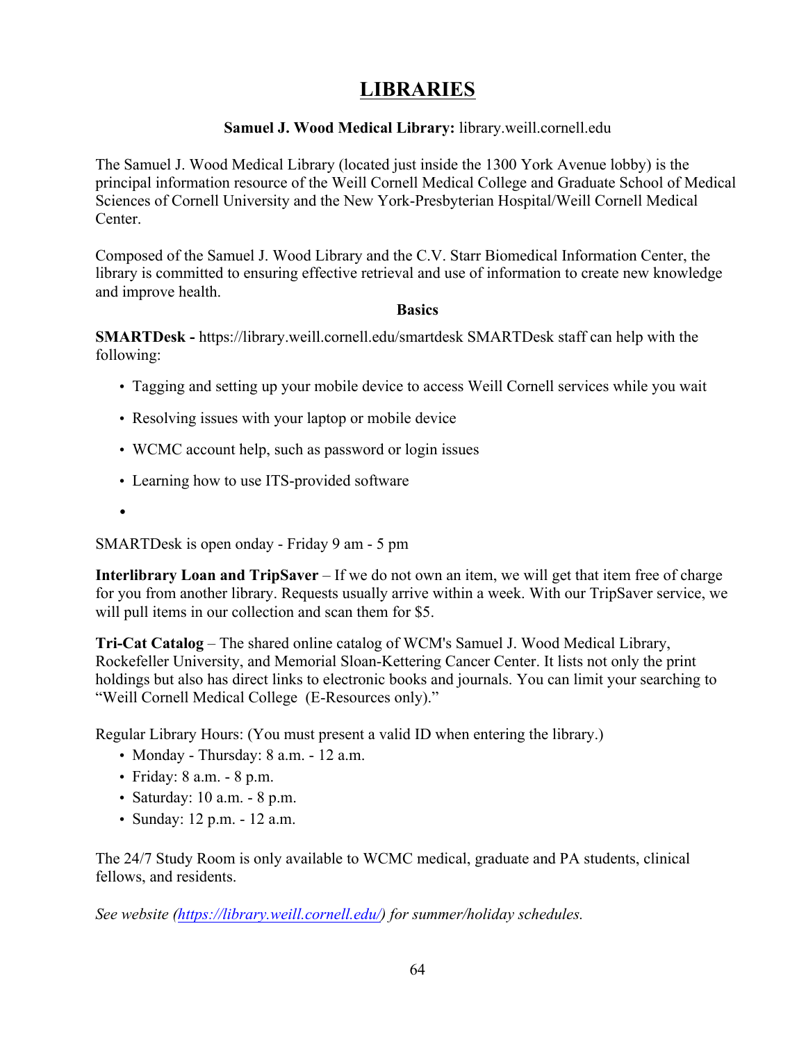# LIBRARIES

**Samuel J. Wood Medical Library:** library.weill.cornell.edu

The Samuel J. Wood Medical Library (located just inside the 1300 York Avenue lobby) is the principal information resource of the Weill Cornell Medical College and Graduate School of Medical Sciences of Cornell University and the New York-Presbyterian Hospital/Weill Cornell Medical Center.

Composed of the Samuel J. Wood Library and the C.V. Starr Biomedical Information Center, the library is committed to ensuring effective retrieval and use of information to create new knowledge and improve health.

**Basics**

**SMARTDesk -** https://library.weill.cornell.edu/smartdesk SMARTDesk staff can help with the following:

- Tagging and setting up your mobile device to access Weill Cornell services while you wait
- Resolving issues with your laptop or mobile device
- WCMC account help, such as password or login issues
- Learning how to use ITS-provided software
- 

SMARTDesk is open onday - Friday 9 am - 5 pm

**Interlibrary Loan and TripSaver** – If we do not own an item, we will get that item free of charge for you from another library. Requests usually arrive within a week. With our TripSaver service, we will pull items in our collection and scan them for $5.

**Tri-Cat Catalog** – The shared online catalog of WCM's Samuel J. Wood Medical Library, Rockefeller University, and Memorial Sloan-Kettering Cancer Center. It lists not only the print holdings but also has direct links to electronic books and journals. You can limit your searching to "Weill Cornell Medical College (E-Resources only)."

Regular Library Hours: (You must present a valid ID when entering the library.)

- Monday - Thursday: 8 a.m. - 12 a.m.
- Friday: 8 a.m. - 8 p.m.
- Saturday: 10 a.m. - 8 p.m.
- Sunday: 12 p.m. - 12 a.m.

The 24/7 Study Room is only available to WCMC medical, graduate and PA students, clinical fellows, and residents.

*See website (https://library.weill.cornell.edu/) for summer/holiday schedules.*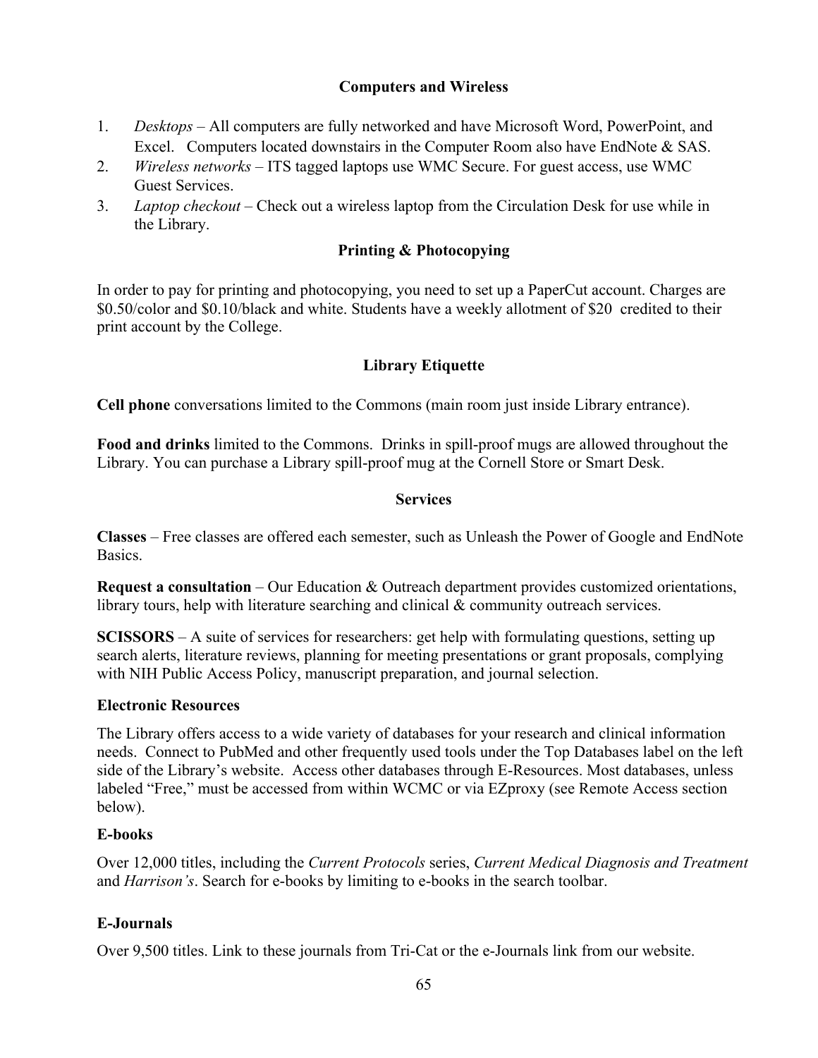## Computers and Wireless

1. *Desktops* – All computers are fully networked and have Microsoft Word, PowerPoint, and Excel. Computers located downstairs in the Computer Room also have EndNote & SAS.
2. *Wireless networks* – ITS tagged laptops use WMC Secure. For guest access, use WMC Guest Services.
3. *Laptop checkout* – Check out a wireless laptop from the Circulation Desk for use while in the Library.

## Printing & Photocopying

In order to pay for printing and photocopying, you need to set up a PaperCut account. Charges are $0.50/color and $0.10/black and white. Students have a weekly allotment of $20 credited to their print account by the College.

## Library Etiquette

**Cell phone** conversations limited to the Commons (main room just inside Library entrance).

**Food and drinks** limited to the Commons. Drinks in spill-proof mugs are allowed throughout the Library. You can purchase a Library spill-proof mug at the Cornell Store or Smart Desk.

## Services

**Classes** – Free classes are offered each semester, such as Unleash the Power of Google and EndNote Basics.

**Request a consultation** – Our Education & Outreach department provides customized orientations, library tours, help with literature searching and clinical & community outreach services.

**SCISSORS** – A suite of services for researchers: get help with formulating questions, setting up search alerts, literature reviews, planning for meeting presentations or grant proposals, complying with NIH Public Access Policy, manuscript preparation, and journal selection.

### Electronic Resources

The Library offers access to a wide variety of databases for your research and clinical information needs. Connect to PubMed and other frequently used tools under the Top Databases label on the left side of the Library's website. Access other databases through E-Resources. Most databases, unless labeled "Free," must be accessed from within WCMC or via EZproxy (see Remote Access section below).

### E-books

Over 12,000 titles, including the *Current Protocols* series, *Current Medical Diagnosis and Treatment* and *Harrison's*. Search for e-books by limiting to e-books in the search toolbar.

### E-Journals

Over 9,500 titles. Link to these journals from Tri-Cat or the e-Journals link from our website.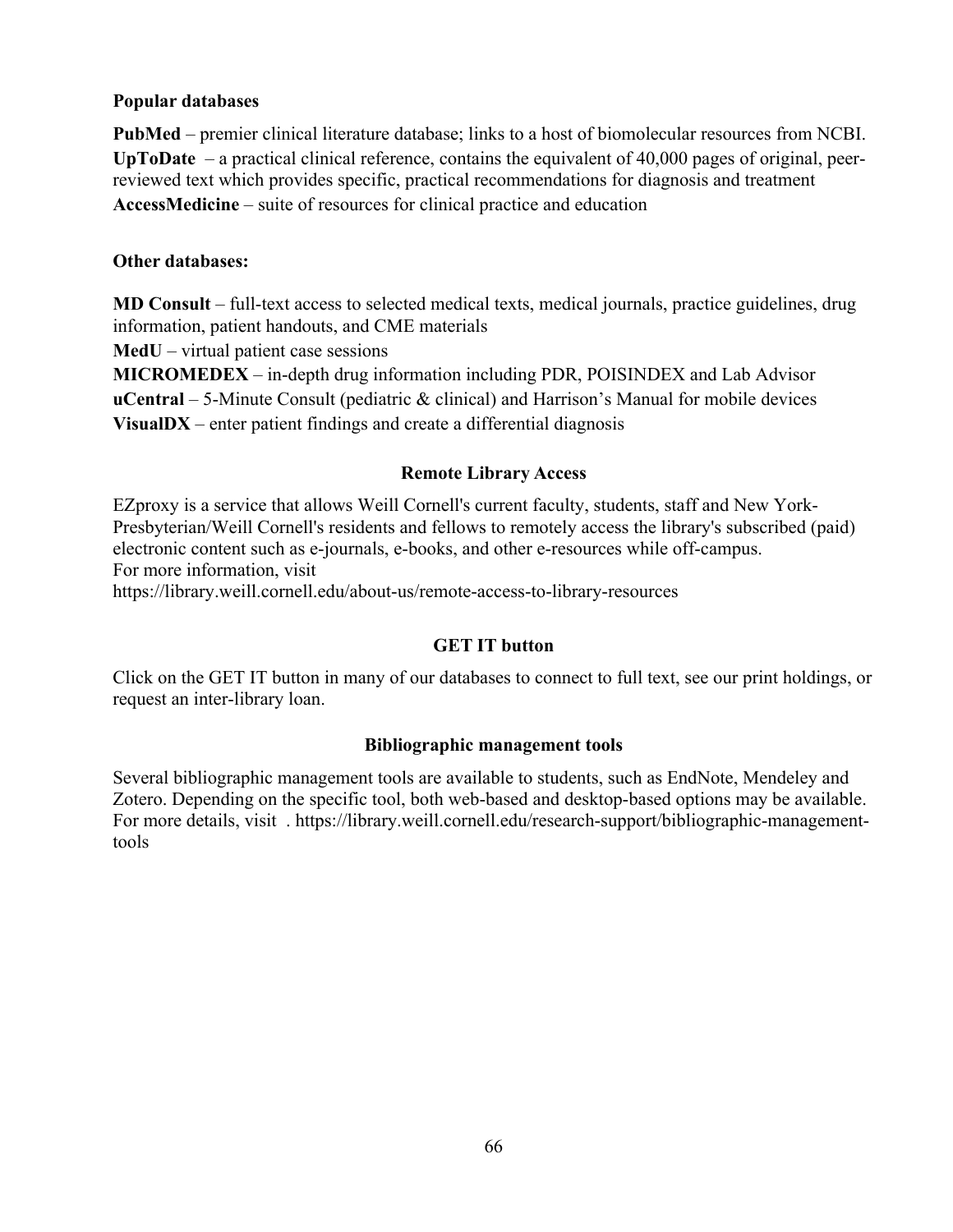**Popular databases**

**PubMed** – premier clinical literature database; links to a host of biomolecular resources from NCBI.
**UpToDate** – a practical clinical reference, contains the equivalent of 40,000 pages of original, peer-reviewed text which provides specific, practical recommendations for diagnosis and treatment
**AccessMedicine** – suite of resources for clinical practice and education

**Other databases:**

**MD Consult** – full-text access to selected medical texts, medical journals, practice guidelines, drug information, patient handouts, and CME materials
**MedU** – virtual patient case sessions
**MICROMEDEX** – in-depth drug information including PDR, POISINDEX and Lab Advisor
**uCentral** – 5-Minute Consult (pediatric & clinical) and Harrison's Manual for mobile devices
**VisualDX** – enter patient findings and create a differential diagnosis

## Remote Library Access

EZproxy is a service that allows Weill Cornell's current faculty, students, staff and New York-Presbyterian/Weill Cornell's residents and fellows to remotely access the library's subscribed (paid) electronic content such as e-journals, e-books, and other e-resources while off-campus.
For more information, visit
https://library.weill.cornell.edu/about-us/remote-access-to-library-resources

## GET IT button

Click on the GET IT button in many of our databases to connect to full text, see our print holdings, or request an inter-library loan.

## Bibliographic management tools

Several bibliographic management tools are available to students, such as EndNote, Mendeley and Zotero. Depending on the specific tool, both web-based and desktop-based options may be available. For more details, visit . https://library.weill.cornell.edu/research-support/bibliographic-management-tools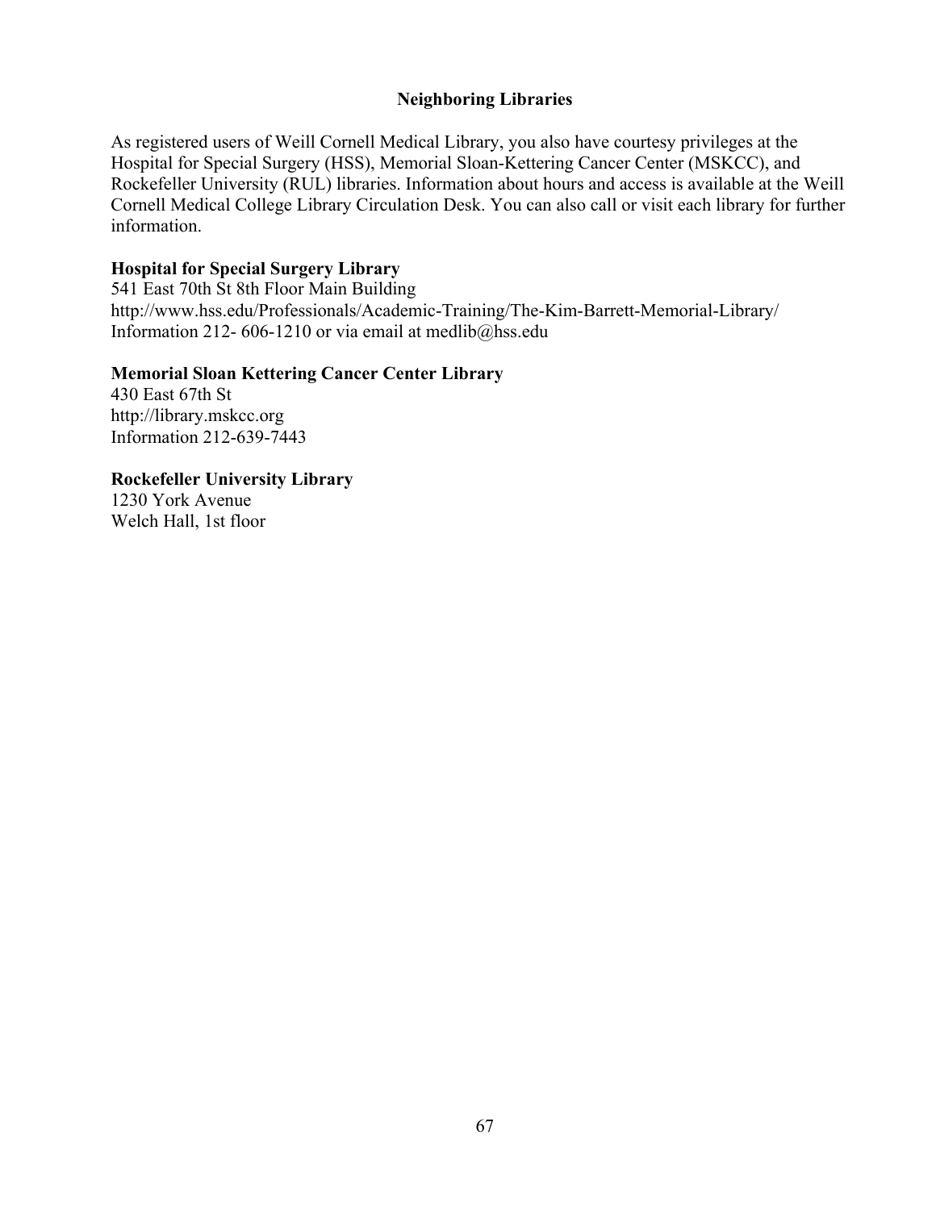## Neighboring Libraries

As registered users of Weill Cornell Medical Library, you also have courtesy privileges at the Hospital for Special Surgery (HSS), Memorial Sloan-Kettering Cancer Center (MSKCC), and Rockefeller University (RUL) libraries. Information about hours and access is available at the Weill Cornell Medical College Library Circulation Desk. You can also call or visit each library for further information.

**Hospital for Special Surgery Library**
541 East 70th St 8th Floor Main Building
http://www.hss.edu/Professionals/Academic-Training/The-Kim-Barrett-Memorial-Library/
Information 212- 606-1210 or via email at medlib@hss.edu

**Memorial Sloan Kettering Cancer Center Library**
430 East 67th St
http://library.mskcc.org
Information 212-639-7443

**Rockefeller University Library**
1230 York Avenue
Welch Hall, 1st floor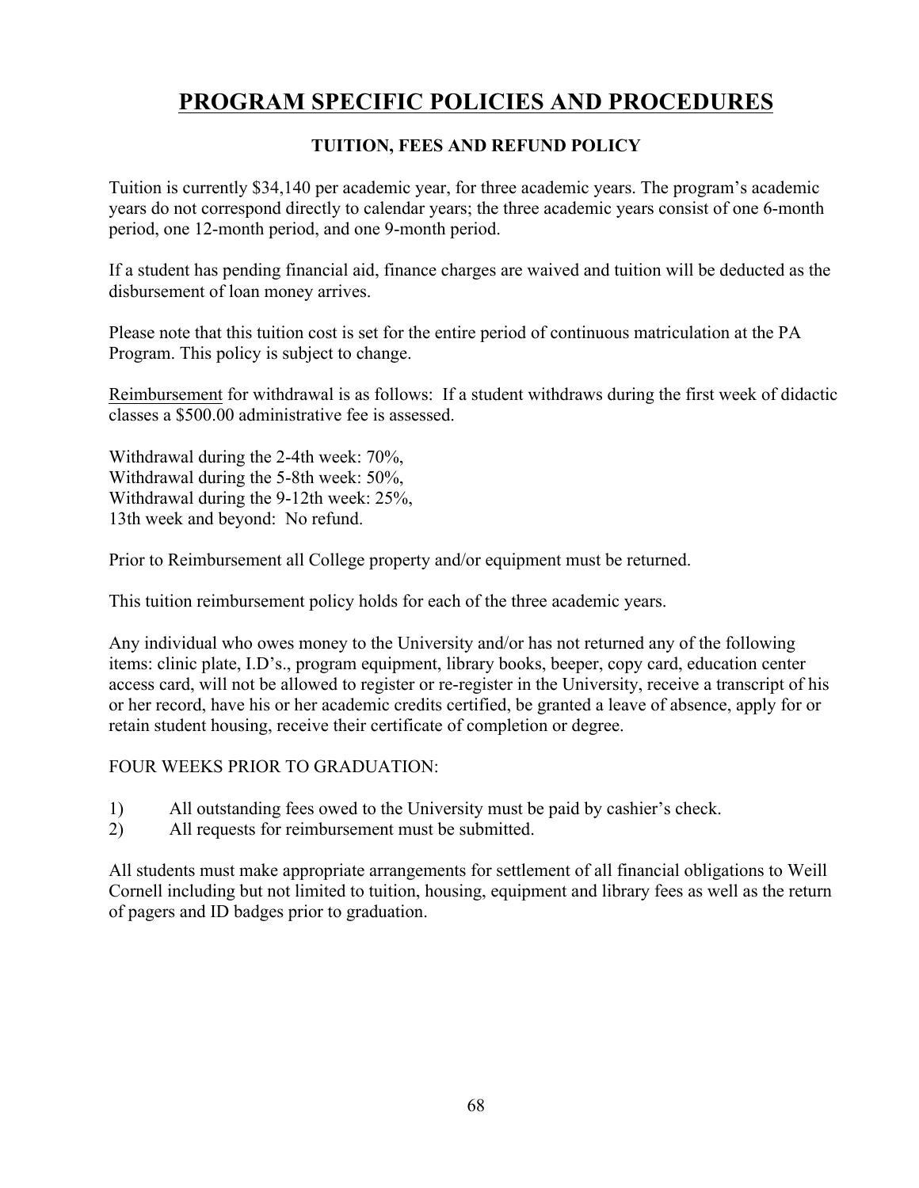# <u>PROGRAM SPECIFIC POLICIES AND PROCEDURES</u>

### TUITION, FEES AND REFUND POLICY

Tuition is currently $34,140 per academic year, for three academic years. The program's academic years do not correspond directly to calendar years; the three academic years consist of one 6-month period, one 12-month period, and one 9-month period.

If a student has pending financial aid, finance charges are waived and tuition will be deducted as the disbursement of loan money arrives.

Please note that this tuition cost is set for the entire period of continuous matriculation at the PA Program. This policy is subject to change.

<u>Reimbursement</u> for withdrawal is as follows: If a student withdraws during the first week of didactic classes a $500.00 administrative fee is assessed.

Withdrawal during the 2-4th week: 70%,
Withdrawal during the 5-8th week: 50%,
Withdrawal during the 9-12th week: 25%,
13th week and beyond: No refund.

Prior to Reimbursement all College property and/or equipment must be returned.

This tuition reimbursement policy holds for each of the three academic years.

Any individual who owes money to the University and/or has not returned any of the following items: clinic plate, I.D's., program equipment, library books, beeper, copy card, education center access card, will not be allowed to register or re-register in the University, receive a transcript of his or her record, have his or her academic credits certified, be granted a leave of absence, apply for or retain student housing, receive their certificate of completion or degree.

FOUR WEEKS PRIOR TO GRADUATION:

1) All outstanding fees owed to the University must be paid by cashier's check.
2) All requests for reimbursement must be submitted.

All students must make appropriate arrangements for settlement of all financial obligations to Weill Cornell including but not limited to tuition, housing, equipment and library fees as well as the return of pagers and ID badges prior to graduation.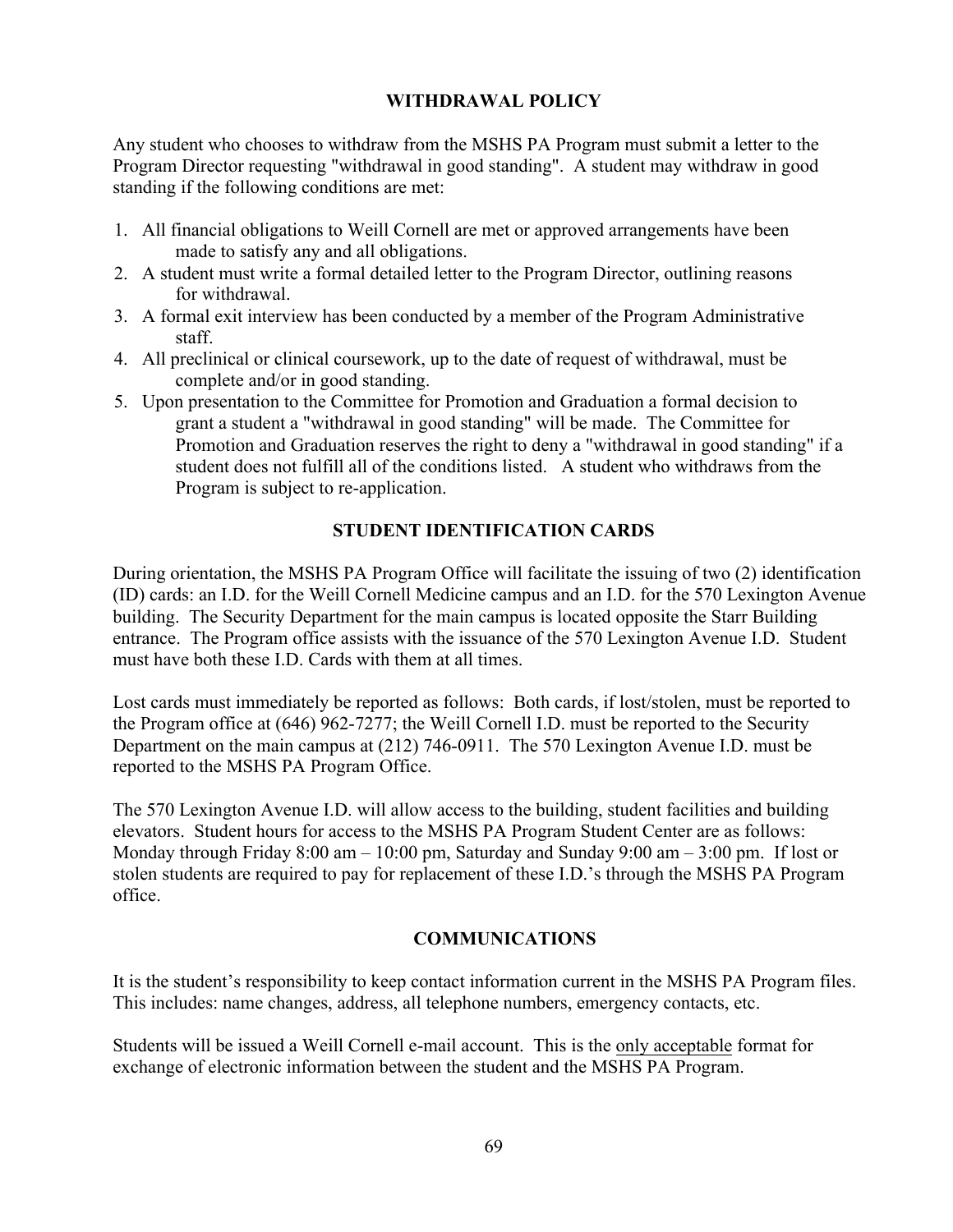## WITHDRAWAL POLICY

Any student who chooses to withdraw from the MSHS PA Program must submit a letter to the Program Director requesting "withdrawal in good standing". A student may withdraw in good standing if the following conditions are met:

1. All financial obligations to Weill Cornell are met or approved arrangements have been made to satisfy any and all obligations.
2. A student must write a formal detailed letter to the Program Director, outlining reasons for withdrawal.
3. A formal exit interview has been conducted by a member of the Program Administrative staff.
4. All preclinical or clinical coursework, up to the date of request of withdrawal, must be complete and/or in good standing.
5. Upon presentation to the Committee for Promotion and Graduation a formal decision to grant a student a "withdrawal in good standing" will be made. The Committee for Promotion and Graduation reserves the right to deny a "withdrawal in good standing" if a student does not fulfill all of the conditions listed. A student who withdraws from the Program is subject to re-application.

## STUDENT IDENTIFICATION CARDS

During orientation, the MSHS PA Program Office will facilitate the issuing of two (2) identification (ID) cards: an I.D. for the Weill Cornell Medicine campus and an I.D. for the 570 Lexington Avenue building. The Security Department for the main campus is located opposite the Starr Building entrance. The Program office assists with the issuance of the 570 Lexington Avenue I.D. Student must have both these I.D. Cards with them at all times.

Lost cards must immediately be reported as follows: Both cards, if lost/stolen, must be reported to the Program office at (646) 962-7277; the Weill Cornell I.D. must be reported to the Security Department on the main campus at (212) 746-0911. The 570 Lexington Avenue I.D. must be reported to the MSHS PA Program Office.

The 570 Lexington Avenue I.D. will allow access to the building, student facilities and building elevators. Student hours for access to the MSHS PA Program Student Center are as follows: Monday through Friday 8:00 am – 10:00 pm, Saturday and Sunday 9:00 am – 3:00 pm. If lost or stolen students are required to pay for replacement of these I.D.'s through the MSHS PA Program office.

## COMMUNICATIONS

It is the student's responsibility to keep contact information current in the MSHS PA Program files. This includes: name changes, address, all telephone numbers, emergency contacts, etc.

Students will be issued a Weill Cornell e-mail account. This is the only acceptable format for exchange of electronic information between the student and the MSHS PA Program.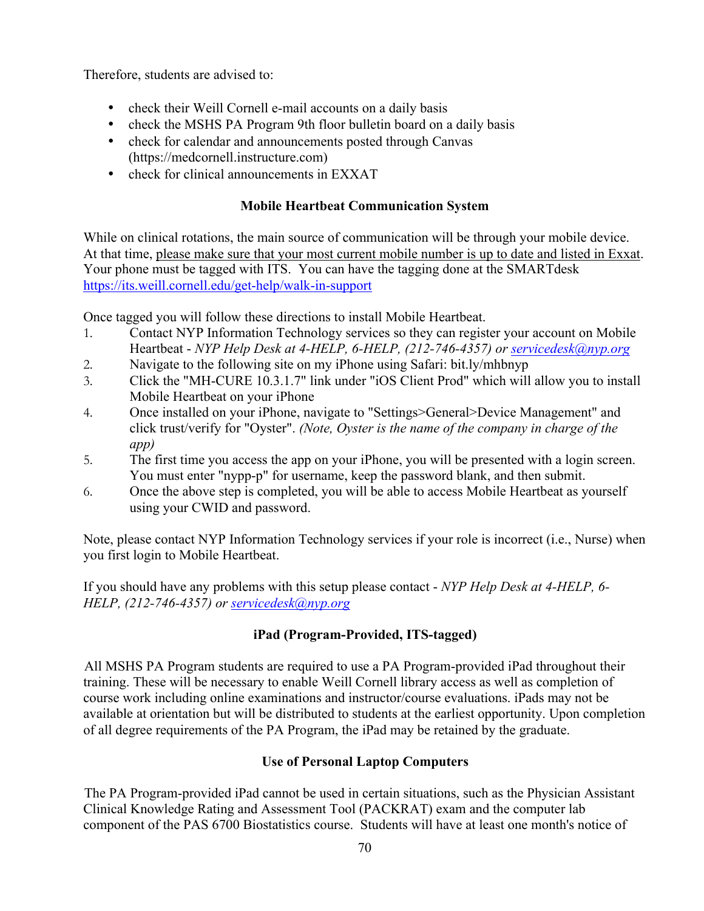Therefore, students are advised to:

- check their Weill Cornell e-mail accounts on a daily basis
- check the MSHS PA Program 9th floor bulletin board on a daily basis
- check for calendar and announcements posted through Canvas (https://medcornell.instructure.com)
- check for clinical announcements in EXXAT

## Mobile Heartbeat Communication System

While on clinical rotations, the main source of communication will be through your mobile device. At that time, please make sure that your most current mobile number is up to date and listed in Exxat. Your phone must be tagged with ITS. You can have the tagging done at the SMARTdesk https://its.weill.cornell.edu/get-help/walk-in-support

Once tagged you will follow these directions to install Mobile Heartbeat.

1. Contact NYP Information Technology services so they can register your account on Mobile Heartbeat - *NYP Help Desk at 4-HELP, 6-HELP, (212-746-4357) or servicedesk@nyp.org*
2. Navigate to the following site on my iPhone using Safari: bit.ly/mhbnyp
3. Click the "MH-CURE 10.3.1.7" link under "iOS Client Prod" which will allow you to install Mobile Heartbeat on your iPhone
4. Once installed on your iPhone, navigate to "Settings>General>Device Management" and click trust/verify for "Oyster". *(Note, Oyster is the name of the company in charge of the app)*
5. The first time you access the app on your iPhone, you will be presented with a login screen. You must enter "nypp-p" for username, keep the password blank, and then submit.
6. Once the above step is completed, you will be able to access Mobile Heartbeat as yourself using your CWID and password.

Note, please contact NYP Information Technology services if your role is incorrect (i.e., Nurse) when you first login to Mobile Heartbeat.

If you should have any problems with this setup please contact - *NYP Help Desk at 4-HELP, 6-HELP, (212-746-4357) or servicedesk@nyp.org*

## iPad (Program-Provided, ITS-tagged)

All MSHS PA Program students are required to use a PA Program-provided iPad throughout their training. These will be necessary to enable Weill Cornell library access as well as completion of course work including online examinations and instructor/course evaluations. iPads may not be available at orientation but will be distributed to students at the earliest opportunity. Upon completion of all degree requirements of the PA Program, the iPad may be retained by the graduate.

## Use of Personal Laptop Computers

The PA Program-provided iPad cannot be used in certain situations, such as the Physician Assistant Clinical Knowledge Rating and Assessment Tool (PACKRAT) exam and the computer lab component of the PAS 6700 Biostatistics course. Students will have at least one month's notice of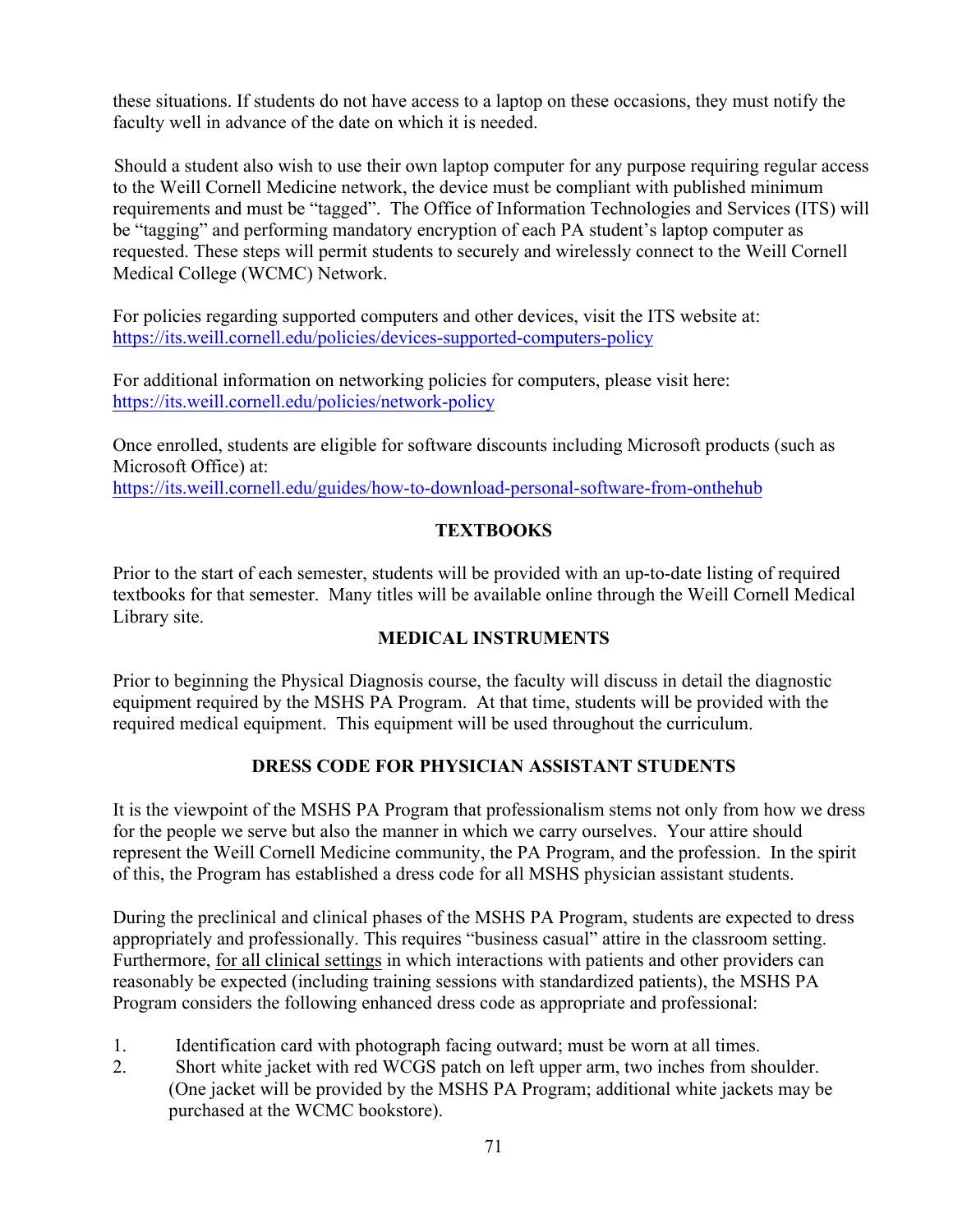these situations. If students do not have access to a laptop on these occasions, they must notify the faculty well in advance of the date on which it is needed.

Should a student also wish to use their own laptop computer for any purpose requiring regular access to the Weill Cornell Medicine network, the device must be compliant with published minimum requirements and must be "tagged". The Office of Information Technologies and Services (ITS) will be "tagging" and performing mandatory encryption of each PA student's laptop computer as requested. These steps will permit students to securely and wirelessly connect to the Weill Cornell Medical College (WCMC) Network.

For policies regarding supported computers and other devices, visit the ITS website at: [https://its.weill.cornell.edu/policies/devices-supported-computers-policy](https://its.weill.cornell.edu/policies/devices-supported-computers-policy)

For additional information on networking policies for computers, please visit here: [https://its.weill.cornell.edu/policies/network-policy](https://its.weill.cornell.edu/policies/network-policy)

Once enrolled, students are eligible for software discounts including Microsoft products (such as Microsoft Office) at:
[https://its.weill.cornell.edu/guides/how-to-download-personal-software-from-onthehub](https://its.weill.cornell.edu/guides/how-to-download-personal-software-from-onthehub)

## TEXTBOOKS

Prior to the start of each semester, students will be provided with an up-to-date listing of required textbooks for that semester. Many titles will be available online through the Weill Cornell Medical Library site.

## MEDICAL INSTRUMENTS

Prior to beginning the Physical Diagnosis course, the faculty will discuss in detail the diagnostic equipment required by the MSHS PA Program. At that time, students will be provided with the required medical equipment. This equipment will be used throughout the curriculum.

## DRESS CODE FOR PHYSICIAN ASSISTANT STUDENTS

It is the viewpoint of the MSHS PA Program that professionalism stems not only from how we dress for the people we serve but also the manner in which we carry ourselves. Your attire should represent the Weill Cornell Medicine community, the PA Program, and the profession. In the spirit of this, the Program has established a dress code for all MSHS physician assistant students.

During the preclinical and clinical phases of the MSHS PA Program, students are expected to dress appropriately and professionally. This requires "business casual" attire in the classroom setting. Furthermore, <u>for all clinical settings</u> in which interactions with patients and other providers can reasonably be expected (including training sessions with standardized patients), the MSHS PA Program considers the following enhanced dress code as appropriate and professional:

1. Identification card with photograph facing outward; must be worn at all times.
2. Short white jacket with red WCGS patch on left upper arm, two inches from shoulder. (One jacket will be provided by the MSHS PA Program; additional white jackets may be purchased at the WCMC bookstore).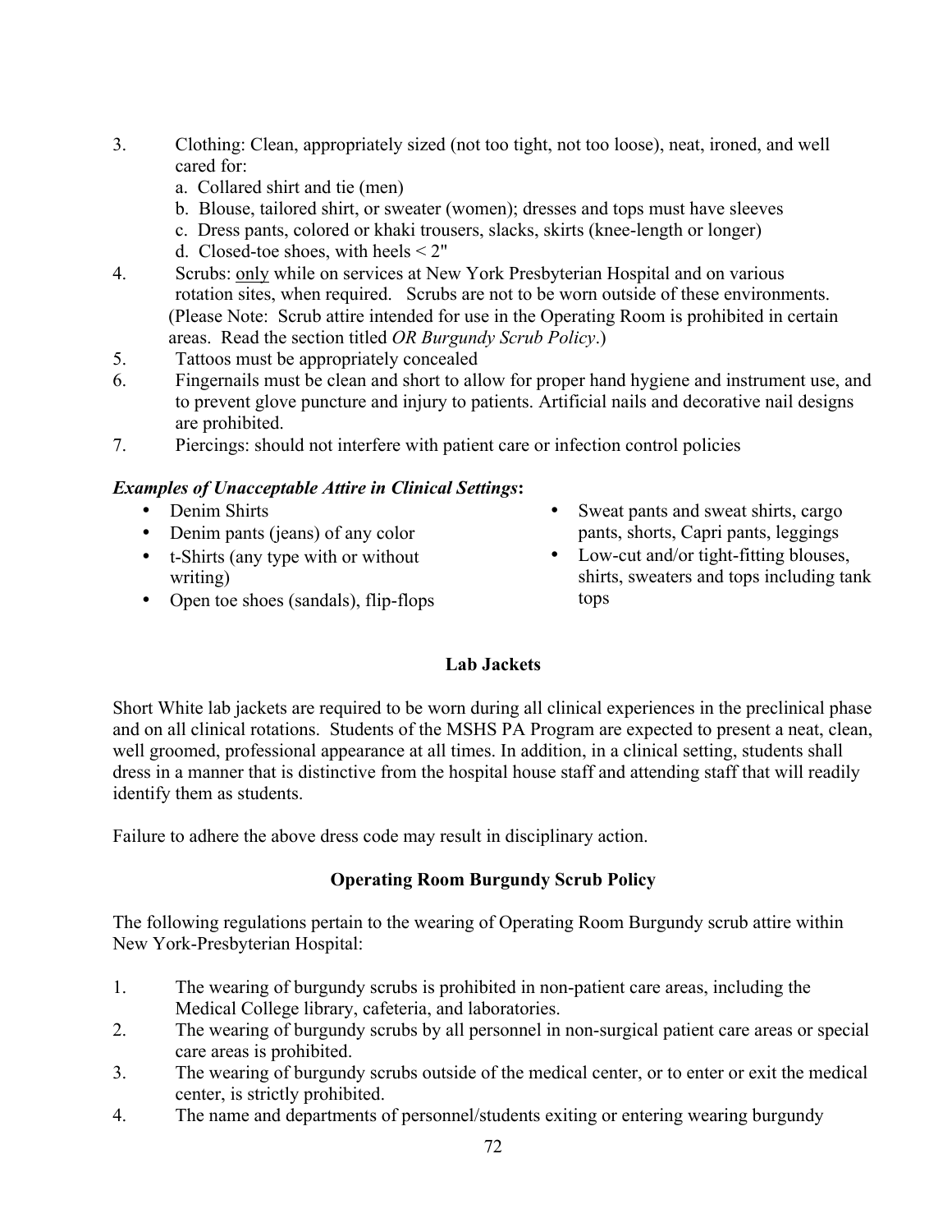3. Clothing: Clean, appropriately sized (not too tight, not too loose), neat, ironed, and well cared for:
   a. Collared shirt and tie (men)
   b. Blouse, tailored shirt, or sweater (women); dresses and tops must have sleeves
   c. Dress pants, colored or khaki trousers, slacks, skirts (knee-length or longer)
   d. Closed-toe shoes, with heels < 2"
4. Scrubs: only while on services at New York Presbyterian Hospital and on various rotation sites, when required. Scrubs are not to be worn outside of these environments. (Please Note: Scrub attire intended for use in the Operating Room is prohibited in certain areas. Read the section titled *OR Burgundy Scrub Policy*.)
5. Tattoos must be appropriately concealed
6. Fingernails must be clean and short to allow for proper hand hygiene and instrument use, and to prevent glove puncture and injury to patients. Artificial nails and decorative nail designs are prohibited.
7. Piercings: should not interfere with patient care or infection control policies

***Examples of Unacceptable Attire in Clinical Settings*:**

- Denim Shirts
- Denim pants (jeans) of any color
- t-Shirts (any type with or without writing)
- Open toe shoes (sandals), flip-flops
- Sweat pants and sweat shirts, cargo pants, shorts, Capri pants, leggings
- Low-cut and/or tight-fitting blouses, shirts, sweaters and tops including tank tops

**Lab Jackets**

Short White lab jackets are required to be worn during all clinical experiences in the preclinical phase and on all clinical rotations. Students of the MSHS PA Program are expected to present a neat, clean, well groomed, professional appearance at all times. In addition, in a clinical setting, students shall dress in a manner that is distinctive from the hospital house staff and attending staff that will readily identify them as students.

Failure to adhere the above dress code may result in disciplinary action.

**Operating Room Burgundy Scrub Policy**

The following regulations pertain to the wearing of Operating Room Burgundy scrub attire within New York-Presbyterian Hospital:

1. The wearing of burgundy scrubs is prohibited in non-patient care areas, including the Medical College library, cafeteria, and laboratories.
2. The wearing of burgundy scrubs by all personnel in non-surgical patient care areas or special care areas is prohibited.
3. The wearing of burgundy scrubs outside of the medical center, or to enter or exit the medical center, is strictly prohibited.
4. The name and departments of personnel/students exiting or entering wearing burgundy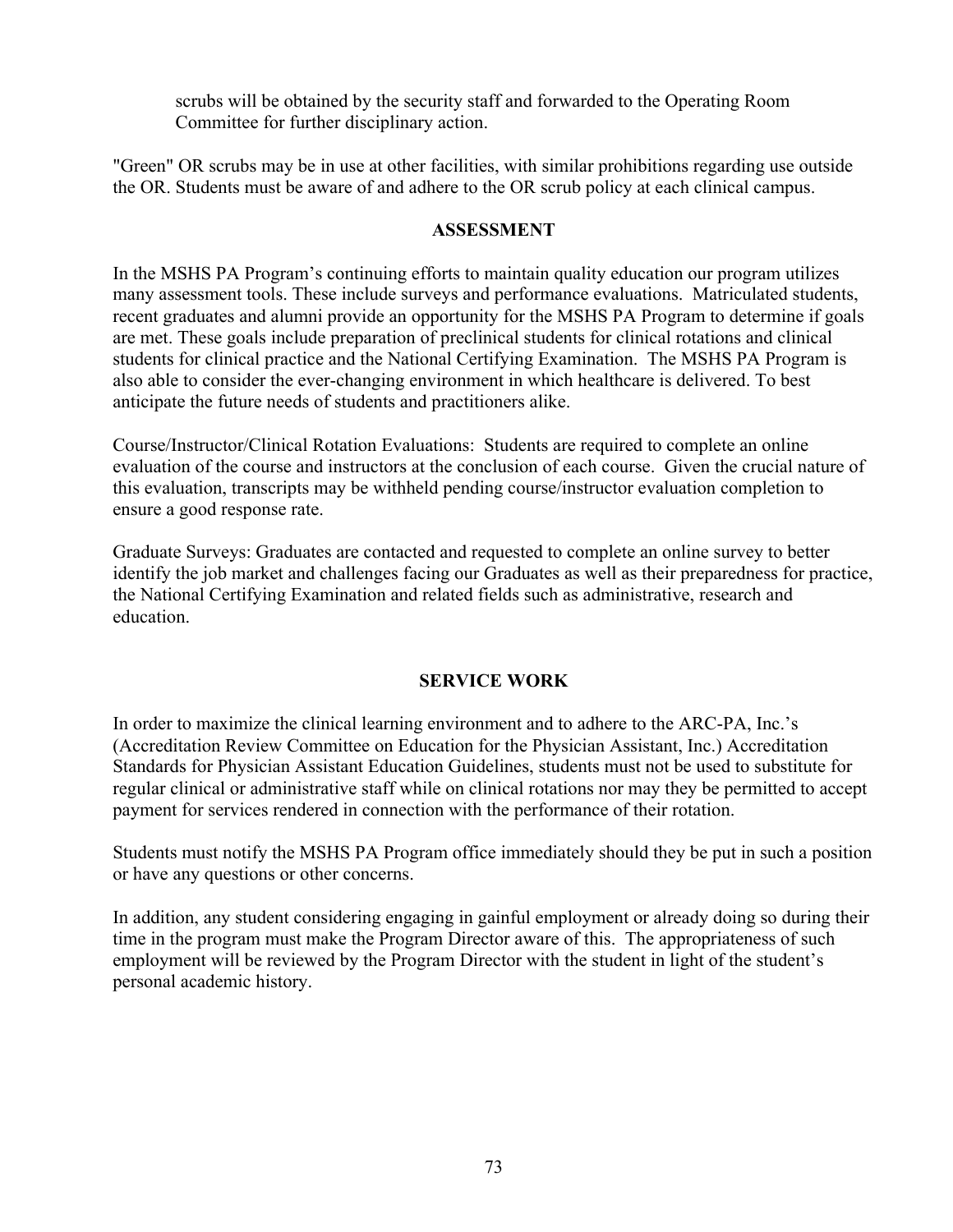scrubs will be obtained by the security staff and forwarded to the Operating Room Committee for further disciplinary action.

"Green" OR scrubs may be in use at other facilities, with similar prohibitions regarding use outside the OR. Students must be aware of and adhere to the OR scrub policy at each clinical campus.

## ASSESSMENT

In the MSHS PA Program's continuing efforts to maintain quality education our program utilizes many assessment tools. These include surveys and performance evaluations. Matriculated students, recent graduates and alumni provide an opportunity for the MSHS PA Program to determine if goals are met. These goals include preparation of preclinical students for clinical rotations and clinical students for clinical practice and the National Certifying Examination. The MSHS PA Program is also able to consider the ever-changing environment in which healthcare is delivered. To best anticipate the future needs of students and practitioners alike.

Course/Instructor/Clinical Rotation Evaluations: Students are required to complete an online evaluation of the course and instructors at the conclusion of each course. Given the crucial nature of this evaluation, transcripts may be withheld pending course/instructor evaluation completion to ensure a good response rate.

Graduate Surveys: Graduates are contacted and requested to complete an online survey to better identify the job market and challenges facing our Graduates as well as their preparedness for practice, the National Certifying Examination and related fields such as administrative, research and education.

## SERVICE WORK

In order to maximize the clinical learning environment and to adhere to the ARC-PA, Inc.'s (Accreditation Review Committee on Education for the Physician Assistant, Inc.) Accreditation Standards for Physician Assistant Education Guidelines, students must not be used to substitute for regular clinical or administrative staff while on clinical rotations nor may they be permitted to accept payment for services rendered in connection with the performance of their rotation.

Students must notify the MSHS PA Program office immediately should they be put in such a position or have any questions or other concerns.

In addition, any student considering engaging in gainful employment or already doing so during their time in the program must make the Program Director aware of this. The appropriateness of such employment will be reviewed by the Program Director with the student in light of the student's personal academic history.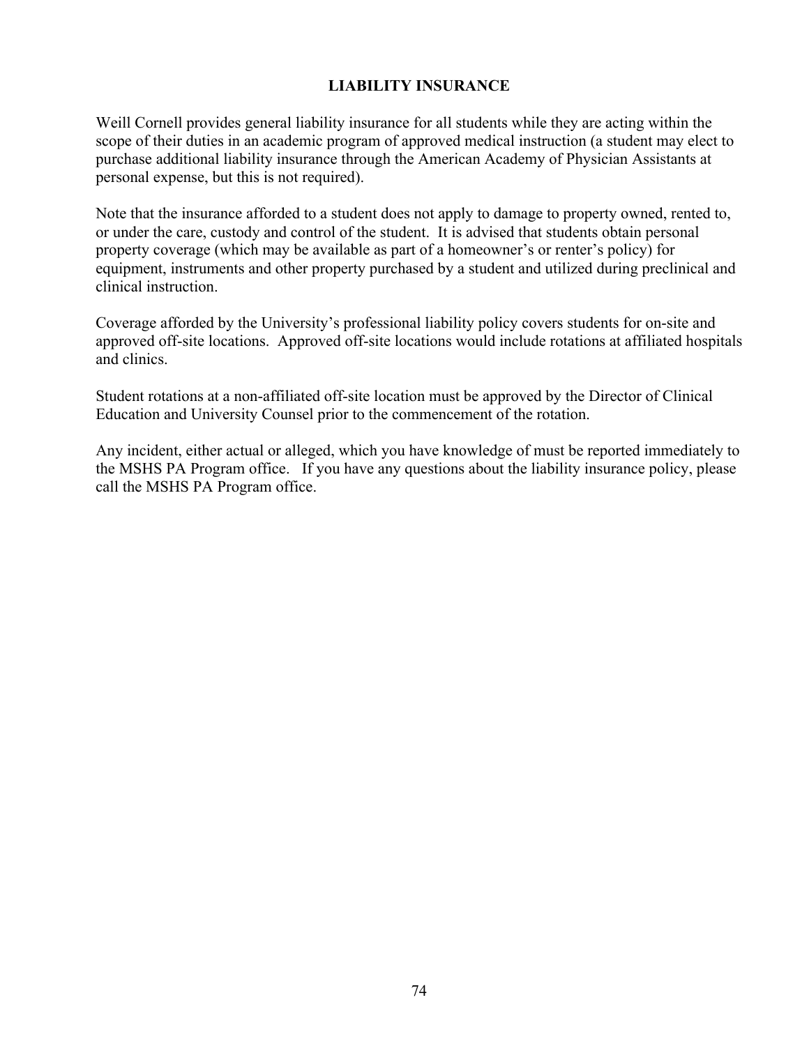## LIABILITY INSURANCE

Weill Cornell provides general liability insurance for all students while they are acting within the scope of their duties in an academic program of approved medical instruction (a student may elect to purchase additional liability insurance through the American Academy of Physician Assistants at personal expense, but this is not required).

Note that the insurance afforded to a student does not apply to damage to property owned, rented to, or under the care, custody and control of the student. It is advised that students obtain personal property coverage (which may be available as part of a homeowner's or renter's policy) for equipment, instruments and other property purchased by a student and utilized during preclinical and clinical instruction.

Coverage afforded by the University's professional liability policy covers students for on-site and approved off-site locations. Approved off-site locations would include rotations at affiliated hospitals and clinics.

Student rotations at a non-affiliated off-site location must be approved by the Director of Clinical Education and University Counsel prior to the commencement of the rotation.

Any incident, either actual or alleged, which you have knowledge of must be reported immediately to the MSHS PA Program office. If you have any questions about the liability insurance policy, please call the MSHS PA Program office.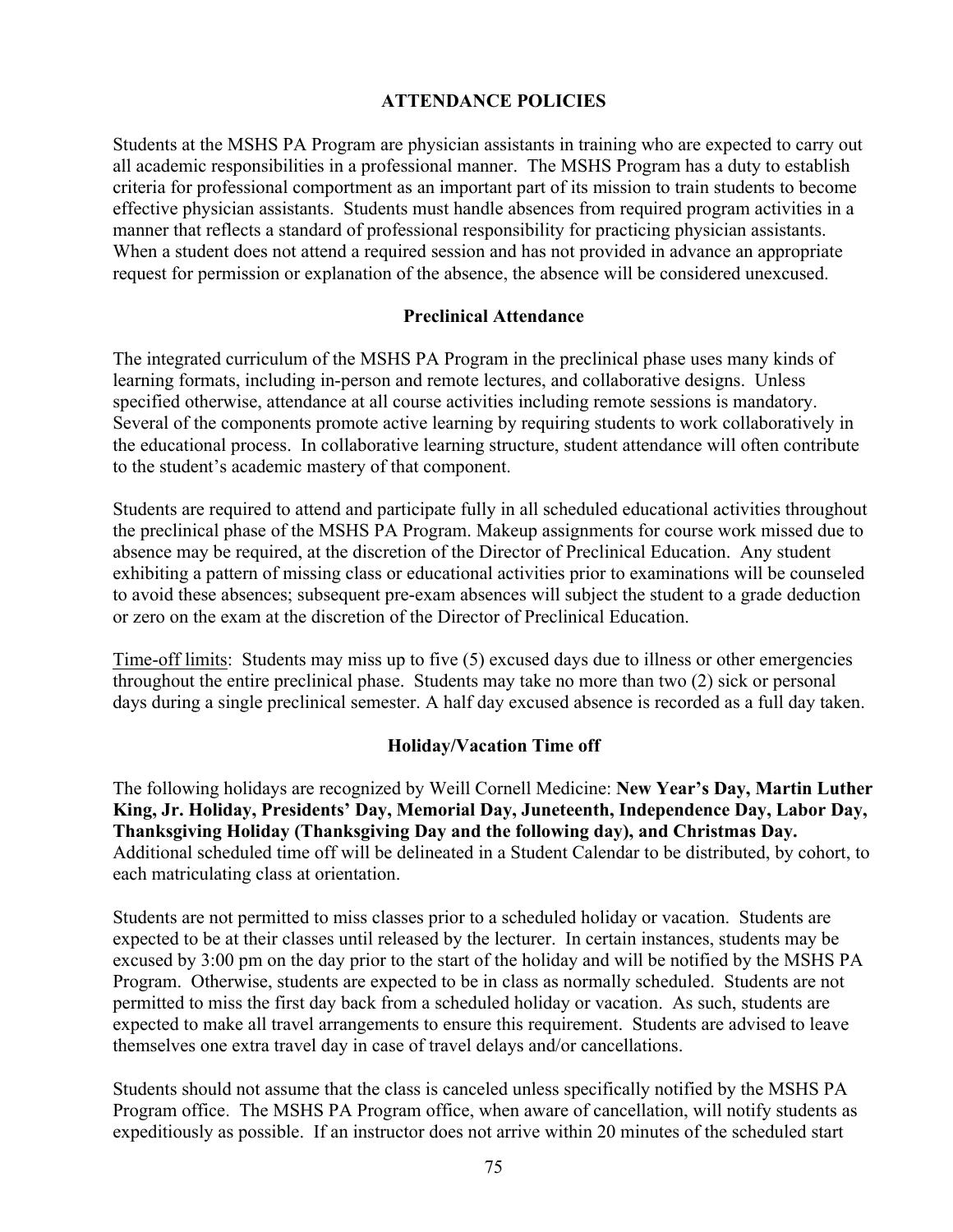## ATTENDANCE POLICIES

Students at the MSHS PA Program are physician assistants in training who are expected to carry out all academic responsibilities in a professional manner. The MSHS Program has a duty to establish criteria for professional comportment as an important part of its mission to train students to become effective physician assistants. Students must handle absences from required program activities in a manner that reflects a standard of professional responsibility for practicing physician assistants. When a student does not attend a required session and has not provided in advance an appropriate request for permission or explanation of the absence, the absence will be considered unexcused.

### Preclinical Attendance

The integrated curriculum of the MSHS PA Program in the preclinical phase uses many kinds of learning formats, including in-person and remote lectures, and collaborative designs. Unless specified otherwise, attendance at all course activities including remote sessions is mandatory. Several of the components promote active learning by requiring students to work collaboratively in the educational process. In collaborative learning structure, student attendance will often contribute to the student's academic mastery of that component.

Students are required to attend and participate fully in all scheduled educational activities throughout the preclinical phase of the MSHS PA Program. Makeup assignments for course work missed due to absence may be required, at the discretion of the Director of Preclinical Education. Any student exhibiting a pattern of missing class or educational activities prior to examinations will be counseled to avoid these absences; subsequent pre-exam absences will subject the student to a grade deduction or zero on the exam at the discretion of the Director of Preclinical Education.

<u>Time-off limits</u>: Students may miss up to five (5) excused days due to illness or other emergencies throughout the entire preclinical phase. Students may take no more than two (2) sick or personal days during a single preclinical semester. A half day excused absence is recorded as a full day taken.

### Holiday/Vacation Time off

The following holidays are recognized by Weill Cornell Medicine: **New Year's Day, Martin Luther King, Jr. Holiday, Presidents' Day, Memorial Day, Juneteenth, Independence Day, Labor Day, Thanksgiving Holiday (Thanksgiving Day and the following day), and Christmas Day.** Additional scheduled time off will be delineated in a Student Calendar to be distributed, by cohort, to each matriculating class at orientation.

Students are not permitted to miss classes prior to a scheduled holiday or vacation. Students are expected to be at their classes until released by the lecturer. In certain instances, students may be excused by 3:00 pm on the day prior to the start of the holiday and will be notified by the MSHS PA Program. Otherwise, students are expected to be in class as normally scheduled. Students are not permitted to miss the first day back from a scheduled holiday or vacation. As such, students are expected to make all travel arrangements to ensure this requirement. Students are advised to leave themselves one extra travel day in case of travel delays and/or cancellations.

Students should not assume that the class is canceled unless specifically notified by the MSHS PA Program office. The MSHS PA Program office, when aware of cancellation, will notify students as expeditiously as possible. If an instructor does not arrive within 20 minutes of the scheduled start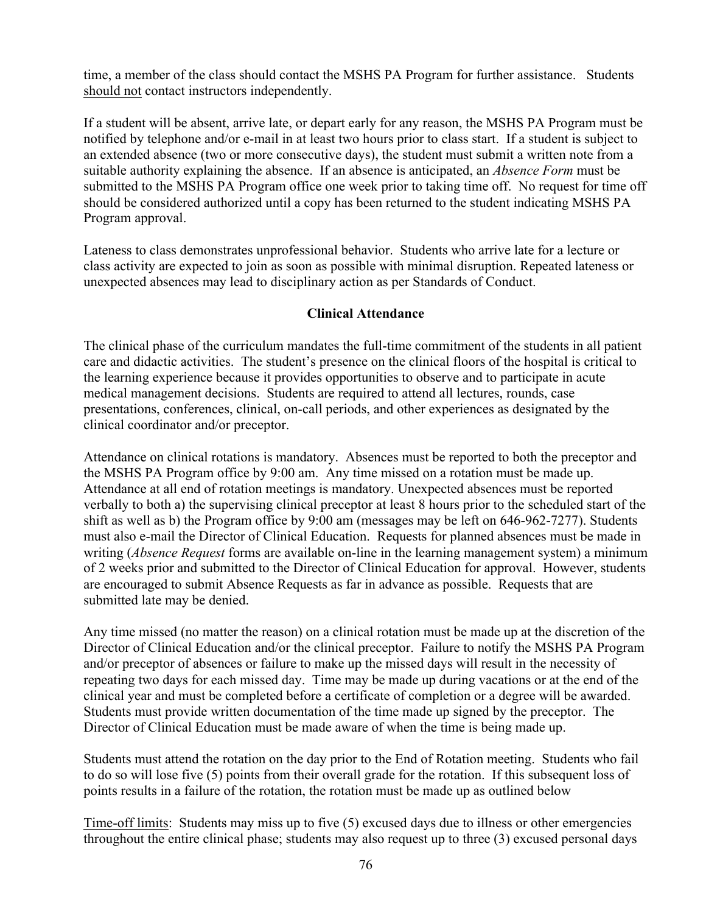time, a member of the class should contact the MSHS PA Program for further assistance. Students should not contact instructors independently.

If a student will be absent, arrive late, or depart early for any reason, the MSHS PA Program must be notified by telephone and/or e-mail in at least two hours prior to class start. If a student is subject to an extended absence (two or more consecutive days), the student must submit a written note from a suitable authority explaining the absence. If an absence is anticipated, an *Absence Form* must be submitted to the MSHS PA Program office one week prior to taking time off. No request for time off should be considered authorized until a copy has been returned to the student indicating MSHS PA Program approval.

Lateness to class demonstrates unprofessional behavior. Students who arrive late for a lecture or class activity are expected to join as soon as possible with minimal disruption. Repeated lateness or unexpected absences may lead to disciplinary action as per Standards of Conduct.

## Clinical Attendance

The clinical phase of the curriculum mandates the full-time commitment of the students in all patient care and didactic activities. The student's presence on the clinical floors of the hospital is critical to the learning experience because it provides opportunities to observe and to participate in acute medical management decisions. Students are required to attend all lectures, rounds, case presentations, conferences, clinical, on-call periods, and other experiences as designated by the clinical coordinator and/or preceptor.

Attendance on clinical rotations is mandatory. Absences must be reported to both the preceptor and the MSHS PA Program office by 9:00 am. Any time missed on a rotation must be made up. Attendance at all end of rotation meetings is mandatory. Unexpected absences must be reported verbally to both a) the supervising clinical preceptor at least 8 hours prior to the scheduled start of the shift as well as b) the Program office by 9:00 am (messages may be left on 646-962-7277). Students must also e-mail the Director of Clinical Education. Requests for planned absences must be made in writing (*Absence Request* forms are available on-line in the learning management system) a minimum of 2 weeks prior and submitted to the Director of Clinical Education for approval. However, students are encouraged to submit Absence Requests as far in advance as possible. Requests that are submitted late may be denied.

Any time missed (no matter the reason) on a clinical rotation must be made up at the discretion of the Director of Clinical Education and/or the clinical preceptor. Failure to notify the MSHS PA Program and/or preceptor of absences or failure to make up the missed days will result in the necessity of repeating two days for each missed day. Time may be made up during vacations or at the end of the clinical year and must be completed before a certificate of completion or a degree will be awarded. Students must provide written documentation of the time made up signed by the preceptor. The Director of Clinical Education must be made aware of when the time is being made up.

Students must attend the rotation on the day prior to the End of Rotation meeting. Students who fail to do so will lose five (5) points from their overall grade for the rotation. If this subsequent loss of points results in a failure of the rotation, the rotation must be made up as outlined below

Time-off limits: Students may miss up to five (5) excused days due to illness or other emergencies throughout the entire clinical phase; students may also request up to three (3) excused personal days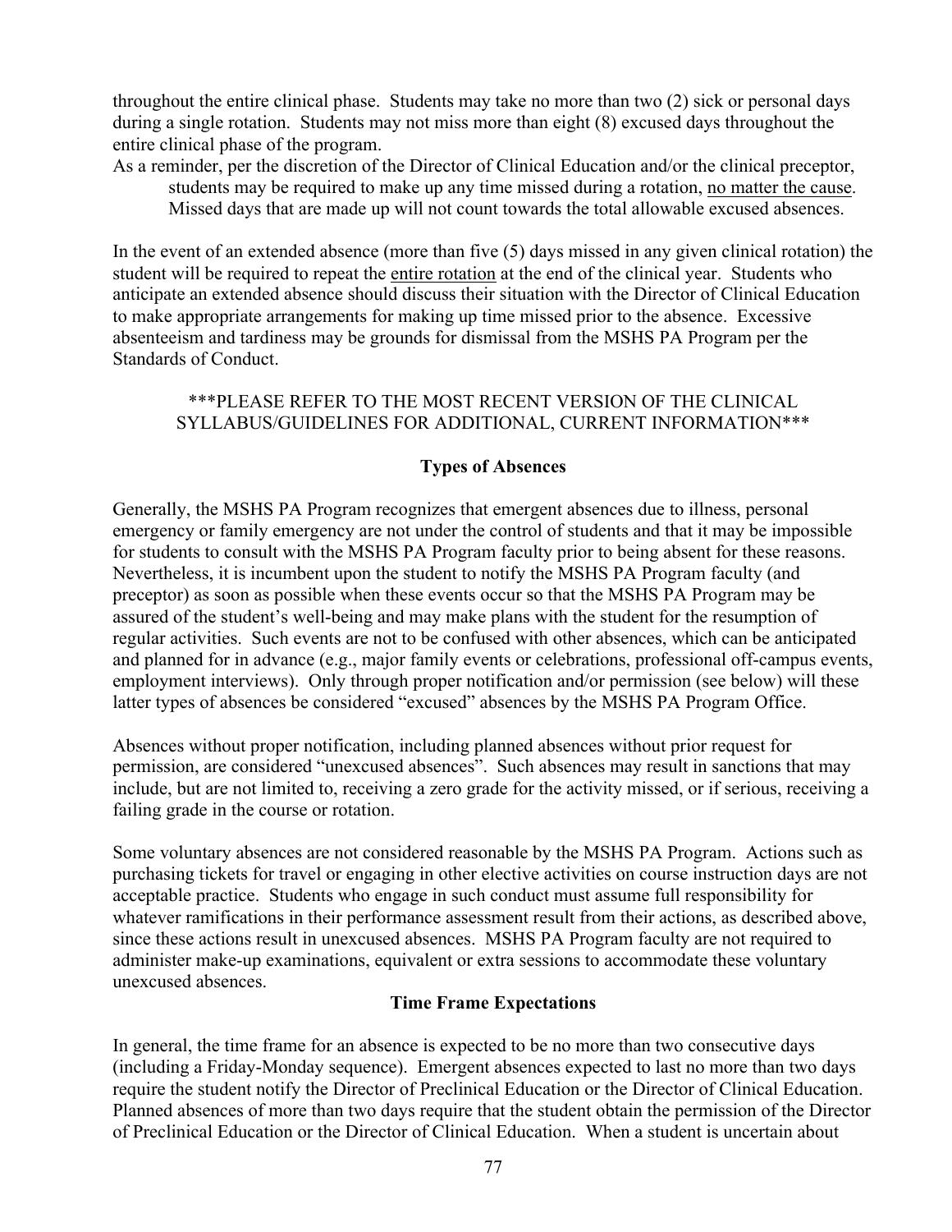throughout the entire clinical phase. Students may take no more than two (2) sick or personal days during a single rotation. Students may not miss more than eight (8) excused days throughout the entire clinical phase of the program.

As a reminder, per the discretion of the Director of Clinical Education and/or the clinical preceptor, students may be required to make up any time missed during a rotation, <u>no matter the cause</u>. Missed days that are made up will not count towards the total allowable excused absences.

In the event of an extended absence (more than five (5) days missed in any given clinical rotation) the student will be required to repeat the <u>entire rotation</u> at the end of the clinical year. Students who anticipate an extended absence should discuss their situation with the Director of Clinical Education to make appropriate arrangements for making up time missed prior to the absence. Excessive absenteeism and tardiness may be grounds for dismissal from the MSHS PA Program per the Standards of Conduct.

***PLEASE REFER TO THE MOST RECENT VERSION OF THE CLINICAL SYLLABUS/GUIDELINES FOR ADDITIONAL, CURRENT INFORMATION***

### Types of Absences

Generally, the MSHS PA Program recognizes that emergent absences due to illness, personal emergency or family emergency are not under the control of students and that it may be impossible for students to consult with the MSHS PA Program faculty prior to being absent for these reasons. Nevertheless, it is incumbent upon the student to notify the MSHS PA Program faculty (and preceptor) as soon as possible when these events occur so that the MSHS PA Program may be assured of the student's well-being and may make plans with the student for the resumption of regular activities. Such events are not to be confused with other absences, which can be anticipated and planned for in advance (e.g., major family events or celebrations, professional off-campus events, employment interviews). Only through proper notification and/or permission (see below) will these latter types of absences be considered "excused" absences by the MSHS PA Program Office.

Absences without proper notification, including planned absences without prior request for permission, are considered "unexcused absences". Such absences may result in sanctions that may include, but are not limited to, receiving a zero grade for the activity missed, or if serious, receiving a failing grade in the course or rotation.

Some voluntary absences are not considered reasonable by the MSHS PA Program. Actions such as purchasing tickets for travel or engaging in other elective activities on course instruction days are not acceptable practice. Students who engage in such conduct must assume full responsibility for whatever ramifications in their performance assessment result from their actions, as described above, since these actions result in unexcused absences. MSHS PA Program faculty are not required to administer make-up examinations, equivalent or extra sessions to accommodate these voluntary unexcused absences.

### Time Frame Expectations

In general, the time frame for an absence is expected to be no more than two consecutive days (including a Friday-Monday sequence). Emergent absences expected to last no more than two days require the student notify the Director of Preclinical Education or the Director of Clinical Education. Planned absences of more than two days require that the student obtain the permission of the Director of Preclinical Education or the Director of Clinical Education. When a student is uncertain about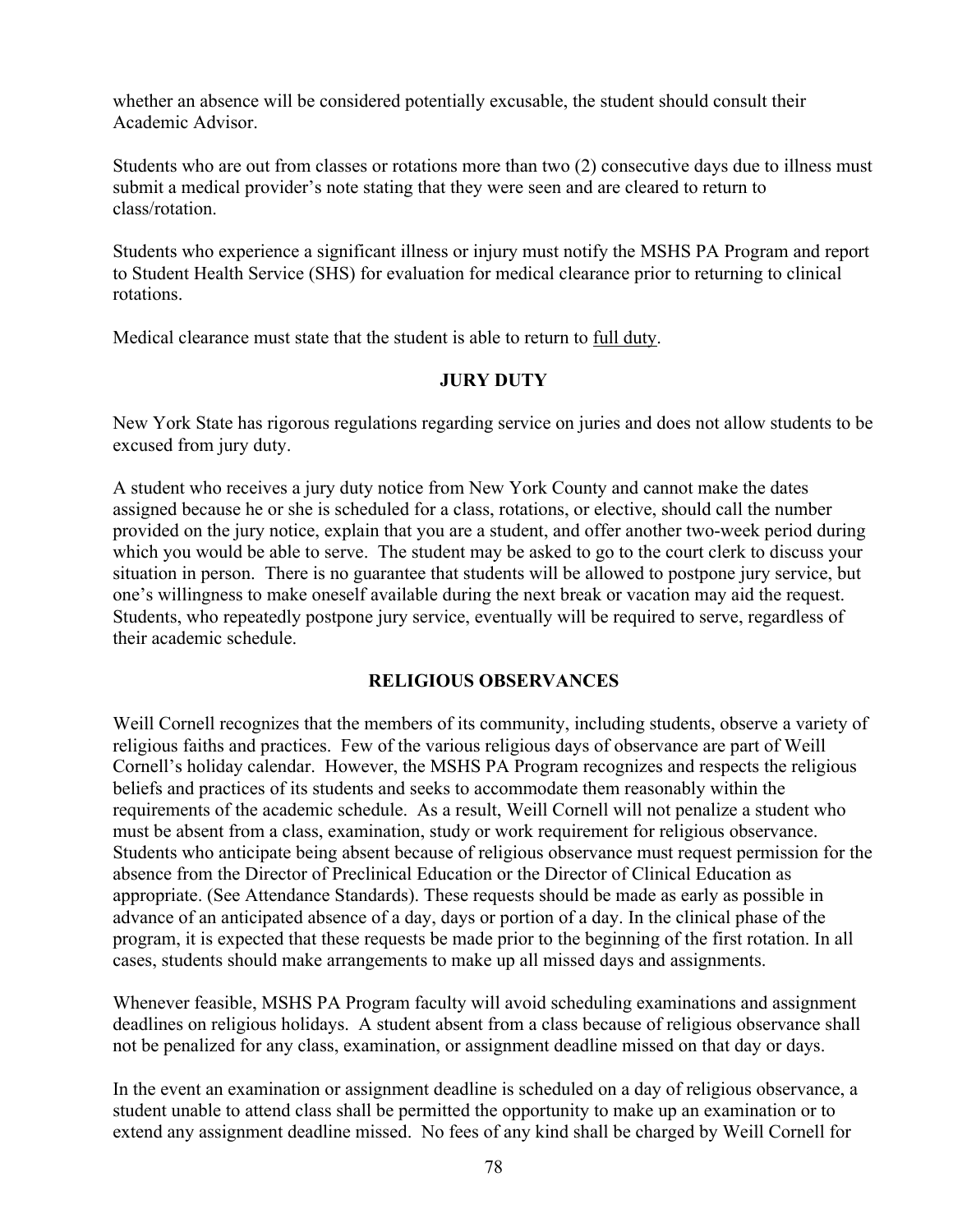whether an absence will be considered potentially excusable, the student should consult their Academic Advisor.

Students who are out from classes or rotations more than two (2) consecutive days due to illness must submit a medical provider's note stating that they were seen and are cleared to return to class/rotation.

Students who experience a significant illness or injury must notify the MSHS PA Program and report to Student Health Service (SHS) for evaluation for medical clearance prior to returning to clinical rotations.

Medical clearance must state that the student is able to return to <u>full duty</u>.

## JURY DUTY

New York State has rigorous regulations regarding service on juries and does not allow students to be excused from jury duty.

A student who receives a jury duty notice from New York County and cannot make the dates assigned because he or she is scheduled for a class, rotations, or elective, should call the number provided on the jury notice, explain that you are a student, and offer another two-week period during which you would be able to serve. The student may be asked to go to the court clerk to discuss your situation in person. There is no guarantee that students will be allowed to postpone jury service, but one's willingness to make oneself available during the next break or vacation may aid the request. Students, who repeatedly postpone jury service, eventually will be required to serve, regardless of their academic schedule.

## RELIGIOUS OBSERVANCES

Weill Cornell recognizes that the members of its community, including students, observe a variety of religious faiths and practices. Few of the various religious days of observance are part of Weill Cornell's holiday calendar. However, the MSHS PA Program recognizes and respects the religious beliefs and practices of its students and seeks to accommodate them reasonably within the requirements of the academic schedule. As a result, Weill Cornell will not penalize a student who must be absent from a class, examination, study or work requirement for religious observance. Students who anticipate being absent because of religious observance must request permission for the absence from the Director of Preclinical Education or the Director of Clinical Education as appropriate. (See Attendance Standards). These requests should be made as early as possible in advance of an anticipated absence of a day, days or portion of a day. In the clinical phase of the program, it is expected that these requests be made prior to the beginning of the first rotation. In all cases, students should make arrangements to make up all missed days and assignments.

Whenever feasible, MSHS PA Program faculty will avoid scheduling examinations and assignment deadlines on religious holidays. A student absent from a class because of religious observance shall not be penalized for any class, examination, or assignment deadline missed on that day or days.

In the event an examination or assignment deadline is scheduled on a day of religious observance, a student unable to attend class shall be permitted the opportunity to make up an examination or to extend any assignment deadline missed. No fees of any kind shall be charged by Weill Cornell for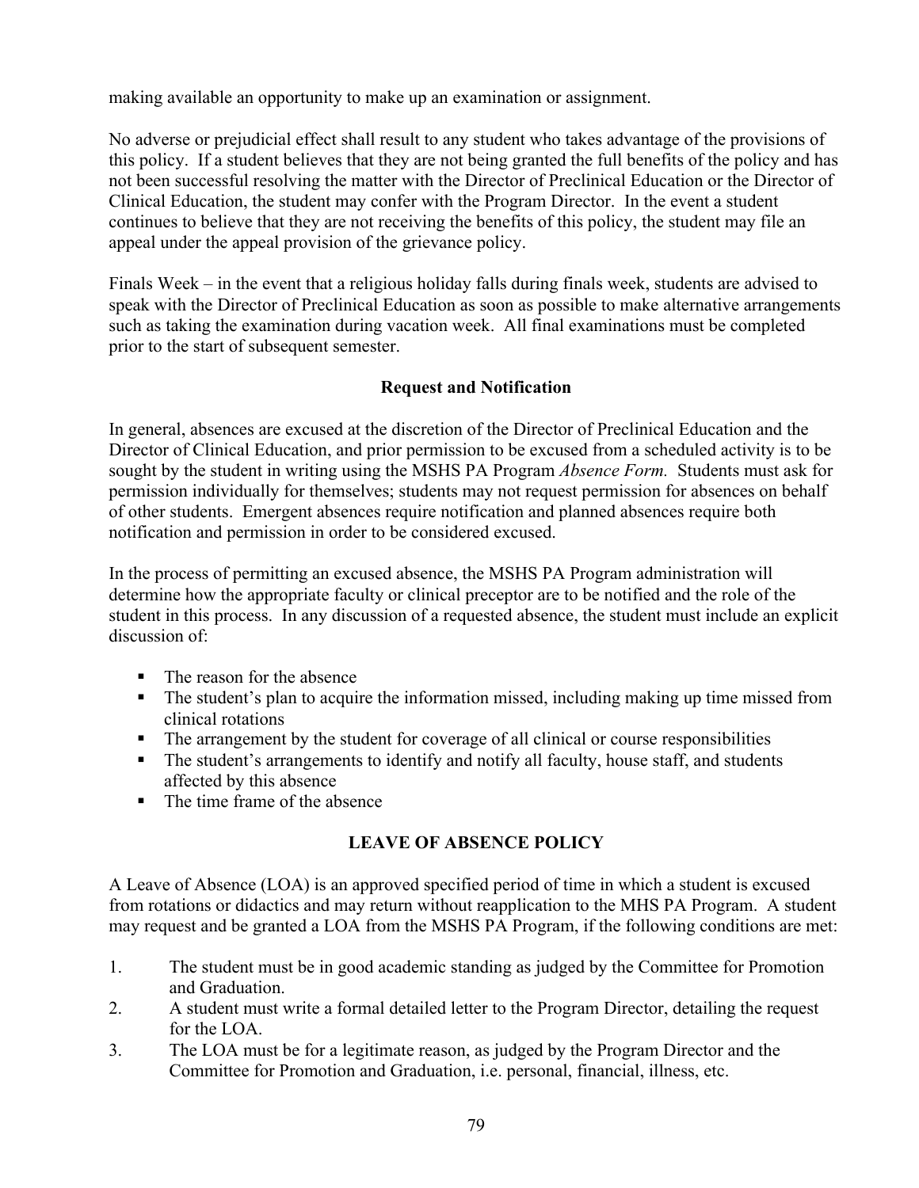making available an opportunity to make up an examination or assignment.

No adverse or prejudicial effect shall result to any student who takes advantage of the provisions of this policy. If a student believes that they are not being granted the full benefits of the policy and has not been successful resolving the matter with the Director of Preclinical Education or the Director of Clinical Education, the student may confer with the Program Director. In the event a student continues to believe that they are not receiving the benefits of this policy, the student may file an appeal under the appeal provision of the grievance policy.

Finals Week – in the event that a religious holiday falls during finals week, students are advised to speak with the Director of Preclinical Education as soon as possible to make alternative arrangements such as taking the examination during vacation week. All final examinations must be completed prior to the start of subsequent semester.

### Request and Notification

In general, absences are excused at the discretion of the Director of Preclinical Education and the Director of Clinical Education, and prior permission to be excused from a scheduled activity is to be sought by the student in writing using the MSHS PA Program *Absence Form*. Students must ask for permission individually for themselves; students may not request permission for absences on behalf of other students. Emergent absences require notification and planned absences require both notification and permission in order to be considered excused.

In the process of permitting an excused absence, the MSHS PA Program administration will determine how the appropriate faculty or clinical preceptor are to be notified and the role of the student in this process. In any discussion of a requested absence, the student must include an explicit discussion of:

- The reason for the absence
- The student's plan to acquire the information missed, including making up time missed from clinical rotations
- The arrangement by the student for coverage of all clinical or course responsibilities
- The student's arrangements to identify and notify all faculty, house staff, and students affected by this absence
- The time frame of the absence

## LEAVE OF ABSENCE POLICY

A Leave of Absence (LOA) is an approved specified period of time in which a student is excused from rotations or didactics and may return without reapplication to the MHS PA Program. A student may request and be granted a LOA from the MSHS PA Program, if the following conditions are met:

1. The student must be in good academic standing as judged by the Committee for Promotion and Graduation.
2. A student must write a formal detailed letter to the Program Director, detailing the request for the LOA.
3. The LOA must be for a legitimate reason, as judged by the Program Director and the Committee for Promotion and Graduation, i.e. personal, financial, illness, etc.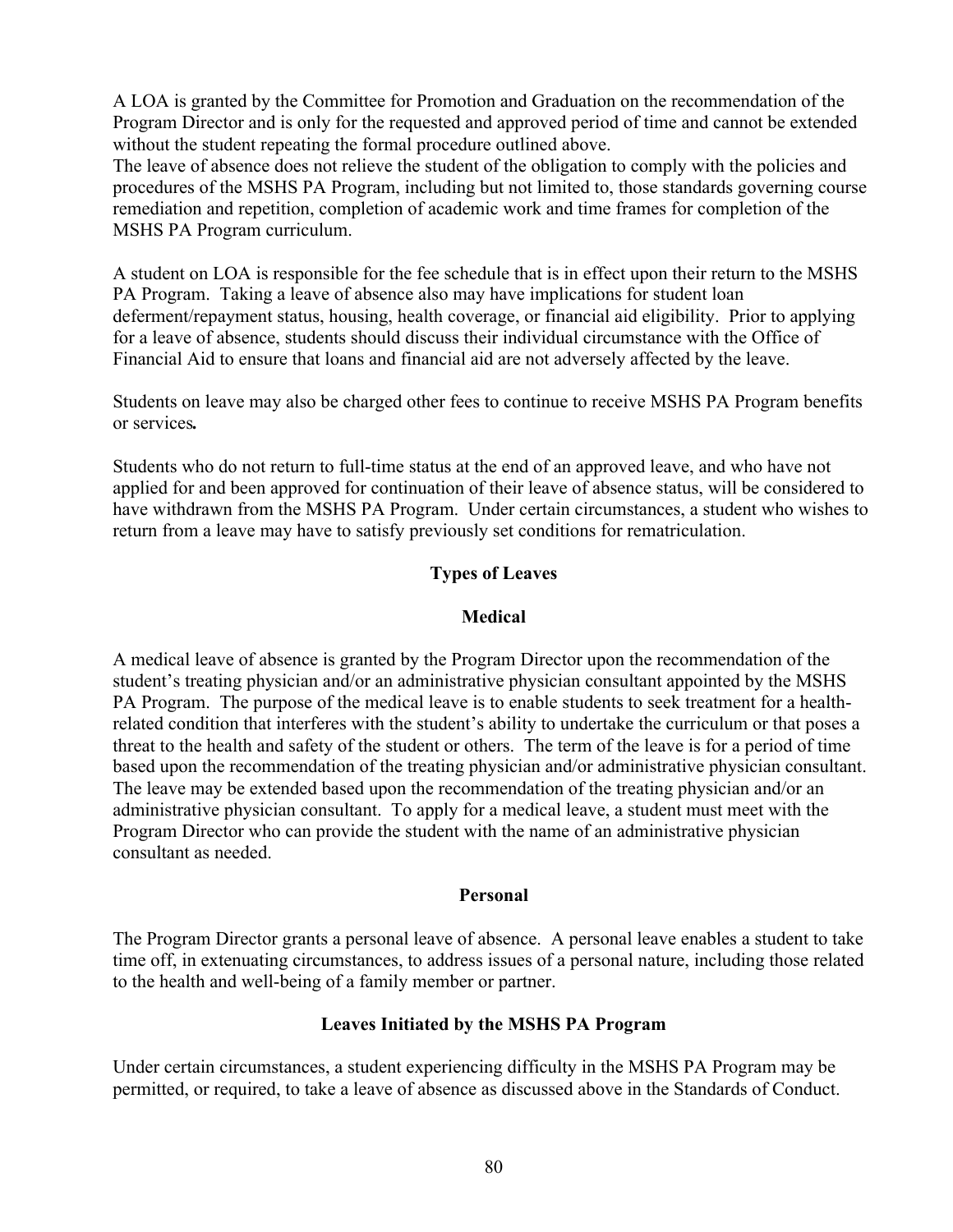A LOA is granted by the Committee for Promotion and Graduation on the recommendation of the Program Director and is only for the requested and approved period of time and cannot be extended without the student repeating the formal procedure outlined above.
The leave of absence does not relieve the student of the obligation to comply with the policies and procedures of the MSHS PA Program, including but not limited to, those standards governing course remediation and repetition, completion of academic work and time frames for completion of the MSHS PA Program curriculum.

A student on LOA is responsible for the fee schedule that is in effect upon their return to the MSHS PA Program. Taking a leave of absence also may have implications for student loan deferment/repayment status, housing, health coverage, or financial aid eligibility. Prior to applying for a leave of absence, students should discuss their individual circumstance with the Office of Financial Aid to ensure that loans and financial aid are not adversely affected by the leave.

Students on leave may also be charged other fees to continue to receive MSHS PA Program benefits or services**.**

Students who do not return to full-time status at the end of an approved leave, and who have not applied for and been approved for continuation of their leave of absence status, will be considered to have withdrawn from the MSHS PA Program. Under certain circumstances, a student who wishes to return from a leave may have to satisfy previously set conditions for rematriculation.

## Types of Leaves

### Medical

A medical leave of absence is granted by the Program Director upon the recommendation of the student's treating physician and/or an administrative physician consultant appointed by the MSHS PA Program. The purpose of the medical leave is to enable students to seek treatment for a health-related condition that interferes with the student's ability to undertake the curriculum or that poses a threat to the health and safety of the student or others. The term of the leave is for a period of time based upon the recommendation of the treating physician and/or administrative physician consultant. The leave may be extended based upon the recommendation of the treating physician and/or an administrative physician consultant. To apply for a medical leave, a student must meet with the Program Director who can provide the student with the name of an administrative physician consultant as needed.

### Personal

The Program Director grants a personal leave of absence. A personal leave enables a student to take time off, in extenuating circumstances, to address issues of a personal nature, including those related to the health and well-being of a family member or partner.

### Leaves Initiated by the MSHS PA Program

Under certain circumstances, a student experiencing difficulty in the MSHS PA Program may be permitted, or required, to take a leave of absence as discussed above in the Standards of Conduct.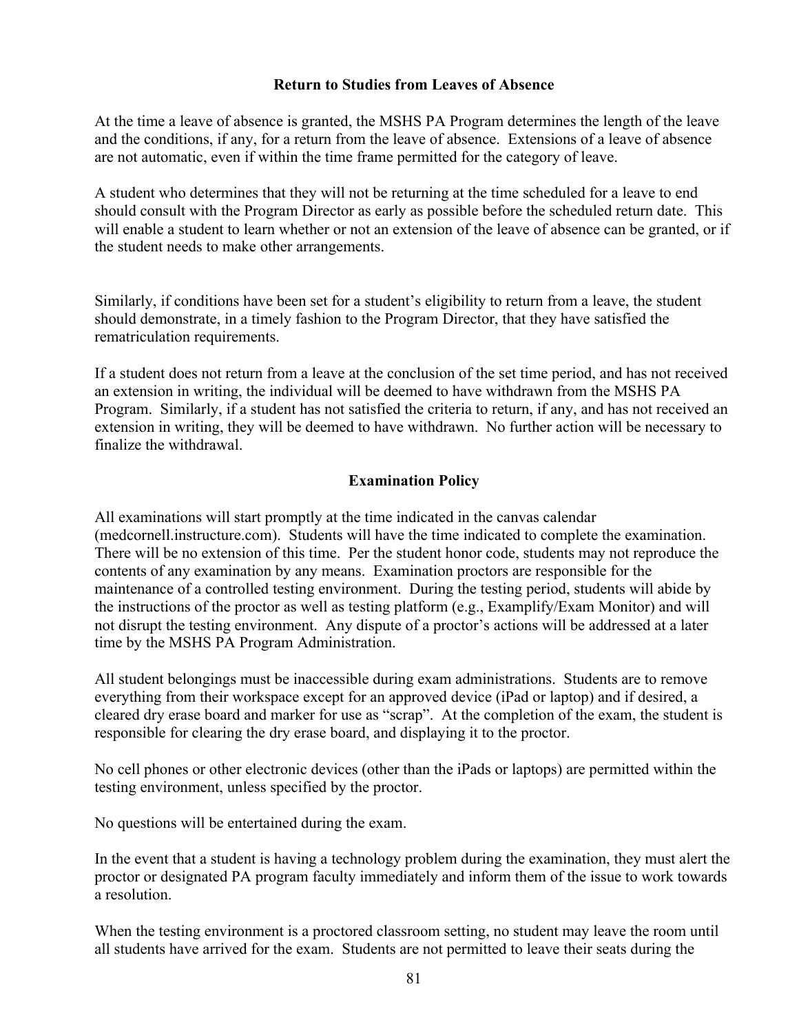## Return to Studies from Leaves of Absence

At the time a leave of absence is granted, the MSHS PA Program determines the length of the leave and the conditions, if any, for a return from the leave of absence. Extensions of a leave of absence are not automatic, even if within the time frame permitted for the category of leave.

A student who determines that they will not be returning at the time scheduled for a leave to end should consult with the Program Director as early as possible before the scheduled return date. This will enable a student to learn whether or not an extension of the leave of absence can be granted, or if the student needs to make other arrangements.

Similarly, if conditions have been set for a student's eligibility to return from a leave, the student should demonstrate, in a timely fashion to the Program Director, that they have satisfied the rematriculation requirements.

If a student does not return from a leave at the conclusion of the set time period, and has not received an extension in writing, the individual will be deemed to have withdrawn from the MSHS PA Program. Similarly, if a student has not satisfied the criteria to return, if any, and has not received an extension in writing, they will be deemed to have withdrawn. No further action will be necessary to finalize the withdrawal.

## Examination Policy

All examinations will start promptly at the time indicated in the canvas calendar (medcornell.instructure.com). Students will have the time indicated to complete the examination. There will be no extension of this time. Per the student honor code, students may not reproduce the contents of any examination by any means. Examination proctors are responsible for the maintenance of a controlled testing environment. During the testing period, students will abide by the instructions of the proctor as well as testing platform (e.g., Examplify/Exam Monitor) and will not disrupt the testing environment. Any dispute of a proctor's actions will be addressed at a later time by the MSHS PA Program Administration.

All student belongings must be inaccessible during exam administrations. Students are to remove everything from their workspace except for an approved device (iPad or laptop) and if desired, a cleared dry erase board and marker for use as "scrap". At the completion of the exam, the student is responsible for clearing the dry erase board, and displaying it to the proctor.

No cell phones or other electronic devices (other than the iPads or laptops) are permitted within the testing environment, unless specified by the proctor.

No questions will be entertained during the exam.

In the event that a student is having a technology problem during the examination, they must alert the proctor or designated PA program faculty immediately and inform them of the issue to work towards a resolution.

When the testing environment is a proctored classroom setting, no student may leave the room until all students have arrived for the exam. Students are not permitted to leave their seats during the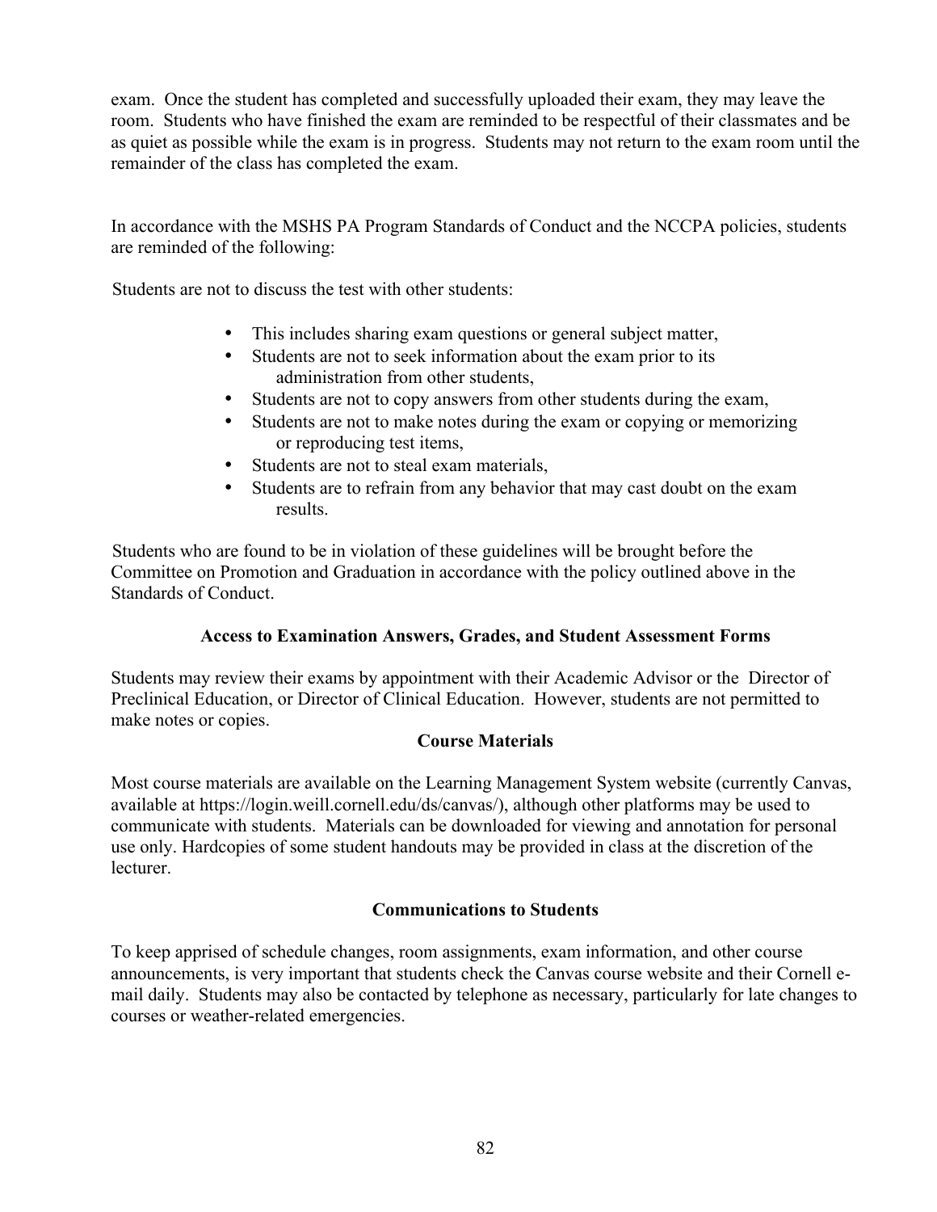exam. Once the student has completed and successfully uploaded their exam, they may leave the room. Students who have finished the exam are reminded to be respectful of their classmates and be as quiet as possible while the exam is in progress. Students may not return to the exam room until the remainder of the class has completed the exam.

In accordance with the MSHS PA Program Standards of Conduct and the NCCPA policies, students are reminded of the following:

Students are not to discuss the test with other students:

- This includes sharing exam questions or general subject matter,
- Students are not to seek information about the exam prior to its administration from other students,
- Students are not to copy answers from other students during the exam,
- Students are not to make notes during the exam or copying or memorizing or reproducing test items,
- Students are not to steal exam materials,
- Students are to refrain from any behavior that may cast doubt on the exam results.

Students who are found to be in violation of these guidelines will be brought before the Committee on Promotion and Graduation in accordance with the policy outlined above in the Standards of Conduct.

### Access to Examination Answers, Grades, and Student Assessment Forms

Students may review their exams by appointment with their Academic Advisor or the Director of Preclinical Education, or Director of Clinical Education. However, students are not permitted to make notes or copies.

### Course Materials

Most course materials are available on the Learning Management System website (currently Canvas, available at https://login.weill.cornell.edu/ds/canvas/), although other platforms may be used to communicate with students. Materials can be downloaded for viewing and annotation for personal use only. Hardcopies of some student handouts may be provided in class at the discretion of the lecturer.

### Communications to Students

To keep apprised of schedule changes, room assignments, exam information, and other course announcements, is very important that students check the Canvas course website and their Cornell e-mail daily. Students may also be contacted by telephone as necessary, particularly for late changes to courses or weather-related emergencies.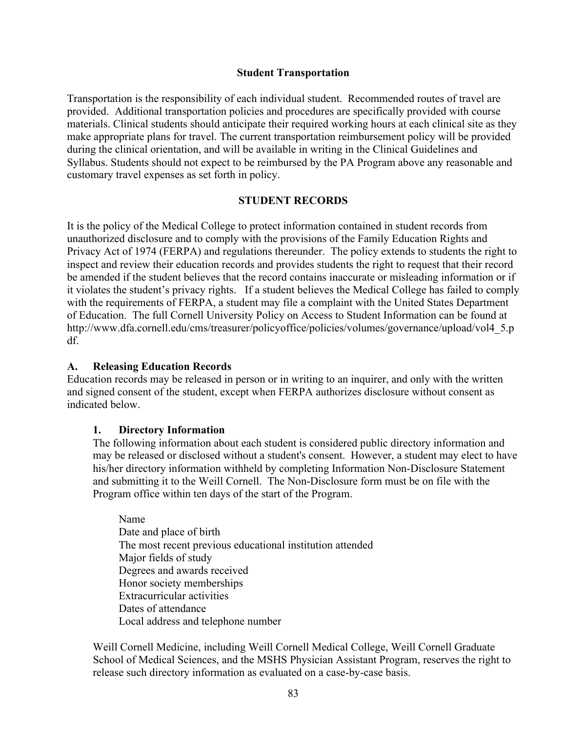## Student Transportation

Transportation is the responsibility of each individual student. Recommended routes of travel are provided. Additional transportation policies and procedures are specifically provided with course materials. Clinical students should anticipate their required working hours at each clinical site as they make appropriate plans for travel. The current transportation reimbursement policy will be provided during the clinical orientation, and will be available in writing in the Clinical Guidelines and Syllabus. Students should not expect to be reimbursed by the PA Program above any reasonable and customary travel expenses as set forth in policy.

## STUDENT RECORDS

It is the policy of the Medical College to protect information contained in student records from unauthorized disclosure and to comply with the provisions of the Family Education Rights and Privacy Act of 1974 (FERPA) and regulations thereunder. The policy extends to students the right to inspect and review their education records and provides students the right to request that their record be amended if the student believes that the record contains inaccurate or misleading information or if it violates the student's privacy rights. If a student believes the Medical College has failed to comply with the requirements of FERPA, a student may file a complaint with the United States Department of Education. The full Cornell University Policy on Access to Student Information can be found at http://www.dfa.cornell.edu/cms/treasurer/policyoffice/policies/volumes/governance/upload/vol4_5.pdf.

### A. Releasing Education Records

Education records may be released in person or in writing to an inquirer, and only with the written and signed consent of the student, except when FERPA authorizes disclosure without consent as indicated below.

#### 1. Directory Information

The following information about each student is considered public directory information and may be released or disclosed without a student's consent. However, a student may elect to have his/her directory information withheld by completing Information Non-Disclosure Statement and submitting it to the Weill Cornell. The Non-Disclosure form must be on file with the Program office within ten days of the start of the Program.

- Name
- Date and place of birth
- The most recent previous educational institution attended
- Major fields of study
- Degrees and awards received
- Honor society memberships
- Extracurricular activities
- Dates of attendance
- Local address and telephone number

Weill Cornell Medicine, including Weill Cornell Medical College, Weill Cornell Graduate School of Medical Sciences, and the MSHS Physician Assistant Program, reserves the right to release such directory information as evaluated on a case-by-case basis.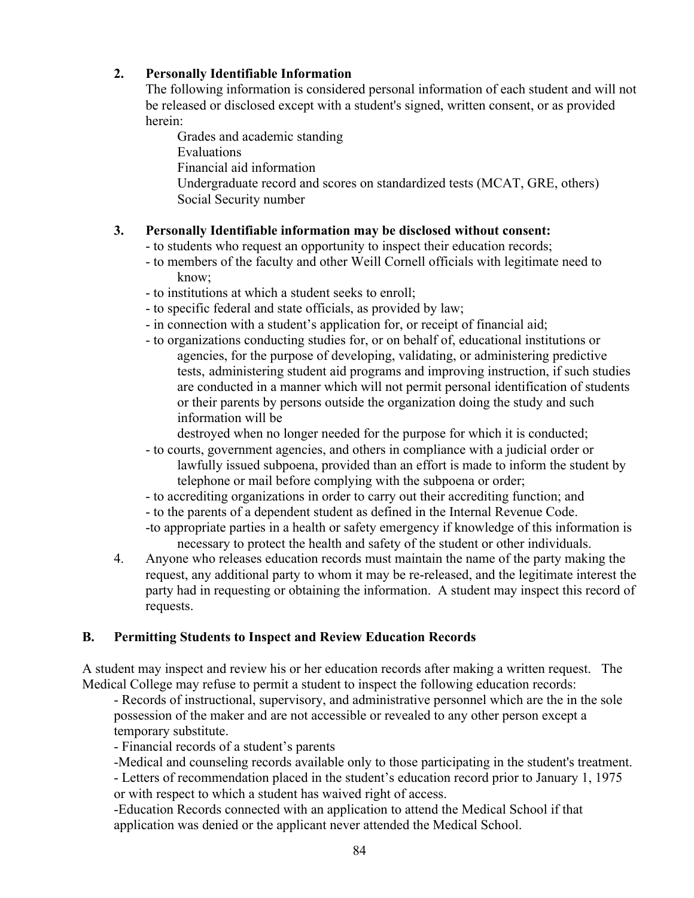### 2. Personally Identifiable Information

The following information is considered personal information of each student and will not be released or disclosed except with a student's signed, written consent, or as provided herein:

Grades and academic standing
Evaluations
Financial aid information
Undergraduate record and scores on standardized tests (MCAT, GRE, others)
Social Security number

### 3. Personally Identifiable information may be disclosed without consent:

- to students who request an opportunity to inspect their education records;
- to members of the faculty and other Weill Cornell officials with legitimate need to know;
- to institutions at which a student seeks to enroll;
- to specific federal and state officials, as provided by law;
- in connection with a student's application for, or receipt of financial aid;
- to organizations conducting studies for, or on behalf of, educational institutions or agencies, for the purpose of developing, validating, or administering predictive tests, administering student aid programs and improving instruction, if such studies are conducted in a manner which will not permit personal identification of students or their parents by persons outside the organization doing the study and such information will be destroyed when no longer needed for the purpose for which it is conducted;
- to courts, government agencies, and others in compliance with a judicial order or lawfully issued subpoena, provided than an effort is made to inform the student by telephone or mail before complying with the subpoena or order;
- to accrediting organizations in order to carry out their accrediting function; and
- to the parents of a dependent student as defined in the Internal Revenue Code.
- to appropriate parties in a health or safety emergency if knowledge of this information is necessary to protect the health and safety of the student or other individuals.

4. Anyone who releases education records must maintain the name of the party making the request, any additional party to whom it may be re-released, and the legitimate interest the party had in requesting or obtaining the information. A student may inspect this record of requests.

## B. Permitting Students to Inspect and Review Education Records

A student may inspect and review his or her education records after making a written request. The Medical College may refuse to permit a student to inspect the following education records:

- Records of instructional, supervisory, and administrative personnel which are the in the sole possession of the maker and are not accessible or revealed to any other person except a temporary substitute.
- Financial records of a student's parents
- Medical and counseling records available only to those participating in the student's treatment.
- Letters of recommendation placed in the student's education record prior to January 1, 1975 or with respect to which a student has waived right of access.
- Education Records connected with an application to attend the Medical School if that application was denied or the applicant never attended the Medical School.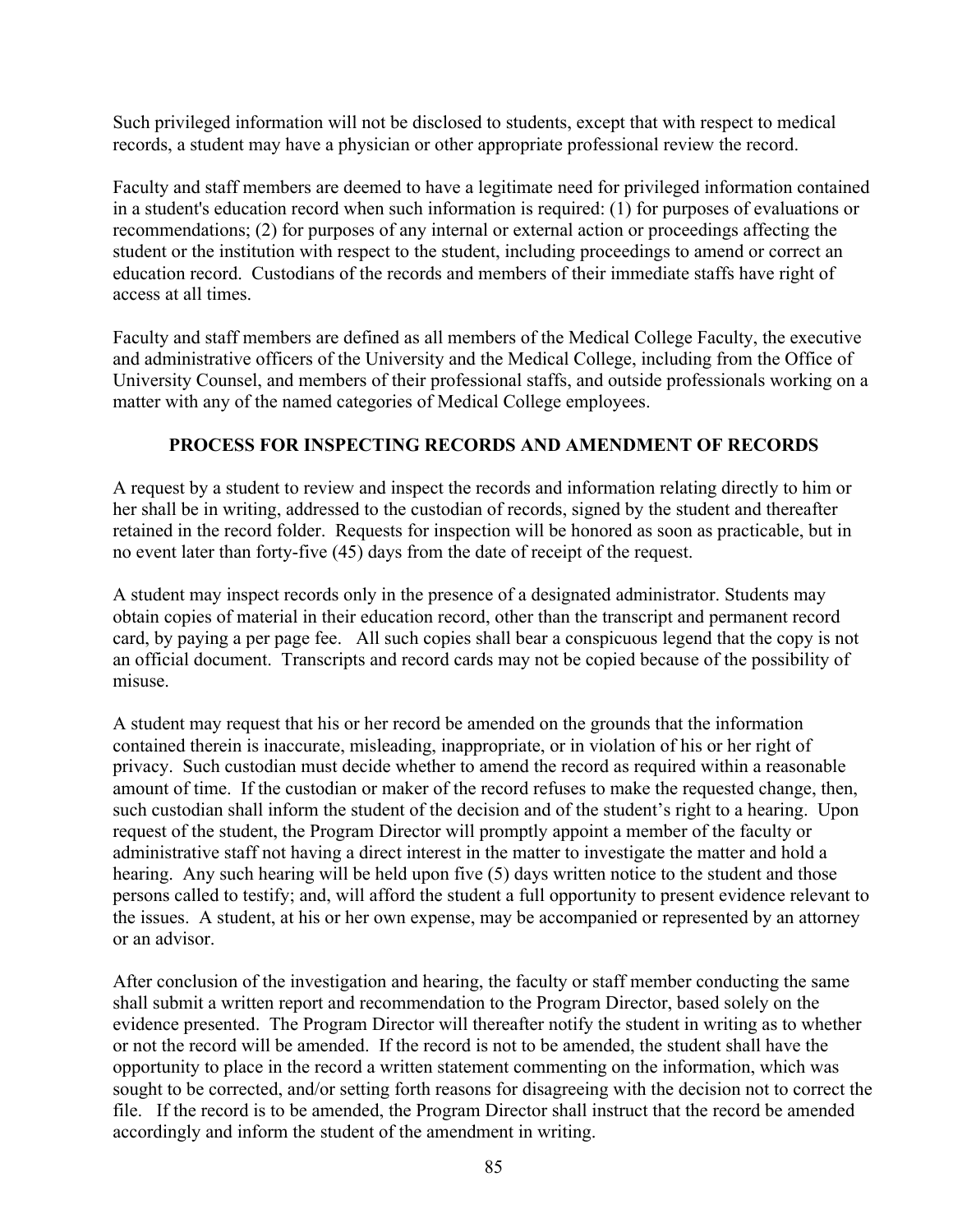Such privileged information will not be disclosed to students, except that with respect to medical records, a student may have a physician or other appropriate professional review the record.

Faculty and staff members are deemed to have a legitimate need for privileged information contained in a student's education record when such information is required: (1) for purposes of evaluations or recommendations; (2) for purposes of any internal or external action or proceedings affecting the student or the institution with respect to the student, including proceedings to amend or correct an education record. Custodians of the records and members of their immediate staffs have right of access at all times.

Faculty and staff members are defined as all members of the Medical College Faculty, the executive and administrative officers of the University and the Medical College, including from the Office of University Counsel, and members of their professional staffs, and outside professionals working on a matter with any of the named categories of Medical College employees.

## PROCESS FOR INSPECTING RECORDS AND AMENDMENT OF RECORDS

A request by a student to review and inspect the records and information relating directly to him or her shall be in writing, addressed to the custodian of records, signed by the student and thereafter retained in the record folder. Requests for inspection will be honored as soon as practicable, but in no event later than forty-five (45) days from the date of receipt of the request.

A student may inspect records only in the presence of a designated administrator. Students may obtain copies of material in their education record, other than the transcript and permanent record card, by paying a per page fee. All such copies shall bear a conspicuous legend that the copy is not an official document. Transcripts and record cards may not be copied because of the possibility of misuse.

A student may request that his or her record be amended on the grounds that the information contained therein is inaccurate, misleading, inappropriate, or in violation of his or her right of privacy. Such custodian must decide whether to amend the record as required within a reasonable amount of time. If the custodian or maker of the record refuses to make the requested change, then, such custodian shall inform the student of the decision and of the student's right to a hearing. Upon request of the student, the Program Director will promptly appoint a member of the faculty or administrative staff not having a direct interest in the matter to investigate the matter and hold a hearing. Any such hearing will be held upon five (5) days written notice to the student and those persons called to testify; and, will afford the student a full opportunity to present evidence relevant to the issues. A student, at his or her own expense, may be accompanied or represented by an attorney or an advisor.

After conclusion of the investigation and hearing, the faculty or staff member conducting the same shall submit a written report and recommendation to the Program Director, based solely on the evidence presented. The Program Director will thereafter notify the student in writing as to whether or not the record will be amended. If the record is not to be amended, the student shall have the opportunity to place in the record a written statement commenting on the information, which was sought to be corrected, and/or setting forth reasons for disagreeing with the decision not to correct the file. If the record is to be amended, the Program Director shall instruct that the record be amended accordingly and inform the student of the amendment in writing.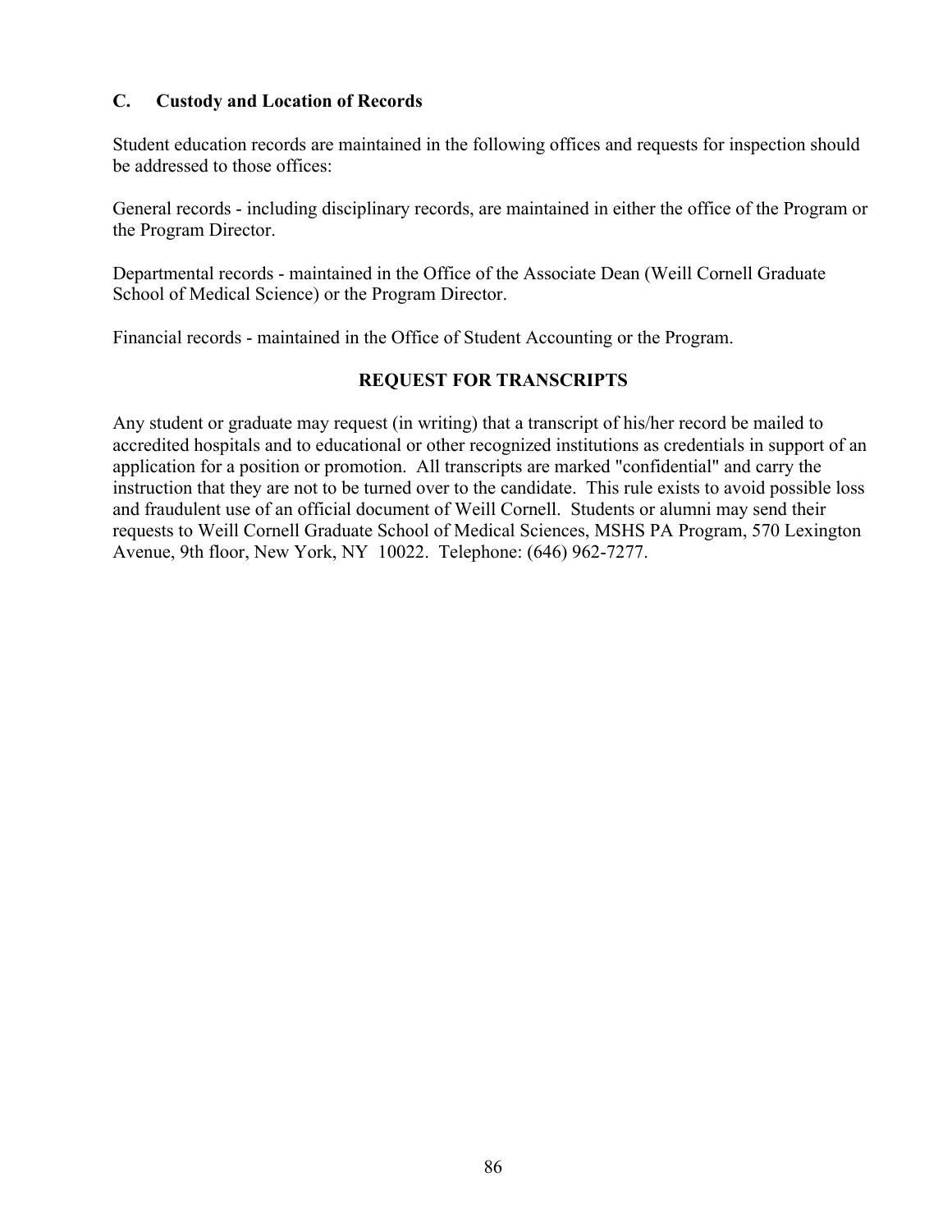### C. Custody and Location of Records

Student education records are maintained in the following offices and requests for inspection should be addressed to those offices:

General records - including disciplinary records, are maintained in either the office of the Program or the Program Director.

Departmental records - maintained in the Office of the Associate Dean (Weill Cornell Graduate School of Medical Science) or the Program Director.

Financial records - maintained in the Office of Student Accounting or the Program.

## REQUEST FOR TRANSCRIPTS

Any student or graduate may request (in writing) that a transcript of his/her record be mailed to accredited hospitals and to educational or other recognized institutions as credentials in support of an application for a position or promotion. All transcripts are marked "confidential" and carry the instruction that they are not to be turned over to the candidate. This rule exists to avoid possible loss and fraudulent use of an official document of Weill Cornell. Students or alumni may send their requests to Weill Cornell Graduate School of Medical Sciences, MSHS PA Program, 570 Lexington Avenue, 9th floor, New York, NY 10022. Telephone: (646) 962-7277.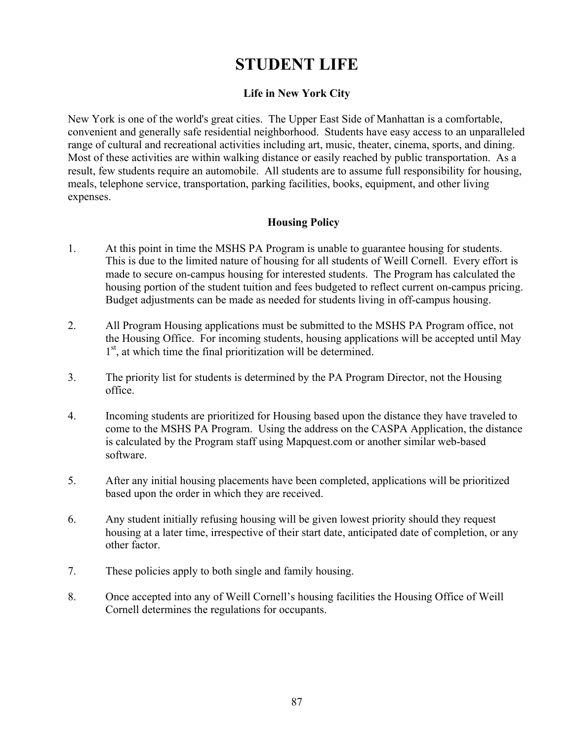# STUDENT LIFE

### Life in New York City

New York is one of the world's great cities. The Upper East Side of Manhattan is a comfortable, convenient and generally safe residential neighborhood. Students have easy access to an unparalleled range of cultural and recreational activities including art, music, theater, cinema, sports, and dining. Most of these activities are within walking distance or easily reached by public transportation. As a result, few students require an automobile. All students are to assume full responsibility for housing, meals, telephone service, transportation, parking facilities, books, equipment, and other living expenses.

### Housing Policy

1. At this point in time the MSHS PA Program is unable to guarantee housing for students. This is due to the limited nature of housing for all students of Weill Cornell. Every effort is made to secure on-campus housing for interested students. The Program has calculated the housing portion of the student tuition and fees budgeted to reflect current on-campus pricing. Budget adjustments can be made as needed for students living in off-campus housing.

2. All Program Housing applications must be submitted to the MSHS PA Program office, not the Housing Office. For incoming students, housing applications will be accepted until May 1st, at which time the final prioritization will be determined.

3. The priority list for students is determined by the PA Program Director, not the Housing office.

4. Incoming students are prioritized for Housing based upon the distance they have traveled to come to the MSHS PA Program. Using the address on the CASPA Application, the distance is calculated by the Program staff using Mapquest.com or another similar web-based software.

5. After any initial housing placements have been completed, applications will be prioritized based upon the order in which they are received.

6. Any student initially refusing housing will be given lowest priority should they request housing at a later time, irrespective of their start date, anticipated date of completion, or any other factor.

7. These policies apply to both single and family housing.

8. Once accepted into any of Weill Cornell's housing facilities the Housing Office of Weill Cornell determines the regulations for occupants.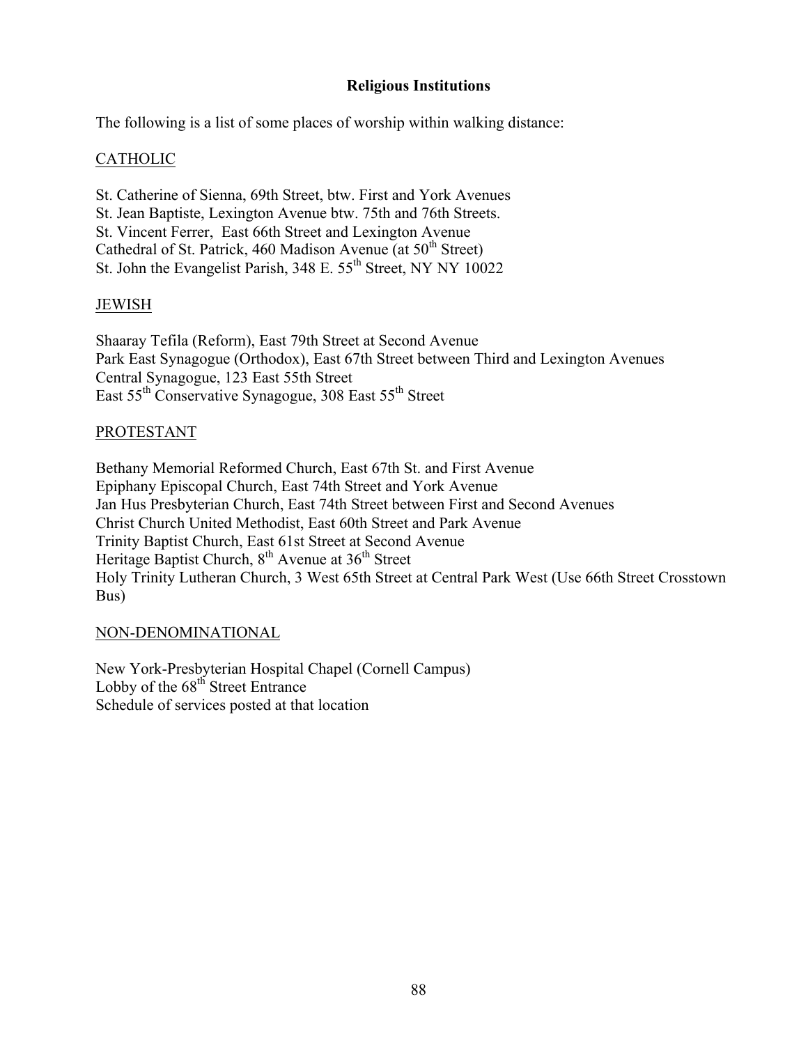## Religious Institutions

The following is a list of some places of worship within walking distance:

CATHOLIC

St. Catherine of Sienna, 69th Street, btw. First and York Avenues
St. Jean Baptiste, Lexington Avenue btw. 75th and 76th Streets.
St. Vincent Ferrer, East 66th Street and Lexington Avenue
Cathedral of St. Patrick, 460 Madison Avenue (at 50th Street)
St. John the Evangelist Parish, 348 E. 55th Street, NY NY 10022

JEWISH

Shaaray Tefila (Reform), East 79th Street at Second Avenue
Park East Synagogue (Orthodox), East 67th Street between Third and Lexington Avenues
Central Synagogue, 123 East 55th Street
East 55th Conservative Synagogue, 308 East 55th Street

PROTESTANT

Bethany Memorial Reformed Church, East 67th St. and First Avenue
Epiphany Episcopal Church, East 74th Street and York Avenue
Jan Hus Presbyterian Church, East 74th Street between First and Second Avenues
Christ Church United Methodist, East 60th Street and Park Avenue
Trinity Baptist Church, East 61st Street at Second Avenue
Heritage Baptist Church, 8th Avenue at 36th Street
Holy Trinity Lutheran Church, 3 West 65th Street at Central Park West (Use 66th Street Crosstown Bus)

NON-DENOMINATIONAL

New York-Presbyterian Hospital Chapel (Cornell Campus)
Lobby of the 68th Street Entrance
Schedule of services posted at that location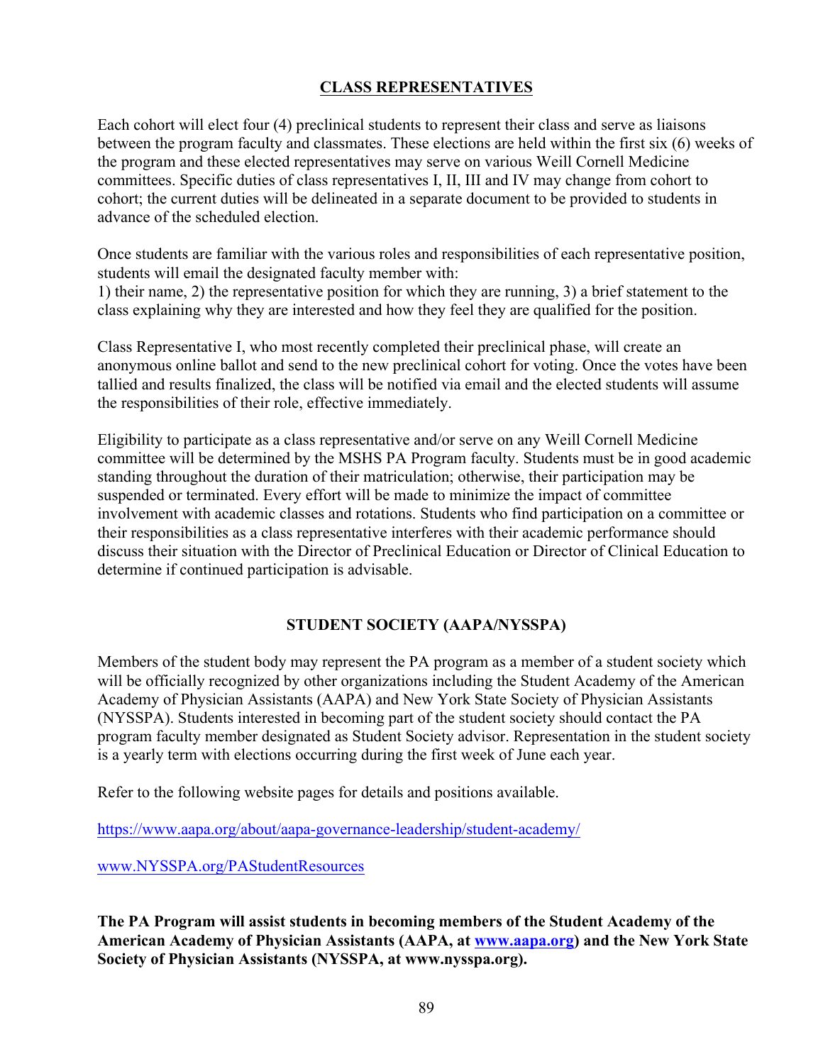## CLASS REPRESENTATIVES

Each cohort will elect four (4) preclinical students to represent their class and serve as liaisons between the program faculty and classmates. These elections are held within the first six (6) weeks of the program and these elected representatives may serve on various Weill Cornell Medicine committees. Specific duties of class representatives I, II, III and IV may change from cohort to cohort; the current duties will be delineated in a separate document to be provided to students in advance of the scheduled election.

Once students are familiar with the various roles and responsibilities of each representative position, students will email the designated faculty member with:
1) their name, 2) the representative position for which they are running, 3) a brief statement to the class explaining why they are interested and how they feel they are qualified for the position.

Class Representative I, who most recently completed their preclinical phase, will create an anonymous online ballot and send to the new preclinical cohort for voting. Once the votes have been tallied and results finalized, the class will be notified via email and the elected students will assume the responsibilities of their role, effective immediately.

Eligibility to participate as a class representative and/or serve on any Weill Cornell Medicine committee will be determined by the MSHS PA Program faculty. Students must be in good academic standing throughout the duration of their matriculation; otherwise, their participation may be suspended or terminated. Every effort will be made to minimize the impact of committee involvement with academic classes and rotations. Students who find participation on a committee or their responsibilities as a class representative interferes with their academic performance should discuss their situation with the Director of Preclinical Education or Director of Clinical Education to determine if continued participation is advisable.

## STUDENT SOCIETY (AAPA/NYSSPA)

Members of the student body may represent the PA program as a member of a student society which will be officially recognized by other organizations including the Student Academy of the American Academy of Physician Assistants (AAPA) and New York State Society of Physician Assistants (NYSSPA). Students interested in becoming part of the student society should contact the PA program faculty member designated as Student Society advisor. Representation in the student society is a yearly term with elections occurring during the first week of June each year.

Refer to the following website pages for details and positions available.

https://www.aapa.org/about/aapa-governance-leadership/student-academy/

www.NYSSPA.org/PAStudentResources

**The PA Program will assist students in becoming members of the Student Academy of the American Academy of Physician Assistants (AAPA, at www.aapa.org) and the New York State Society of Physician Assistants (NYSSPA, at www.nysspa.org).**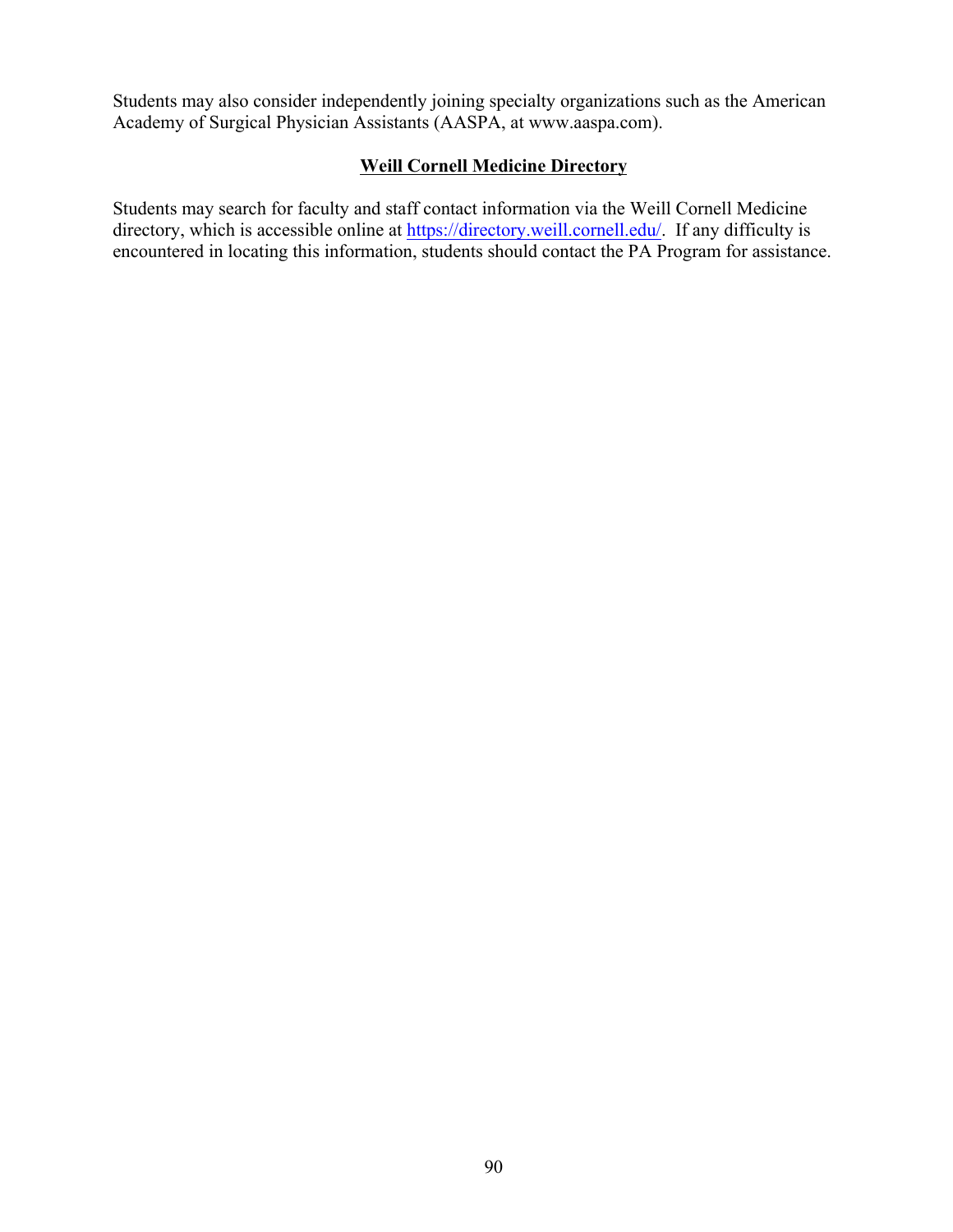Students may also consider independently joining specialty organizations such as the American Academy of Surgical Physician Assistants (AASPA, at www.aaspa.com).

## Weill Cornell Medicine Directory

Students may search for faculty and staff contact information via the Weill Cornell Medicine directory, which is accessible online at [https://directory.weill.cornell.edu/](https://directory.weill.cornell.edu/). If any difficulty is encountered in locating this information, students should contact the PA Program for assistance.